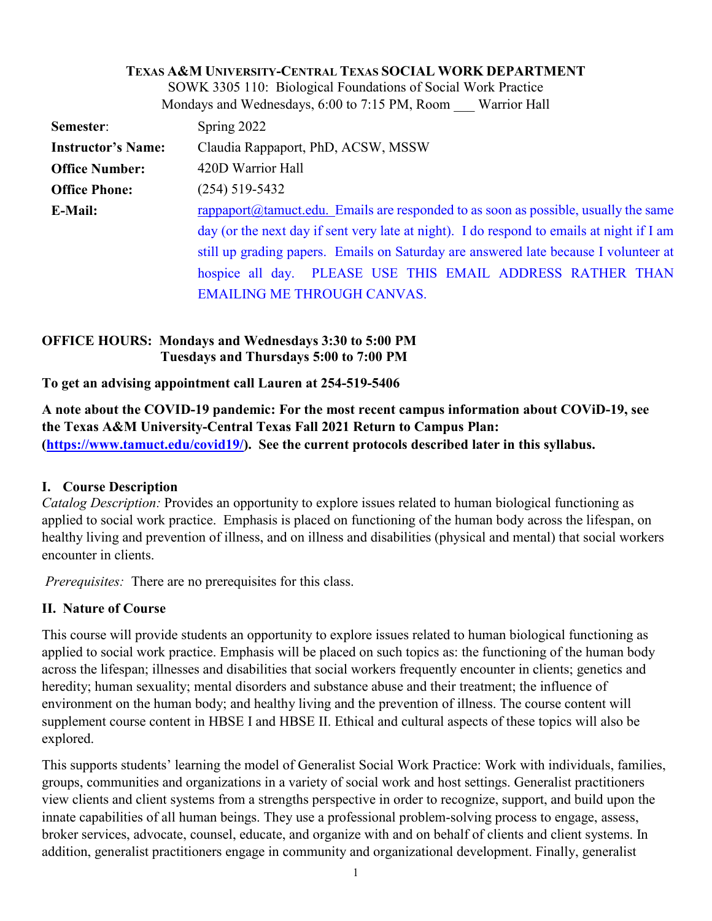**TEXAS A&M UNIVERSITY-CENTRAL TEXAS SOCIAL WORK DEPARTMENT**

SOWK 3305 110: Biological Foundations of Social Work Practice

Mondays and Wednesdays, 6:00 to 7:15 PM, Room ___ Warrior Hall

| | |
|---|---|
| **Semester**: | Spring 2022 |
| **Instructor's Name:** | Claudia Rappaport, PhD, ACSW, MSSW |
| **Office Number:** | 420D Warrior Hall |
| **Office Phone:** | (254) 519-5432 |
| **E-Mail:** | rappaport@tamuct.edu. Emails are responded to as soon as possible, usually the same day (or the next day if sent very late at night). I do respond to emails at night if I am still up grading papers. Emails on Saturday are answered late because I volunteer at hospice all day. PLEASE USE THIS EMAIL ADDRESS RATHER THAN EMAILING ME THROUGH CANVAS. |

**OFFICE HOURS: Mondays and Wednesdays 3:30 to 5:00 PM**
**Tuesdays and Thursdays 5:00 to 7:00 PM**

**To get an advising appointment call Lauren at 254-519-5406**

**A note about the COVID-19 pandemic: For the most recent campus information about COViD-19, see the Texas A&M University-Central Texas Fall 2021 Return to Campus Plan: (https://www.tamuct.edu/covid19/). See the current protocols described later in this syllabus.**

## I. Course Description

*Catalog Description:* Provides an opportunity to explore issues related to human biological functioning as applied to social work practice. Emphasis is placed on functioning of the human body across the lifespan, on healthy living and prevention of illness, and on illness and disabilities (physical and mental) that social workers encounter in clients.

*Prerequisites:* There are no prerequisites for this class.

## II. Nature of Course

This course will provide students an opportunity to explore issues related to human biological functioning as applied to social work practice. Emphasis will be placed on such topics as: the functioning of the human body across the lifespan; illnesses and disabilities that social workers frequently encounter in clients; genetics and heredity; human sexuality; mental disorders and substance abuse and their treatment; the influence of environment on the human body; and healthy living and the prevention of illness. The course content will supplement course content in HBSE I and HBSE II. Ethical and cultural aspects of these topics will also be explored.

This supports students' learning the model of Generalist Social Work Practice: Work with individuals, families, groups, communities and organizations in a variety of social work and host settings. Generalist practitioners view clients and client systems from a strengths perspective in order to recognize, support, and build upon the innate capabilities of all human beings. They use a professional problem-solving process to engage, assess, broker services, advocate, counsel, educate, and organize with and on behalf of clients and client systems. In addition, generalist practitioners engage in community and organizational development. Finally, generalist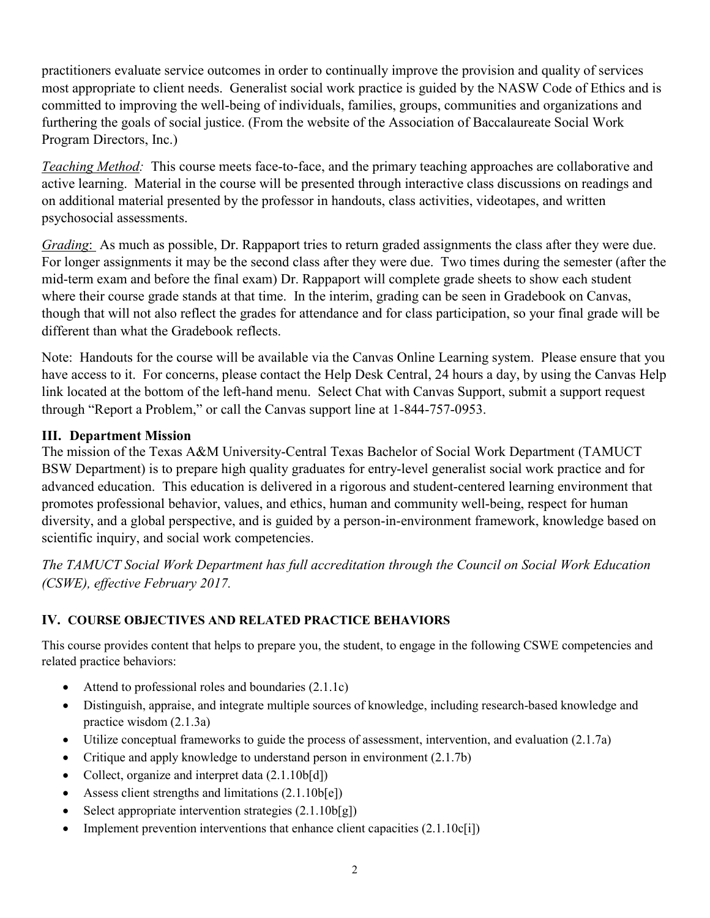practitioners evaluate service outcomes in order to continually improve the provision and quality of services most appropriate to client needs. Generalist social work practice is guided by the NASW Code of Ethics and is committed to improving the well-being of individuals, families, groups, communities and organizations and furthering the goals of social justice. (From the website of the Association of Baccalaureate Social Work Program Directors, Inc.)

*Teaching Method:* This course meets face-to-face, and the primary teaching approaches are collaborative and active learning. Material in the course will be presented through interactive class discussions on readings and on additional material presented by the professor in handouts, class activities, videotapes, and written psychosocial assessments.

*Grading*: As much as possible, Dr. Rappaport tries to return graded assignments the class after they were due. For longer assignments it may be the second class after they were due. Two times during the semester (after the mid-term exam and before the final exam) Dr. Rappaport will complete grade sheets to show each student where their course grade stands at that time. In the interim, grading can be seen in Gradebook on Canvas, though that will not also reflect the grades for attendance and for class participation, so your final grade will be different than what the Gradebook reflects.

Note: Handouts for the course will be available via the Canvas Online Learning system. Please ensure that you have access to it. For concerns, please contact the Help Desk Central, 24 hours a day, by using the Canvas Help link located at the bottom of the left-hand menu. Select Chat with Canvas Support, submit a support request through "Report a Problem," or call the Canvas support line at 1-844-757-0953.

## III. Department Mission

The mission of the Texas A&M University-Central Texas Bachelor of Social Work Department (TAMUCT BSW Department) is to prepare high quality graduates for entry-level generalist social work practice and for advanced education. This education is delivered in a rigorous and student-centered learning environment that promotes professional behavior, values, and ethics, human and community well-being, respect for human diversity, and a global perspective, and is guided by a person-in-environment framework, knowledge based on scientific inquiry, and social work competencies.

*The TAMUCT Social Work Department has full accreditation through the Council on Social Work Education (CSWE), effective February 2017.*

## IV. COURSE OBJECTIVES AND RELATED PRACTICE BEHAVIORS

This course provides content that helps to prepare you, the student, to engage in the following CSWE competencies and related practice behaviors:

- Attend to professional roles and boundaries (2.1.1c)
- Distinguish, appraise, and integrate multiple sources of knowledge, including research-based knowledge and practice wisdom (2.1.3a)
- Utilize conceptual frameworks to guide the process of assessment, intervention, and evaluation (2.1.7a)
- Critique and apply knowledge to understand person in environment (2.1.7b)
- Collect, organize and interpret data (2.1.10b[d])
- Assess client strengths and limitations (2.1.10b[e])
- Select appropriate intervention strategies (2.1.10b[g])
- Implement prevention interventions that enhance client capacities (2.1.10c[i])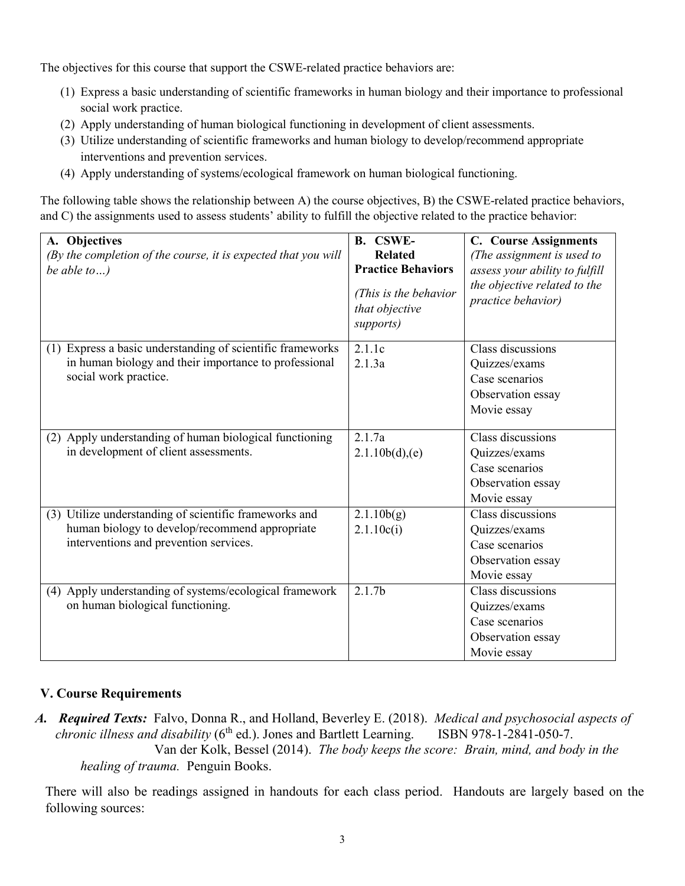The objectives for this course that support the CSWE-related practice behaviors are:

(1) Express a basic understanding of scientific frameworks in human biology and their importance to professional social work practice.
(2) Apply understanding of human biological functioning in development of client assessments.
(3) Utilize understanding of scientific frameworks and human biology to develop/recommend appropriate interventions and prevention services.
(4) Apply understanding of systems/ecological framework on human biological functioning.

The following table shows the relationship between A) the course objectives, B) the CSWE-related practice behaviors, and C) the assignments used to assess students' ability to fulfill the objective related to the practice behavior:

| **A. Objectives** *(By the completion of the course, it is expected that you will be able to…)* | **B. CSWE-Related Practice Behaviors** *(This is the behavior that objective supports)* | **C. Course Assignments** *(The assignment is used to assess your ability to fulfill the objective related to the practice behavior)* |
|---|---|---|
| (1) Express a basic understanding of scientific frameworks in human biology and their importance to professional social work practice. | 2.1.1c<br>2.1.3a | Class discussions<br>Quizzes/exams<br>Case scenarios<br>Observation essay<br>Movie essay |
| (2) Apply understanding of human biological functioning in development of client assessments. | 2.1.7a<br>2.1.10b(d),(e) | Class discussions<br>Quizzes/exams<br>Case scenarios<br>Observation essay<br>Movie essay |
| (3) Utilize understanding of scientific frameworks and human biology to develop/recommend appropriate interventions and prevention services. | 2.1.10b(g)<br>2.1.10c(i) | Class discussions<br>Quizzes/exams<br>Case scenarios<br>Observation essay<br>Movie essay |
| (4) Apply understanding of systems/ecological framework on human biological functioning. | 2.1.7b | Class discussions<br>Quizzes/exams<br>Case scenarios<br>Observation essay<br>Movie essay |

## V. Course Requirements

***A. Required Texts:*** Falvo, Donna R., and Holland, Beverley E. (2018). *Medical and psychosocial aspects of chronic illness and disability* (6th ed.). Jones and Bartlett Learning. ISBN 978-1-2841-050-7.

Van der Kolk, Bessel (2014). *The body keeps the score: Brain, mind, and body in the healing of trauma.* Penguin Books.

There will also be readings assigned in handouts for each class period. Handouts are largely based on the following sources: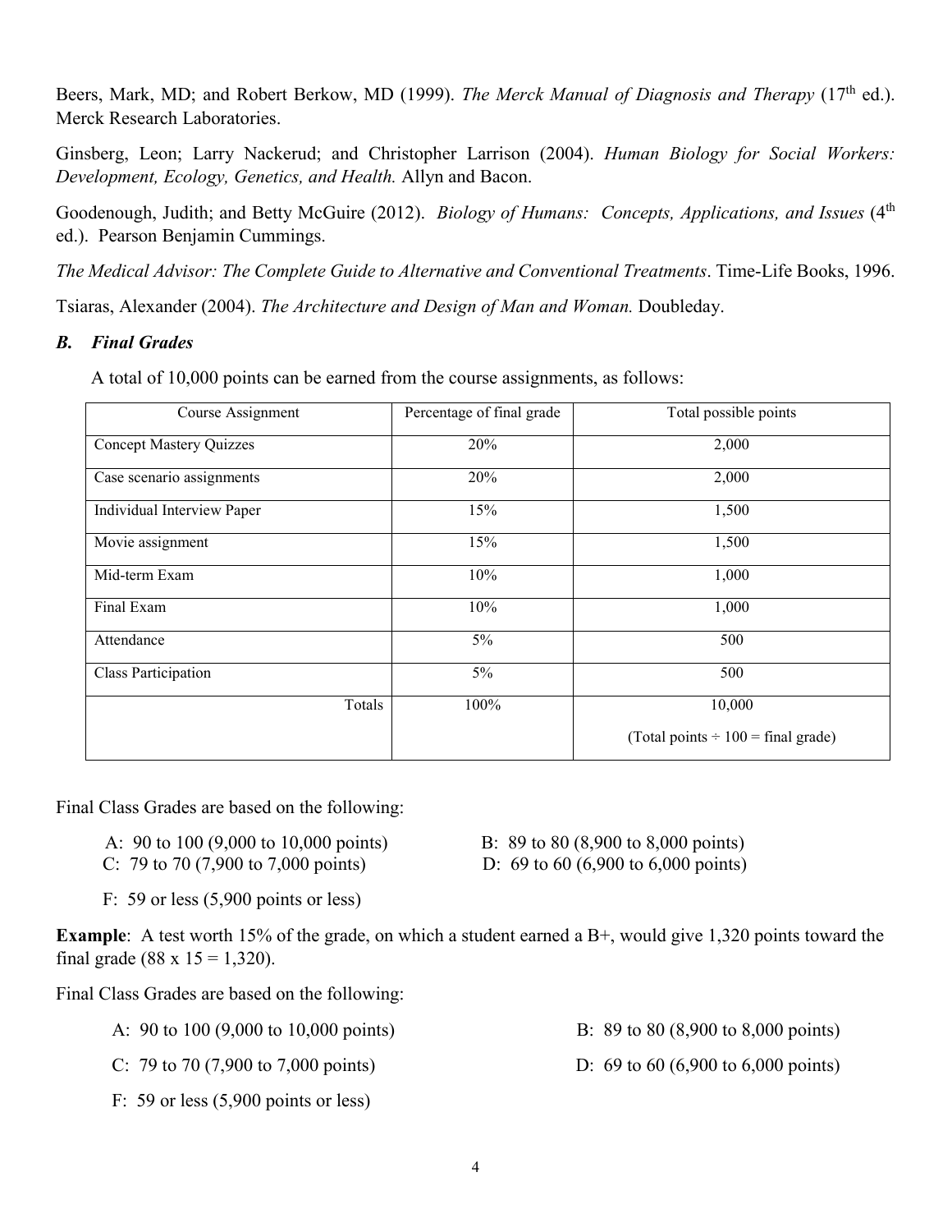Beers, Mark, MD; and Robert Berkow, MD (1999). *The Merck Manual of Diagnosis and Therapy* (17th ed.). Merck Research Laboratories.

Ginsberg, Leon; Larry Nackerud; and Christopher Larrison (2004). *Human Biology for Social Workers: Development, Ecology, Genetics, and Health.* Allyn and Bacon.

Goodenough, Judith; and Betty McGuire (2012). *Biology of Humans: Concepts, Applications, and Issues* (4th ed.). Pearson Benjamin Cummings.

*The Medical Advisor: The Complete Guide to Alternative and Conventional Treatments*. Time-Life Books, 1996.

Tsiaras, Alexander (2004). *The Architecture and Design of Man and Woman.* Doubleday.

### ***B. Final Grades***

A total of 10,000 points can be earned from the course assignments, as follows:

| Course Assignment | Percentage of final grade | Total possible points |
|---|---|---|
| Concept Mastery Quizzes | 20% | 2,000 |
| Case scenario assignments | 20% | 2,000 |
| Individual Interview Paper | 15% | 1,500 |
| Movie assignment | 15% | 1,500 |
| Mid-term Exam | 10% | 1,000 |
| Final Exam | 10% | 1,000 |
| Attendance | 5% | 500 |
| Class Participation | 5% | 500 |
| Totals | 100% | 10,000 (Total points ÷ 100 = final grade) |

Final Class Grades are based on the following:

A: 90 to 100 (9,000 to 10,000 points)
B: 89 to 80 (8,900 to 8,000 points)
C: 79 to 70 (7,900 to 7,000 points)
D: 69 to 60 (6,900 to 6,000 points)
F: 59 or less (5,900 points or less)

**Example**: A test worth 15% of the grade, on which a student earned a B+, would give 1,320 points toward the final grade (88 x 15 = 1,320).

Final Class Grades are based on the following:

A: 90 to 100 (9,000 to 10,000 points)
B: 89 to 80 (8,900 to 8,000 points)
C: 79 to 70 (7,900 to 7,000 points)
D: 69 to 60 (6,900 to 6,000 points)
F: 59 or less (5,900 points or less)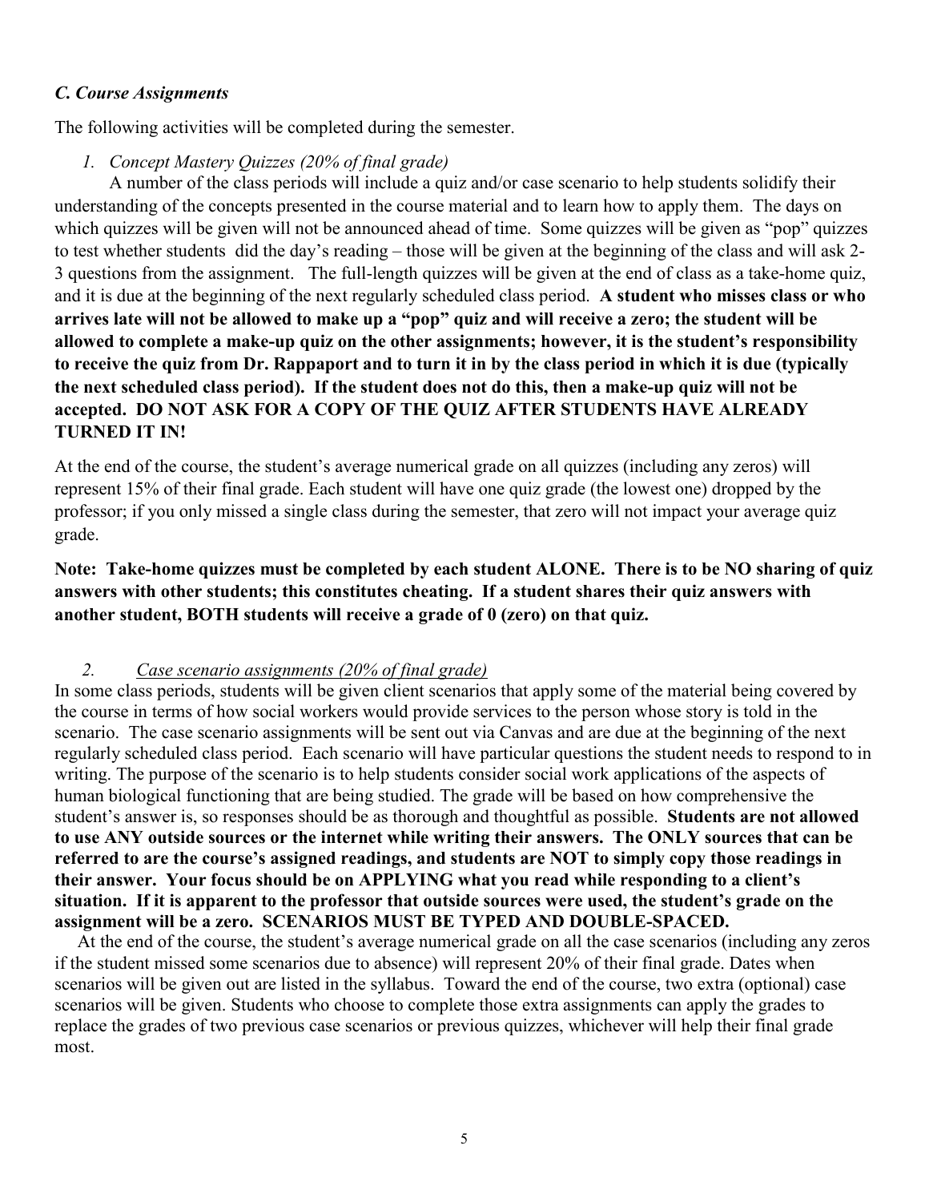### *C. Course Assignments*

The following activities will be completed during the semester.

1. *Concept Mastery Quizzes (20% of final grade)*

A number of the class periods will include a quiz and/or case scenario to help students solidify their understanding of the concepts presented in the course material and to learn how to apply them. The days on which quizzes will be given will not be announced ahead of time. Some quizzes will be given as "pop" quizzes to test whether students did the day's reading – those will be given at the beginning of the class and will ask 2-3 questions from the assignment. The full-length quizzes will be given at the end of class as a take-home quiz, and it is due at the beginning of the next regularly scheduled class period. **A student who misses class or who arrives late will not be allowed to make up a "pop" quiz and will receive a zero; the student will be allowed to complete a make-up quiz on the other assignments; however, it is the student's responsibility to receive the quiz from Dr. Rappaport and to turn it in by the class period in which it is due (typically the next scheduled class period). If the student does not do this, then a make-up quiz will not be accepted. DO NOT ASK FOR A COPY OF THE QUIZ AFTER STUDENTS HAVE ALREADY TURNED IT IN!**

At the end of the course, the student's average numerical grade on all quizzes (including any zeros) will represent 15% of their final grade. Each student will have one quiz grade (the lowest one) dropped by the professor; if you only missed a single class during the semester, that zero will not impact your average quiz grade.

**Note: Take-home quizzes must be completed by each student ALONE. There is to be NO sharing of quiz answers with other students; this constitutes cheating. If a student shares their quiz answers with another student, BOTH students will receive a grade of 0 (zero) on that quiz.**

2. *Case scenario assignments (20% of final grade)*

In some class periods, students will be given client scenarios that apply some of the material being covered by the course in terms of how social workers would provide services to the person whose story is told in the scenario. The case scenario assignments will be sent out via Canvas and are due at the beginning of the next regularly scheduled class period. Each scenario will have particular questions the student needs to respond to in writing. The purpose of the scenario is to help students consider social work applications of the aspects of human biological functioning that are being studied. The grade will be based on how comprehensive the student's answer is, so responses should be as thorough and thoughtful as possible. **Students are not allowed to use ANY outside sources or the internet while writing their answers. The ONLY sources that can be referred to are the course's assigned readings, and students are NOT to simply copy those readings in their answer. Your focus should be on APPLYING what you read while responding to a client's situation. If it is apparent to the professor that outside sources were used, the student's grade on the assignment will be a zero. SCENARIOS MUST BE TYPED AND DOUBLE-SPACED.**

At the end of the course, the student's average numerical grade on all the case scenarios (including any zeros if the student missed some scenarios due to absence) will represent 20% of their final grade. Dates when scenarios will be given out are listed in the syllabus. Toward the end of the course, two extra (optional) case scenarios will be given. Students who choose to complete those extra assignments can apply the grades to replace the grades of two previous case scenarios or previous quizzes, whichever will help their final grade most.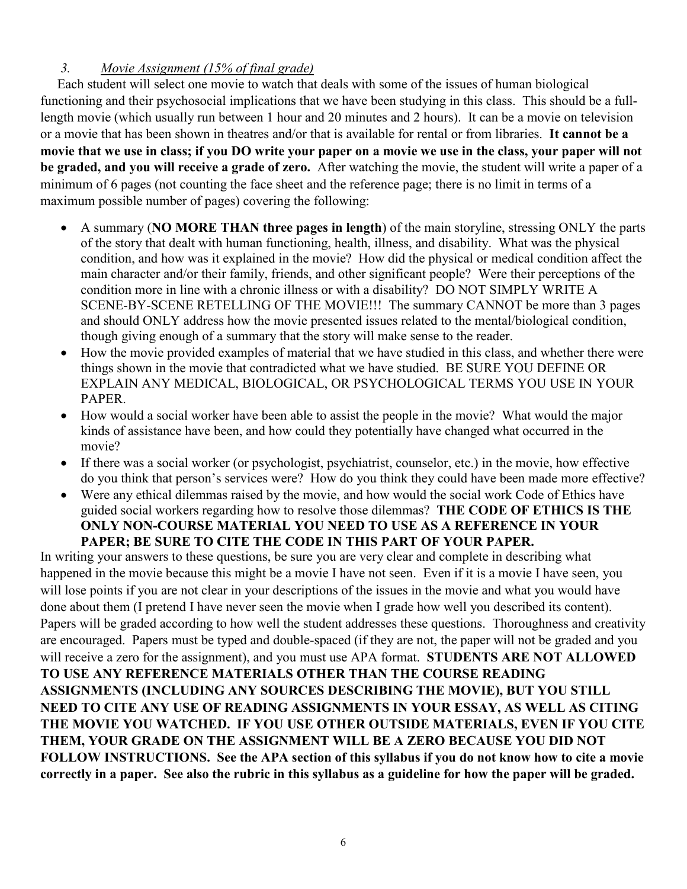### 3. *Movie Assignment (15% of final grade)*

Each student will select one movie to watch that deals with some of the issues of human biological functioning and their psychosocial implications that we have been studying in this class. This should be a full-length movie (which usually run between 1 hour and 20 minutes and 2 hours). It can be a movie on television or a movie that has been shown in theatres and/or that is available for rental or from libraries. **It cannot be a movie that we use in class; if you DO write your paper on a movie we use in the class, your paper will not be graded, and you will receive a grade of zero.** After watching the movie, the student will write a paper of a minimum of 6 pages (not counting the face sheet and the reference page; there is no limit in terms of a maximum possible number of pages) covering the following:

- A summary (**NO MORE THAN three pages in length**) of the main storyline, stressing ONLY the parts of the story that dealt with human functioning, health, illness, and disability. What was the physical condition, and how was it explained in the movie? How did the physical or medical condition affect the main character and/or their family, friends, and other significant people? Were their perceptions of the condition more in line with a chronic illness or with a disability? DO NOT SIMPLY WRITE A SCENE-BY-SCENE RETELLING OF THE MOVIE!!! The summary CANNOT be more than 3 pages and should ONLY address how the movie presented issues related to the mental/biological condition, though giving enough of a summary that the story will make sense to the reader.
- How the movie provided examples of material that we have studied in this class, and whether there were things shown in the movie that contradicted what we have studied. BE SURE YOU DEFINE OR EXPLAIN ANY MEDICAL, BIOLOGICAL, OR PSYCHOLOGICAL TERMS YOU USE IN YOUR PAPER.
- How would a social worker have been able to assist the people in the movie? What would the major kinds of assistance have been, and how could they potentially have changed what occurred in the movie?
- If there was a social worker (or psychologist, psychiatrist, counselor, etc.) in the movie, how effective do you think that person's services were? How do you think they could have been made more effective?
- Were any ethical dilemmas raised by the movie, and how would the social work Code of Ethics have guided social workers regarding how to resolve those dilemmas? **THE CODE OF ETHICS IS THE ONLY NON-COURSE MATERIAL YOU NEED TO USE AS A REFERENCE IN YOUR PAPER; BE SURE TO CITE THE CODE IN THIS PART OF YOUR PAPER.**

In writing your answers to these questions, be sure you are very clear and complete in describing what happened in the movie because this might be a movie I have not seen. Even if it is a movie I have seen, you will lose points if you are not clear in your descriptions of the issues in the movie and what you would have done about them (I pretend I have never seen the movie when I grade how well you described its content). Papers will be graded according to how well the student addresses these questions. Thoroughness and creativity are encouraged. Papers must be typed and double-spaced (if they are not, the paper will not be graded and you will receive a zero for the assignment), and you must use APA format. **STUDENTS ARE NOT ALLOWED TO USE ANY REFERENCE MATERIALS OTHER THAN THE COURSE READING ASSIGNMENTS (INCLUDING ANY SOURCES DESCRIBING THE MOVIE), BUT YOU STILL NEED TO CITE ANY USE OF READING ASSIGNMENTS IN YOUR ESSAY, AS WELL AS CITING THE MOVIE YOU WATCHED. IF YOU USE OTHER OUTSIDE MATERIALS, EVEN IF YOU CITE THEM, YOUR GRADE ON THE ASSIGNMENT WILL BE A ZERO BECAUSE YOU DID NOT FOLLOW INSTRUCTIONS. See the APA section of this syllabus if you do not know how to cite a movie correctly in a paper. See also the rubric in this syllabus as a guideline for how the paper will be graded.**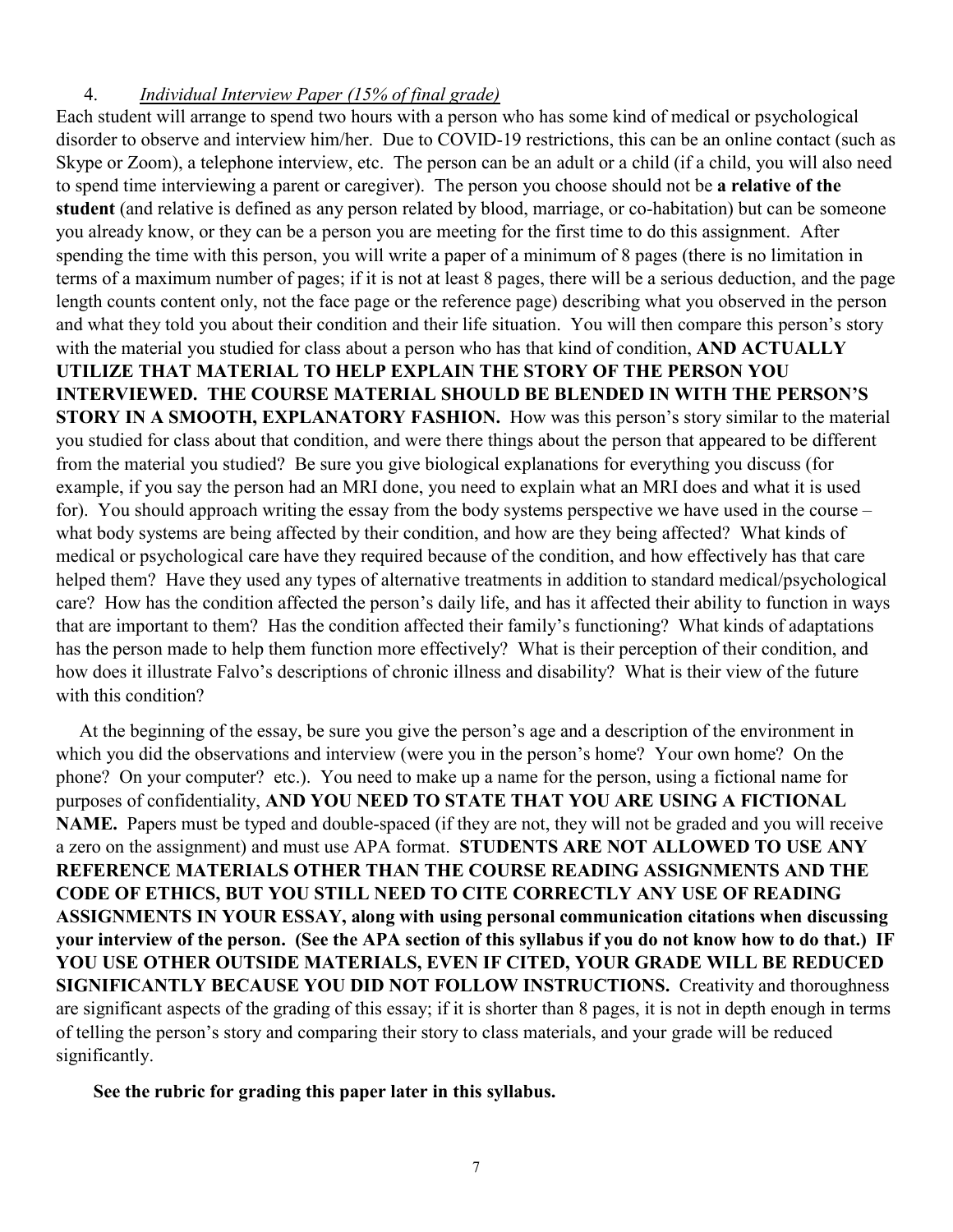4. *Individual Interview Paper (15% of final grade)*

Each student will arrange to spend two hours with a person who has some kind of medical or psychological disorder to observe and interview him/her. Due to COVID-19 restrictions, this can be an online contact (such as Skype or Zoom), a telephone interview, etc. The person can be an adult or a child (if a child, you will also need to spend time interviewing a parent or caregiver). The person you choose should not be **a relative of the student** (and relative is defined as any person related by blood, marriage, or co-habitation) but can be someone you already know, or they can be a person you are meeting for the first time to do this assignment. After spending the time with this person, you will write a paper of a minimum of 8 pages (there is no limitation in terms of a maximum number of pages; if it is not at least 8 pages, there will be a serious deduction, and the page length counts content only, not the face page or the reference page) describing what you observed in the person and what they told you about their condition and their life situation. You will then compare this person's story with the material you studied for class about a person who has that kind of condition, **AND ACTUALLY UTILIZE THAT MATERIAL TO HELP EXPLAIN THE STORY OF THE PERSON YOU INTERVIEWED. THE COURSE MATERIAL SHOULD BE BLENDED IN WITH THE PERSON'S STORY IN A SMOOTH, EXPLANATORY FASHION.** How was this person's story similar to the material you studied for class about that condition, and were there things about the person that appeared to be different from the material you studied? Be sure you give biological explanations for everything you discuss (for example, if you say the person had an MRI done, you need to explain what an MRI does and what it is used for). You should approach writing the essay from the body systems perspective we have used in the course – what body systems are being affected by their condition, and how are they being affected? What kinds of medical or psychological care have they required because of the condition, and how effectively has that care helped them? Have they used any types of alternative treatments in addition to standard medical/psychological care? How has the condition affected the person's daily life, and has it affected their ability to function in ways that are important to them? Has the condition affected their family's functioning? What kinds of adaptations has the person made to help them function more effectively? What is their perception of their condition, and how does it illustrate Falvo's descriptions of chronic illness and disability? What is their view of the future with this condition?

At the beginning of the essay, be sure you give the person's age and a description of the environment in which you did the observations and interview (were you in the person's home? Your own home? On the phone? On your computer? etc.). You need to make up a name for the person, using a fictional name for purposes of confidentiality, **AND YOU NEED TO STATE THAT YOU ARE USING A FICTIONAL NAME.** Papers must be typed and double-spaced (if they are not, they will not be graded and you will receive a zero on the assignment) and must use APA format. **STUDENTS ARE NOT ALLOWED TO USE ANY REFERENCE MATERIALS OTHER THAN THE COURSE READING ASSIGNMENTS AND THE CODE OF ETHICS, BUT YOU STILL NEED TO CITE CORRECTLY ANY USE OF READING ASSIGNMENTS IN YOUR ESSAY, along with using personal communication citations when discussing your interview of the person. (See the APA section of this syllabus if you do not know how to do that.) IF YOU USE OTHER OUTSIDE MATERIALS, EVEN IF CITED, YOUR GRADE WILL BE REDUCED SIGNIFICANTLY BECAUSE YOU DID NOT FOLLOW INSTRUCTIONS.** Creativity and thoroughness are significant aspects of the grading of this essay; if it is shorter than 8 pages, it is not in depth enough in terms of telling the person's story and comparing their story to class materials, and your grade will be reduced significantly.

**See the rubric for grading this paper later in this syllabus.**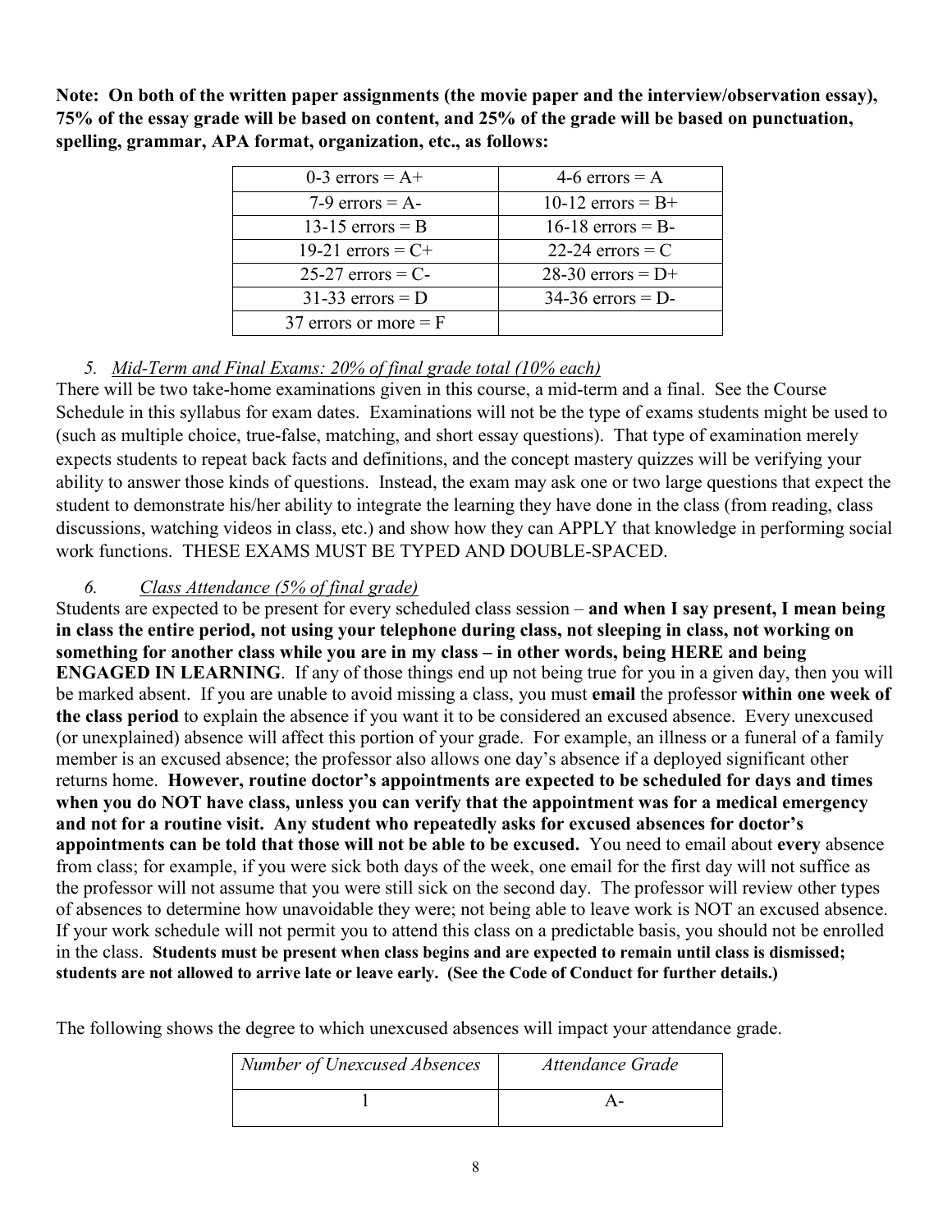**Note: On both of the written paper assignments (the movie paper and the interview/observation essay), 75% of the essay grade will be based on content, and 25% of the grade will be based on punctuation, spelling, grammar, APA format, organization, etc., as follows:**

| | |
|---|---|
| 0-3 errors = A+ | 4-6 errors = A |
| 7-9 errors = A- | 10-12 errors = B+ |
| 13-15 errors = B | 16-18 errors = B- |
| 19-21 errors = C+ | 22-24 errors = C |
| 25-27 errors = C- | 28-30 errors = D+ |
| 31-33 errors = D | 34-36 errors = D- |
| 37 errors or more = F | |

5. *Mid-Term and Final Exams: 20% of final grade total (10% each)*

There will be two take-home examinations given in this course, a mid-term and a final. See the Course Schedule in this syllabus for exam dates. Examinations will not be the type of exams students might be used to (such as multiple choice, true-false, matching, and short essay questions). That type of examination merely expects students to repeat back facts and definitions, and the concept mastery quizzes will be verifying your ability to answer those kinds of questions. Instead, the exam may ask one or two large questions that expect the student to demonstrate his/her ability to integrate the learning they have done in the class (from reading, class discussions, watching videos in class, etc.) and show how they can APPLY that knowledge in performing social work functions. THESE EXAMS MUST BE TYPED AND DOUBLE-SPACED.

6. *Class Attendance (5% of final grade)*

Students are expected to be present for every scheduled class session – **and when I say present, I mean being in class the entire period, not using your telephone during class, not sleeping in class, not working on something for another class while you are in my class – in other words, being HERE and being ENGAGED IN LEARNING**. If any of those things end up not being true for you in a given day, then you will be marked absent. If you are unable to avoid missing a class, you must **email** the professor **within one week of the class period** to explain the absence if you want it to be considered an excused absence. Every unexcused (or unexplained) absence will affect this portion of your grade. For example, an illness or a funeral of a family member is an excused absence; the professor also allows one day's absence if a deployed significant other returns home. **However, routine doctor's appointments are expected to be scheduled for days and times when you do NOT have class, unless you can verify that the appointment was for a medical emergency and not for a routine visit. Any student who repeatedly asks for excused absences for doctor's appointments can be told that those will not be able to be excused.** You need to email about **every** absence from class; for example, if you were sick both days of the week, one email for the first day will not suffice as the professor will not assume that you were still sick on the second day. The professor will review other types of absences to determine how unavoidable they were; not being able to leave work is NOT an excused absence. If your work schedule will not permit you to attend this class on a predictable basis, you should not be enrolled in the class. **Students must be present when class begins and are expected to remain until class is dismissed; students are not allowed to arrive late or leave early. (See the Code of Conduct for further details.)**

The following shows the degree to which unexcused absences will impact your attendance grade.

| *Number of Unexcused Absences* | *Attendance Grade* |
|---|---|
| 1 | A- |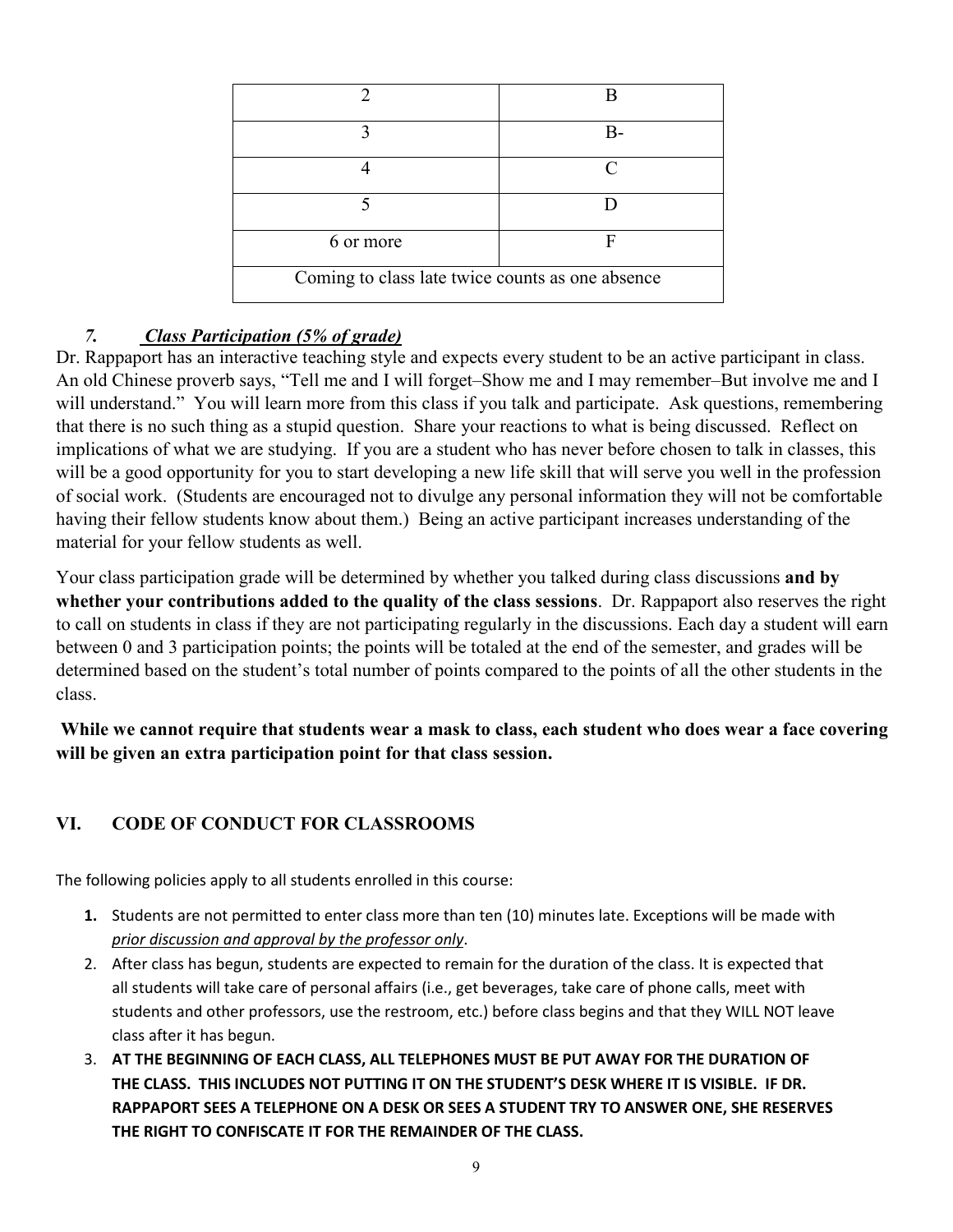| 2 | B |
|---|---|
| 3 | B- |
| 4 | C |
| 5 | D |
| 6 or more | F |
| Coming to class late twice counts as one absence | |

***7. Class Participation (5% of grade)***

Dr. Rappaport has an interactive teaching style and expects every student to be an active participant in class. An old Chinese proverb says, "Tell me and I will forget–Show me and I may remember–But involve me and I will understand." You will learn more from this class if you talk and participate. Ask questions, remembering that there is no such thing as a stupid question. Share your reactions to what is being discussed. Reflect on implications of what we are studying. If you are a student who has never before chosen to talk in classes, this will be a good opportunity for you to start developing a new life skill that will serve you well in the profession of social work. (Students are encouraged not to divulge any personal information they will not be comfortable having their fellow students know about them.) Being an active participant increases understanding of the material for your fellow students as well.

Your class participation grade will be determined by whether you talked during class discussions **and by whether your contributions added to the quality of the class sessions**. Dr. Rappaport also reserves the right to call on students in class if they are not participating regularly in the discussions. Each day a student will earn between 0 and 3 participation points; the points will be totaled at the end of the semester, and grades will be determined based on the student's total number of points compared to the points of all the other students in the class.

**While we cannot require that students wear a mask to class, each student who does wear a face covering will be given an extra participation point for that class session.**

## VI. CODE OF CONDUCT FOR CLASSROOMS

The following policies apply to all students enrolled in this course:

1. Students are not permitted to enter class more than ten (10) minutes late. Exceptions will be made with *prior discussion and approval by the professor only*.
2. After class has begun, students are expected to remain for the duration of the class. It is expected that all students will take care of personal affairs (i.e., get beverages, take care of phone calls, meet with students and other professors, use the restroom, etc.) before class begins and that they WILL NOT leave class after it has begun.
3. **AT THE BEGINNING OF EACH CLASS, ALL TELEPHONES MUST BE PUT AWAY FOR THE DURATION OF THE CLASS. THIS INCLUDES NOT PUTTING IT ON THE STUDENT'S DESK WHERE IT IS VISIBLE. IF DR. RAPPAPORT SEES A TELEPHONE ON A DESK OR SEES A STUDENT TRY TO ANSWER ONE, SHE RESERVES THE RIGHT TO CONFISCATE IT FOR THE REMAINDER OF THE CLASS.**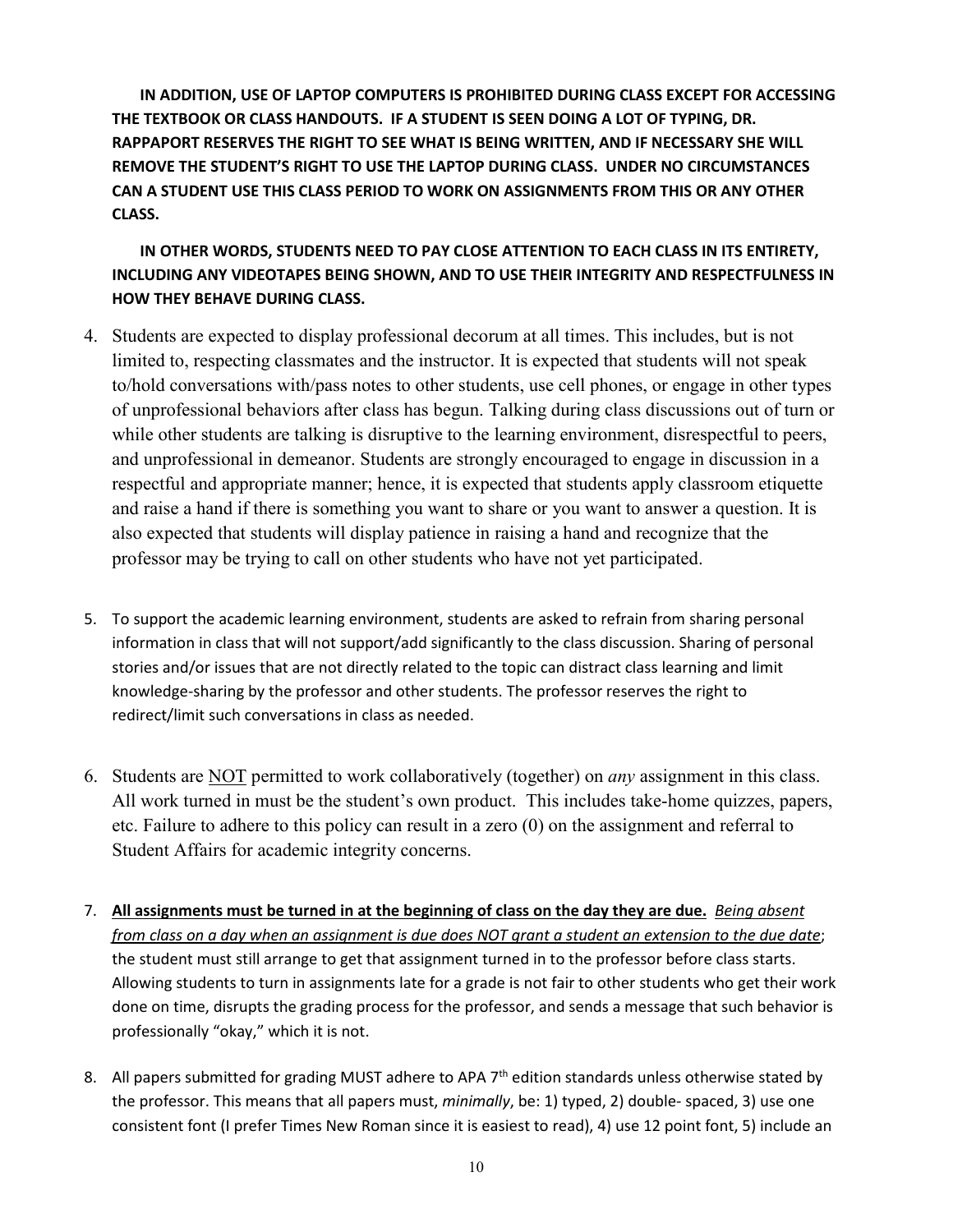**IN ADDITION, USE OF LAPTOP COMPUTERS IS PROHIBITED DURING CLASS EXCEPT FOR ACCESSING THE TEXTBOOK OR CLASS HANDOUTS. IF A STUDENT IS SEEN DOING A LOT OF TYPING, DR. RAPPAPORT RESERVES THE RIGHT TO SEE WHAT IS BEING WRITTEN, AND IF NECESSARY SHE WILL REMOVE THE STUDENT'S RIGHT TO USE THE LAPTOP DURING CLASS. UNDER NO CIRCUMSTANCES CAN A STUDENT USE THIS CLASS PERIOD TO WORK ON ASSIGNMENTS FROM THIS OR ANY OTHER CLASS.**

**IN OTHER WORDS, STUDENTS NEED TO PAY CLOSE ATTENTION TO EACH CLASS IN ITS ENTIRETY, INCLUDING ANY VIDEOTAPES BEING SHOWN, AND TO USE THEIR INTEGRITY AND RESPECTFULNESS IN HOW THEY BEHAVE DURING CLASS.**

4. Students are expected to display professional decorum at all times. This includes, but is not limited to, respecting classmates and the instructor. It is expected that students will not speak to/hold conversations with/pass notes to other students, use cell phones, or engage in other types of unprofessional behaviors after class has begun. Talking during class discussions out of turn or while other students are talking is disruptive to the learning environment, disrespectful to peers, and unprofessional in demeanor. Students are strongly encouraged to engage in discussion in a respectful and appropriate manner; hence, it is expected that students apply classroom etiquette and raise a hand if there is something you want to share or you want to answer a question. It is also expected that students will display patience in raising a hand and recognize that the professor may be trying to call on other students who have not yet participated.

5. To support the academic learning environment, students are asked to refrain from sharing personal information in class that will not support/add significantly to the class discussion. Sharing of personal stories and/or issues that are not directly related to the topic can distract class learning and limit knowledge-sharing by the professor and other students. The professor reserves the right to redirect/limit such conversations in class as needed.

6. Students are <u>NOT</u> permitted to work collaboratively (together) on *any* assignment in this class. All work turned in must be the student's own product. This includes take-home quizzes, papers, etc. Failure to adhere to this policy can result in a zero (0) on the assignment and referral to Student Affairs for academic integrity concerns.

7. **<u>All assignments must be turned in at the beginning of class on the day they are due.</u>** *<u>Being absent from class on a day when an assignment is due does NOT grant a student an extension to the due date</u>*; the student must still arrange to get that assignment turned in to the professor before class starts. Allowing students to turn in assignments late for a grade is not fair to other students who get their work done on time, disrupts the grading process for the professor, and sends a message that such behavior is professionally "okay," which it is not.

8. All papers submitted for grading MUST adhere to APA 7th edition standards unless otherwise stated by the professor. This means that all papers must, *minimally*, be: 1) typed, 2) double- spaced, 3) use one consistent font (I prefer Times New Roman since it is easiest to read), 4) use 12 point font, 5) include an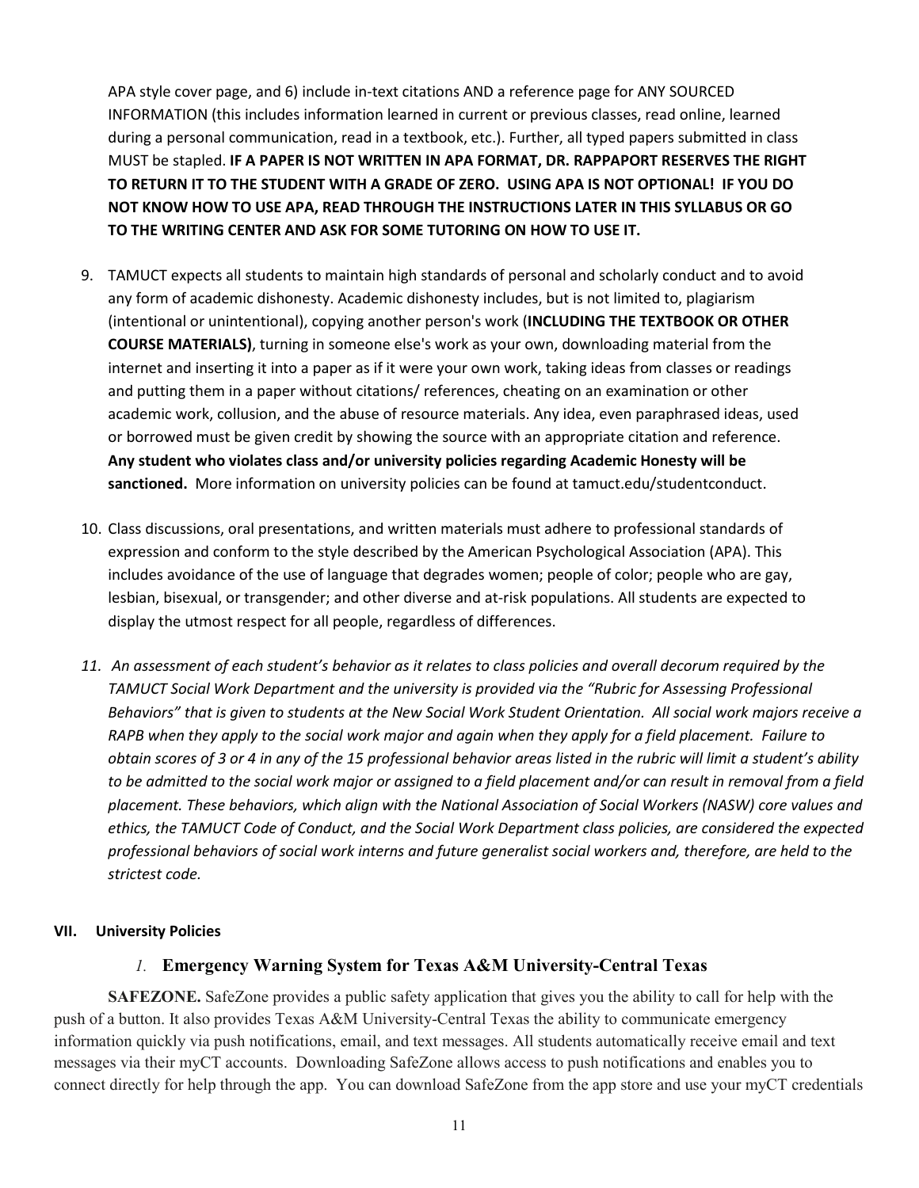APA style cover page, and 6) include in-text citations AND a reference page for ANY SOURCED INFORMATION (this includes information learned in current or previous classes, read online, learned during a personal communication, read in a textbook, etc.). Further, all typed papers submitted in class MUST be stapled. **IF A PAPER IS NOT WRITTEN IN APA FORMAT, DR. RAPPAPORT RESERVES THE RIGHT TO RETURN IT TO THE STUDENT WITH A GRADE OF ZERO. USING APA IS NOT OPTIONAL! IF YOU DO NOT KNOW HOW TO USE APA, READ THROUGH THE INSTRUCTIONS LATER IN THIS SYLLABUS OR GO TO THE WRITING CENTER AND ASK FOR SOME TUTORING ON HOW TO USE IT.**

9. TAMUCT expects all students to maintain high standards of personal and scholarly conduct and to avoid any form of academic dishonesty. Academic dishonesty includes, but is not limited to, plagiarism (intentional or unintentional), copying another person's work (**INCLUDING THE TEXTBOOK OR OTHER COURSE MATERIALS)**, turning in someone else's work as your own, downloading material from the internet and inserting it into a paper as if it were your own work, taking ideas from classes or readings and putting them in a paper without citations/ references, cheating on an examination or other academic work, collusion, and the abuse of resource materials. Any idea, even paraphrased ideas, used or borrowed must be given credit by showing the source with an appropriate citation and reference. **Any student who violates class and/or university policies regarding Academic Honesty will be sanctioned.** More information on university policies can be found at tamuct.edu/studentconduct.

10. Class discussions, oral presentations, and written materials must adhere to professional standards of expression and conform to the style described by the American Psychological Association (APA). This includes avoidance of the use of language that degrades women; people of color; people who are gay, lesbian, bisexual, or transgender; and other diverse and at-risk populations. All students are expected to display the utmost respect for all people, regardless of differences.

11. *An assessment of each student's behavior as it relates to class policies and overall decorum required by the TAMUCT Social Work Department and the university is provided via the "Rubric for Assessing Professional Behaviors" that is given to students at the New Social Work Student Orientation. All social work majors receive a RAPB when they apply to the social work major and again when they apply for a field placement. Failure to obtain scores of 3 or 4 in any of the 15 professional behavior areas listed in the rubric will limit a student's ability to be admitted to the social work major or assigned to a field placement and/or can result in removal from a field placement. These behaviors, which align with the National Association of Social Workers (NASW) core values and ethics, the TAMUCT Code of Conduct, and the Social Work Department class policies, are considered the expected professional behaviors of social work interns and future generalist social workers and, therefore, are held to the strictest code.*

## VII. University Policies

### *1.* Emergency Warning System for Texas A&M University-Central Texas

**SAFEZONE.** SafeZone provides a public safety application that gives you the ability to call for help with the push of a button. It also provides Texas A&M University-Central Texas the ability to communicate emergency information quickly via push notifications, email, and text messages. All students automatically receive email and text messages via their myCT accounts. Downloading SafeZone allows access to push notifications and enables you to connect directly for help through the app. You can download SafeZone from the app store and use your myCT credentials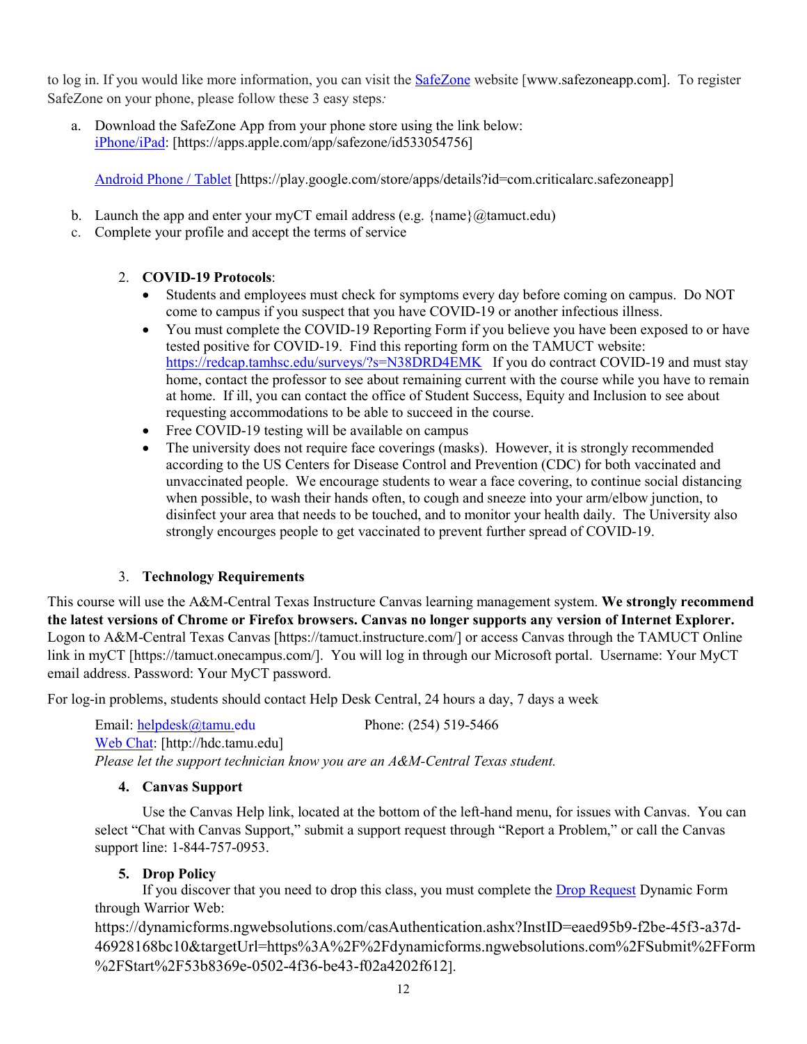to log in. If you would like more information, you can visit the [SafeZone](http://www.safezoneapp.com) website [www.safezoneapp.com]. To register SafeZone on your phone, please follow these 3 easy steps*:*

a. Download the SafeZone App from your phone store using the link below:
   [iPhone/iPad](https://apps.apple.com/app/safezone/id533054756): [https://apps.apple.com/app/safezone/id533054756]

   [Android Phone / Tablet](https://play.google.com/store/apps/details?id=com.criticalarc.safezoneapp) [https://play.google.com/store/apps/details?id=com.criticalarc.safezoneapp]

b. Launch the app and enter your myCT email address (e.g. {name}@tamuct.edu)
c. Complete your profile and accept the terms of service

2. **COVID-19 Protocols**:
   - Students and employees must check for symptoms every day before coming on campus. Do NOT come to campus if you suspect that you have COVID-19 or another infectious illness.
   - You must complete the COVID-19 Reporting Form if you believe you have been exposed to or have tested positive for COVID-19. Find this reporting form on the TAMUCT website: https://redcap.tamhsc.edu/surveys/?s=N38DRD4EMK If you do contract COVID-19 and must stay home, contact the professor to see about remaining current with the course while you have to remain at home. If ill, you can contact the office of Student Success, Equity and Inclusion to see about requesting accommodations to be able to succeed in the course.
   - Free COVID-19 testing will be available on campus
   - The university does not require face coverings (masks). However, it is strongly recommended according to the US Centers for Disease Control and Prevention (CDC) for both vaccinated and unvaccinated people. We encourage students to wear a face covering, to continue social distancing when possible, to wash their hands often, to cough and sneeze into your arm/elbow junction, to disinfect your area that needs to be touched, and to monitor your health daily. The University also strongly encourges people to get vaccinated to prevent further spread of COVID-19.

3. **Technology Requirements**

This course will use the A&M-Central Texas Instructure Canvas learning management system. **We strongly recommend the latest versions of Chrome or Firefox browsers. Canvas no longer supports any version of Internet Explorer.** Logon to A&M-Central Texas Canvas [https://tamuct.instructure.com/] or access Canvas through the TAMUCT Online link in myCT [https://tamuct.onecampus.com/]. You will log in through our Microsoft portal. Username: Your MyCT email address. Password: Your MyCT password.

For log-in problems, students should contact Help Desk Central, 24 hours a day, 7 days a week

Email: [helpdesk@tamu.edu](mailto:helpdesk@tamu.edu) Phone: (254) 519-5466
[Web Chat](http://hdc.tamu.edu): [http://hdc.tamu.edu]
*Please let the support technician know you are an A&M-Central Texas student.*

4. **Canvas Support**

Use the Canvas Help link, located at the bottom of the left-hand menu, for issues with Canvas. You can select "Chat with Canvas Support," submit a support request through "Report a Problem," or call the Canvas support line: 1-844-757-0953.

5. **Drop Policy**

If you discover that you need to drop this class, you must complete the [Drop Request](https://dynamicforms.ngwebsolutions.com/casAuthentication.ashx?InstID=eaed95b9-f2be-45f3-a37d-46928168bc10&targetUrl=https%3A%2F%2Fdynamicforms.ngwebsolutions.com%2FSubmit%2FForm%2FStart%2F53b8369e-0502-4f36-be43-f02a4202f612) Dynamic Form through Warrior Web:
https://dynamicforms.ngwebsolutions.com/casAuthentication.ashx?InstID=eaed95b9-f2be-45f3-a37d-46928168bc10&targetUrl=https%3A%2F%2Fdynamicforms.ngwebsolutions.com%2FSubmit%2FForm%2FStart%2F53b8369e-0502-4f36-be43-f02a4202f612].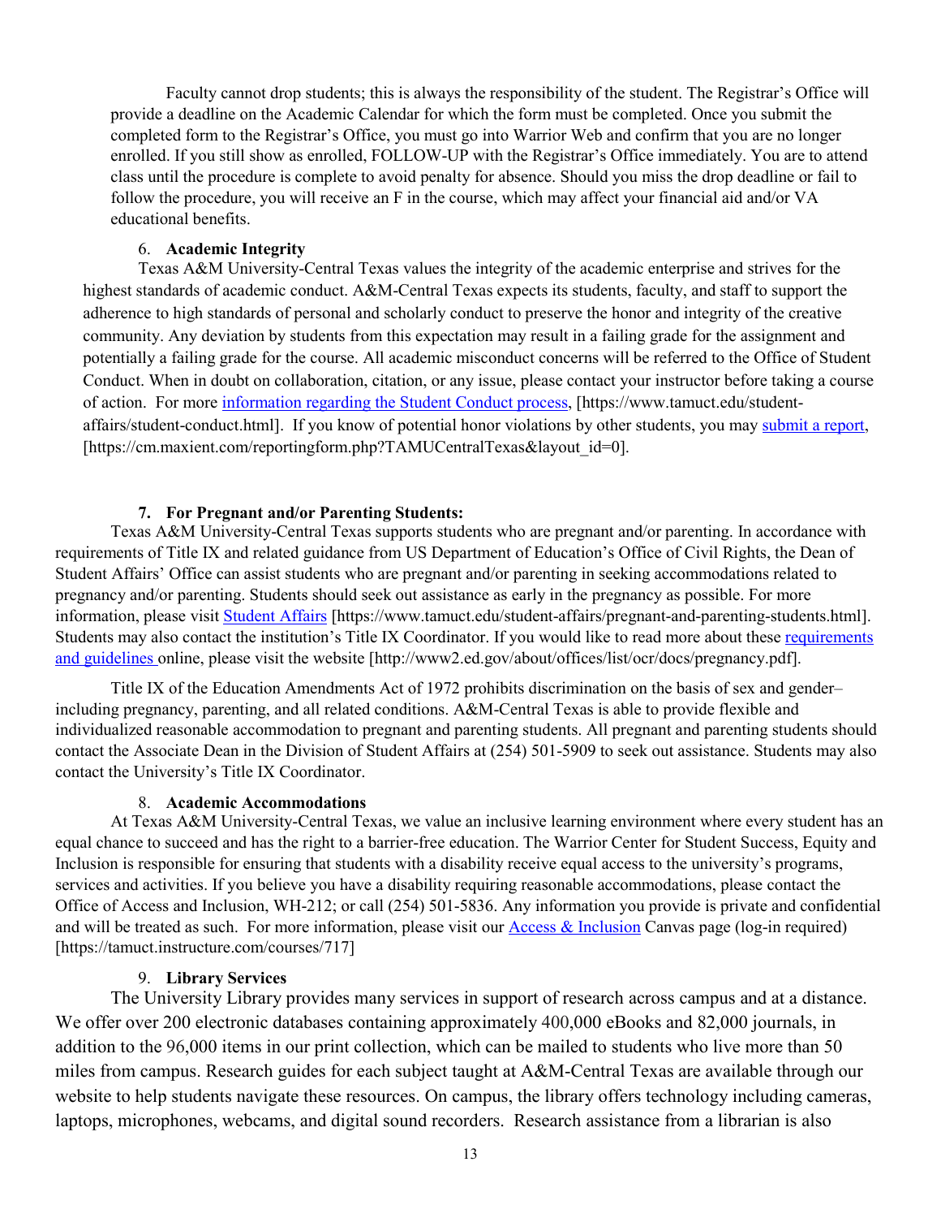Faculty cannot drop students; this is always the responsibility of the student. The Registrar's Office will provide a deadline on the Academic Calendar for which the form must be completed. Once you submit the completed form to the Registrar's Office, you must go into Warrior Web and confirm that you are no longer enrolled. If you still show as enrolled, FOLLOW-UP with the Registrar's Office immediately. You are to attend class until the procedure is complete to avoid penalty for absence. Should you miss the drop deadline or fail to follow the procedure, you will receive an F in the course, which may affect your financial aid and/or VA educational benefits.

6. **Academic Integrity**

Texas A&M University-Central Texas values the integrity of the academic enterprise and strives for the highest standards of academic conduct. A&M-Central Texas expects its students, faculty, and staff to support the adherence to high standards of personal and scholarly conduct to preserve the honor and integrity of the creative community. Any deviation by students from this expectation may result in a failing grade for the assignment and potentially a failing grade for the course. All academic misconduct concerns will be referred to the Office of Student Conduct. When in doubt on collaboration, citation, or any issue, please contact your instructor before taking a course of action. For more information regarding the Student Conduct process, [https://www.tamuct.edu/student-affairs/student-conduct.html]. If you know of potential honor violations by other students, you may submit a report, [https://cm.maxient.com/reportingform.php?TAMUCentralTexas&layout_id=0].

7. **For Pregnant and/or Parenting Students:**

Texas A&M University-Central Texas supports students who are pregnant and/or parenting. In accordance with requirements of Title IX and related guidance from US Department of Education's Office of Civil Rights, the Dean of Student Affairs' Office can assist students who are pregnant and/or parenting in seeking accommodations related to pregnancy and/or parenting. Students should seek out assistance as early in the pregnancy as possible. For more information, please visit Student Affairs [https://www.tamuct.edu/student-affairs/pregnant-and-parenting-students.html]. Students may also contact the institution's Title IX Coordinator. If you would like to read more about these requirements and guidelines online, please visit the website [http://www2.ed.gov/about/offices/list/ocr/docs/pregnancy.pdf].

Title IX of the Education Amendments Act of 1972 prohibits discrimination on the basis of sex and gender– including pregnancy, parenting, and all related conditions. A&M-Central Texas is able to provide flexible and individualized reasonable accommodation to pregnant and parenting students. All pregnant and parenting students should contact the Associate Dean in the Division of Student Affairs at (254) 501-5909 to seek out assistance. Students may also contact the University's Title IX Coordinator.

8. **Academic Accommodations**

At Texas A&M University-Central Texas, we value an inclusive learning environment where every student has an equal chance to succeed and has the right to a barrier-free education. The Warrior Center for Student Success, Equity and Inclusion is responsible for ensuring that students with a disability receive equal access to the university's programs, services and activities. If you believe you have a disability requiring reasonable accommodations, please contact the Office of Access and Inclusion, WH-212; or call (254) 501-5836. Any information you provide is private and confidential and will be treated as such. For more information, please visit our Access & Inclusion Canvas page (log-in required) [https://tamuct.instructure.com/courses/717]

9. **Library Services**

The University Library provides many services in support of research across campus and at a distance. We offer over 200 electronic databases containing approximately 400,000 eBooks and 82,000 journals, in addition to the 96,000 items in our print collection, which can be mailed to students who live more than 50 miles from campus. Research guides for each subject taught at A&M-Central Texas are available through our website to help students navigate these resources. On campus, the library offers technology including cameras, laptops, microphones, webcams, and digital sound recorders. Research assistance from a librarian is also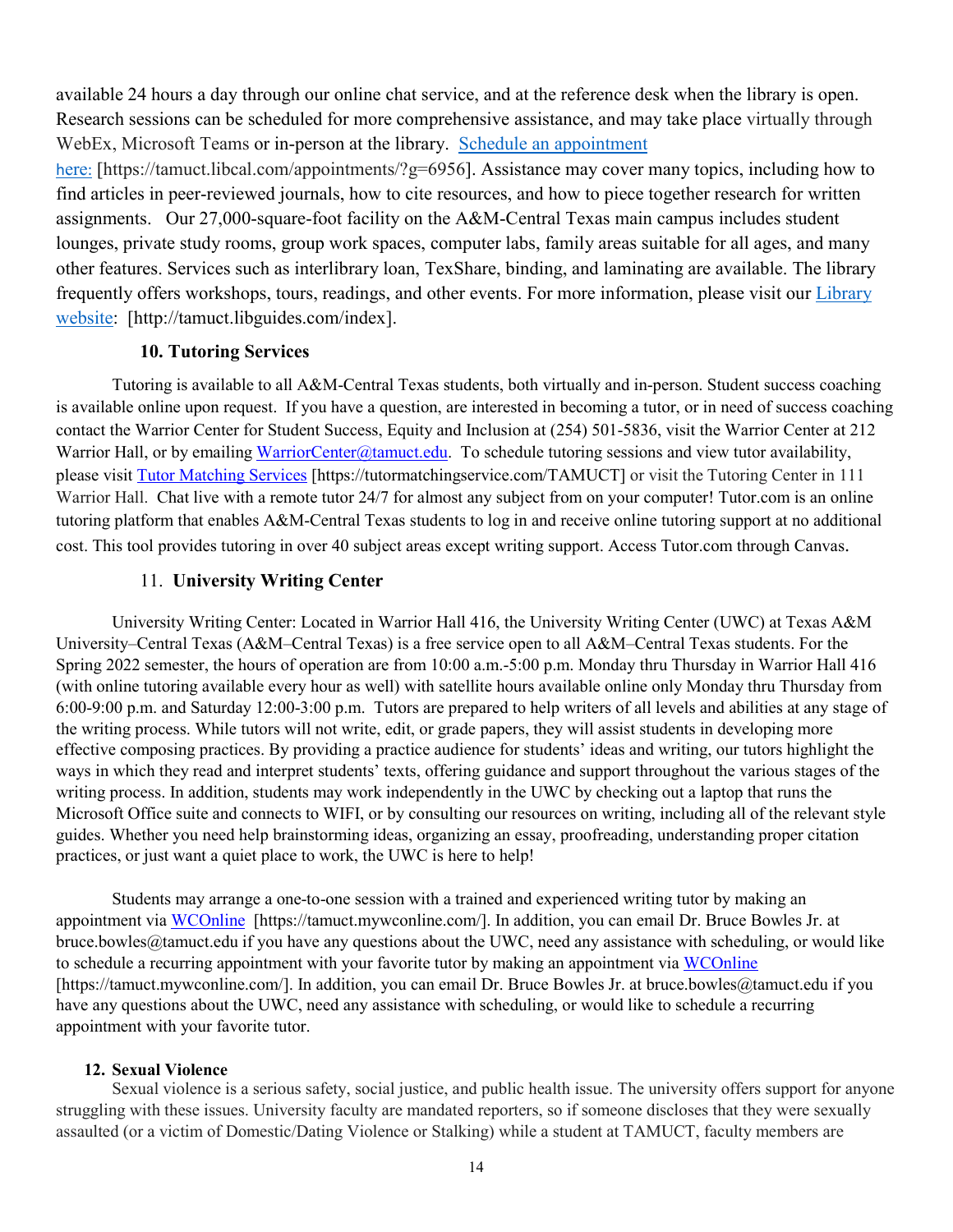available 24 hours a day through our online chat service, and at the reference desk when the library is open. Research sessions can be scheduled for more comprehensive assistance, and may take place virtually through WebEx, Microsoft Teams or in-person at the library. [Schedule an appointment here:](https://tamuct.libcal.com/appointments/?g=6956) [https://tamuct.libcal.com/appointments/?g=6956]. Assistance may cover many topics, including how to find articles in peer-reviewed journals, how to cite resources, and how to piece together research for written assignments. Our 27,000-square-foot facility on the A&M-Central Texas main campus includes student lounges, private study rooms, group work spaces, computer labs, family areas suitable for all ages, and many other features. Services such as interlibrary loan, TexShare, binding, and laminating are available. The library frequently offers workshops, tours, readings, and other events. For more information, please visit our [Library website](http://tamuct.libguides.com/index): [http://tamuct.libguides.com/index].

### 10. Tutoring Services

Tutoring is available to all A&M-Central Texas students, both virtually and in-person. Student success coaching is available online upon request. If you have a question, are interested in becoming a tutor, or in need of success coaching contact the Warrior Center for Student Success, Equity and Inclusion at (254) 501-5836, visit the Warrior Center at 212 Warrior Hall, or by emailing [WarriorCenter@tamuct.edu](mailto:WarriorCenter@tamuct.edu). To schedule tutoring sessions and view tutor availability, please visit [Tutor Matching Services](https://tutormatchingservice.com/TAMUCT) [https://tutormatchingservice.com/TAMUCT] or visit the Tutoring Center in 111 Warrior Hall. Chat live with a remote tutor 24/7 for almost any subject from on your computer! Tutor.com is an online tutoring platform that enables A&M-Central Texas students to log in and receive online tutoring support at no additional cost. This tool provides tutoring in over 40 subject areas except writing support. Access Tutor.com through Canvas.

### 11. University Writing Center

University Writing Center: Located in Warrior Hall 416, the University Writing Center (UWC) at Texas A&M University–Central Texas (A&M–Central Texas) is a free service open to all A&M–Central Texas students. For the Spring 2022 semester, the hours of operation are from 10:00 a.m.-5:00 p.m. Monday thru Thursday in Warrior Hall 416 (with online tutoring available every hour as well) with satellite hours available online only Monday thru Thursday from 6:00-9:00 p.m. and Saturday 12:00-3:00 p.m. Tutors are prepared to help writers of all levels and abilities at any stage of the writing process. While tutors will not write, edit, or grade papers, they will assist students in developing more effective composing practices. By providing a practice audience for students' ideas and writing, our tutors highlight the ways in which they read and interpret students' texts, offering guidance and support throughout the various stages of the writing process. In addition, students may work independently in the UWC by checking out a laptop that runs the Microsoft Office suite and connects to WIFI, or by consulting our resources on writing, including all of the relevant style guides. Whether you need help brainstorming ideas, organizing an essay, proofreading, understanding proper citation practices, or just want a quiet place to work, the UWC is here to help!

Students may arrange a one-to-one session with a trained and experienced writing tutor by making an appointment via [WCOnline](https://tamuct.mywconline.com/) [https://tamuct.mywconline.com/]. In addition, you can email Dr. Bruce Bowles Jr. at bruce.bowles@tamuct.edu if you have any questions about the UWC, need any assistance with scheduling, or would like to schedule a recurring appointment with your favorite tutor by making an appointment via [WCOnline](https://tamuct.mywconline.com/) [https://tamuct.mywconline.com/]. In addition, you can email Dr. Bruce Bowles Jr. at bruce.bowles@tamuct.edu if you have any questions about the UWC, need any assistance with scheduling, or would like to schedule a recurring appointment with your favorite tutor.

### 12. Sexual Violence

Sexual violence is a serious safety, social justice, and public health issue. The university offers support for anyone struggling with these issues. University faculty are mandated reporters, so if someone discloses that they were sexually assaulted (or a victim of Domestic/Dating Violence or Stalking) while a student at TAMUCT, faculty members are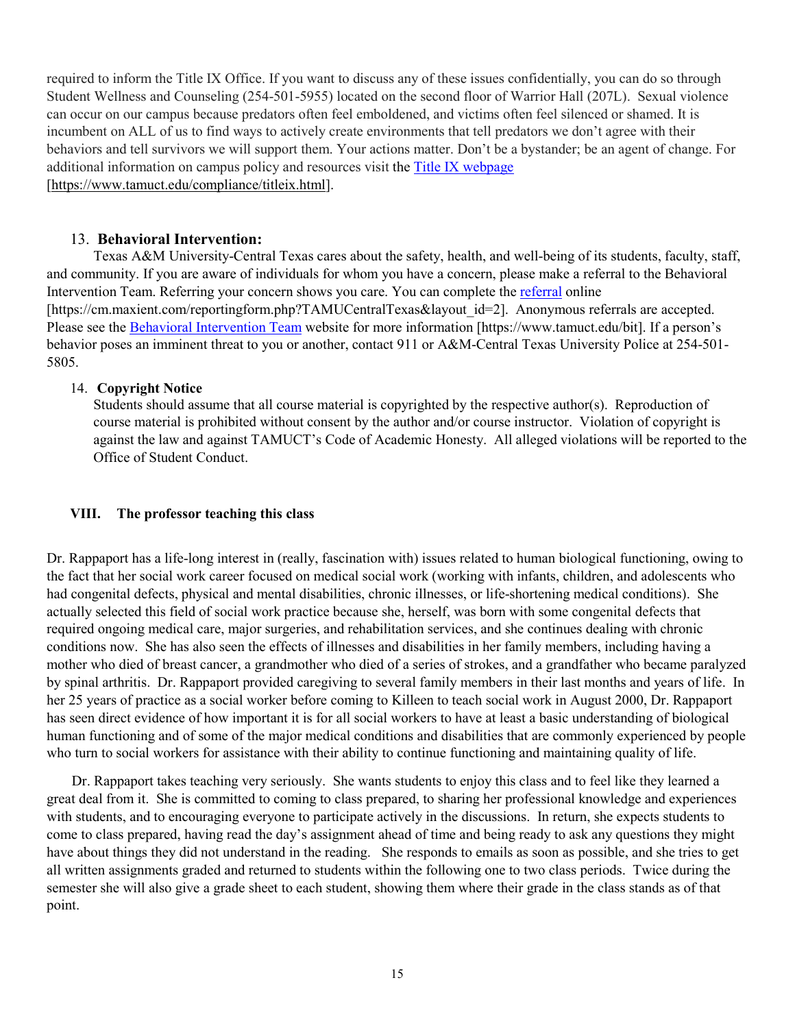required to inform the Title IX Office. If you want to discuss any of these issues confidentially, you can do so through Student Wellness and Counseling (254-501-5955) located on the second floor of Warrior Hall (207L). Sexual violence can occur on our campus because predators often feel emboldened, and victims often feel silenced or shamed. It is incumbent on ALL of us to find ways to actively create environments that tell predators we don't agree with their behaviors and tell survivors we will support them. Your actions matter. Don't be a bystander; be an agent of change. For additional information on campus policy and resources visit the Title IX webpage [https://www.tamuct.edu/compliance/titleix.html].

13. **Behavioral Intervention:**

Texas A&M University-Central Texas cares about the safety, health, and well-being of its students, faculty, staff, and community. If you are aware of individuals for whom you have a concern, please make a referral to the Behavioral Intervention Team. Referring your concern shows you care. You can complete the referral online [https://cm.maxient.com/reportingform.php?TAMUCentralTexas&layout_id=2]. Anonymous referrals are accepted. Please see the Behavioral Intervention Team website for more information [https://www.tamuct.edu/bit]. If a person's behavior poses an imminent threat to you or another, contact 911 or A&M-Central Texas University Police at 254-501-5805.

14. **Copyright Notice**

Students should assume that all course material is copyrighted by the respective author(s). Reproduction of course material is prohibited without consent by the author and/or course instructor. Violation of copyright is against the law and against TAMUCT's Code of Academic Honesty. All alleged violations will be reported to the Office of Student Conduct.

## VIII. The professor teaching this class

Dr. Rappaport has a life-long interest in (really, fascination with) issues related to human biological functioning, owing to the fact that her social work career focused on medical social work (working with infants, children, and adolescents who had congenital defects, physical and mental disabilities, chronic illnesses, or life-shortening medical conditions). She actually selected this field of social work practice because she, herself, was born with some congenital defects that required ongoing medical care, major surgeries, and rehabilitation services, and she continues dealing with chronic conditions now. She has also seen the effects of illnesses and disabilities in her family members, including having a mother who died of breast cancer, a grandmother who died of a series of strokes, and a grandfather who became paralyzed by spinal arthritis. Dr. Rappaport provided caregiving to several family members in their last months and years of life. In her 25 years of practice as a social worker before coming to Killeen to teach social work in August 2000, Dr. Rappaport has seen direct evidence of how important it is for all social workers to have at least a basic understanding of biological human functioning and of some of the major medical conditions and disabilities that are commonly experienced by people who turn to social workers for assistance with their ability to continue functioning and maintaining quality of life.

Dr. Rappaport takes teaching very seriously. She wants students to enjoy this class and to feel like they learned a great deal from it. She is committed to coming to class prepared, to sharing her professional knowledge and experiences with students, and to encouraging everyone to participate actively in the discussions. In return, she expects students to come to class prepared, having read the day's assignment ahead of time and being ready to ask any questions they might have about things they did not understand in the reading. She responds to emails as soon as possible, and she tries to get all written assignments graded and returned to students within the following one to two class periods. Twice during the semester she will also give a grade sheet to each student, showing them where their grade in the class stands as of that point.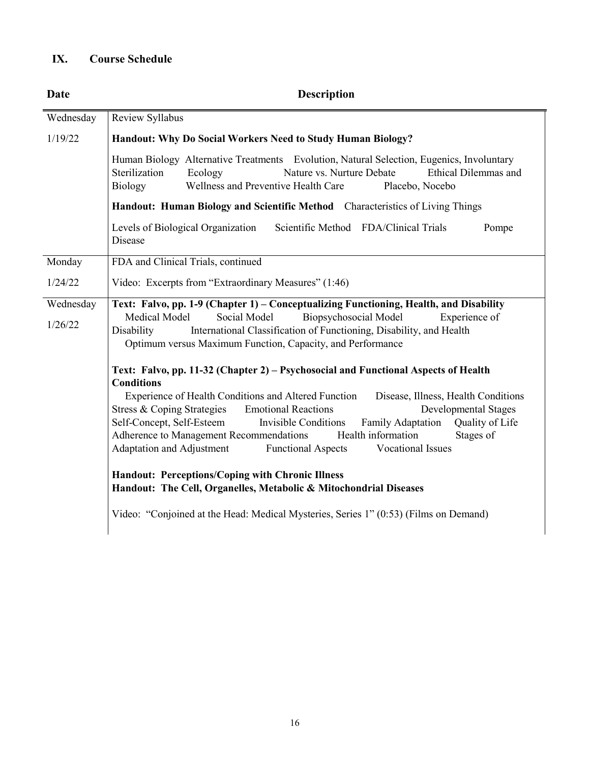## IX. Course Schedule

| Date | Description |
| --- | --- |
| Wednesday 1/19/22 | Review Syllabus<br>**Handout: Why Do Social Workers Need to Study Human Biology?**<br>Human Biology Alternative Treatments Evolution, Natural Selection, Eugenics, Involuntary Sterilization Ecology Nature vs. Nurture Debate Ethical Dilemmas and Biology Wellness and Preventive Health Care Placebo, Nocebo<br>**Handout: Human Biology and Scientific Method** Characteristics of Living Things<br>Levels of Biological Organization Scientific Method FDA/Clinical Trials Pompe Disease |
| Monday 1/24/22 | FDA and Clinical Trials, continued<br>Video: Excerpts from "Extraordinary Measures" (1:46) |
| Wednesday 1/26/22 | **Text: Falvo, pp. 1-9 (Chapter 1) – Conceptualizing Functioning, Health, and Disability**<br>Medical Model Social Model Biopsychosocial Model Experience of Disability International Classification of Functioning, Disability, and Health Optimum versus Maximum Function, Capacity, and Performance<br>**Text: Falvo, pp. 11-32 (Chapter 2) – Psychosocial and Functional Aspects of Health Conditions**<br>Experience of Health Conditions and Altered Function Disease, Illness, Health Conditions Stress & Coping Strategies Emotional Reactions Developmental Stages Self-Concept, Self-Esteem Invisible Conditions Family Adaptation Quality of Life Adherence to Management Recommendations Health information Stages of Adaptation and Adjustment Functional Aspects Vocational Issues<br>**Handout: Perceptions/Coping with Chronic Illness**<br>**Handout: The Cell, Organelles, Metabolic & Mitochondrial Diseases**<br>Video: "Conjoined at the Head: Medical Mysteries, Series 1" (0:53) (Films on Demand) |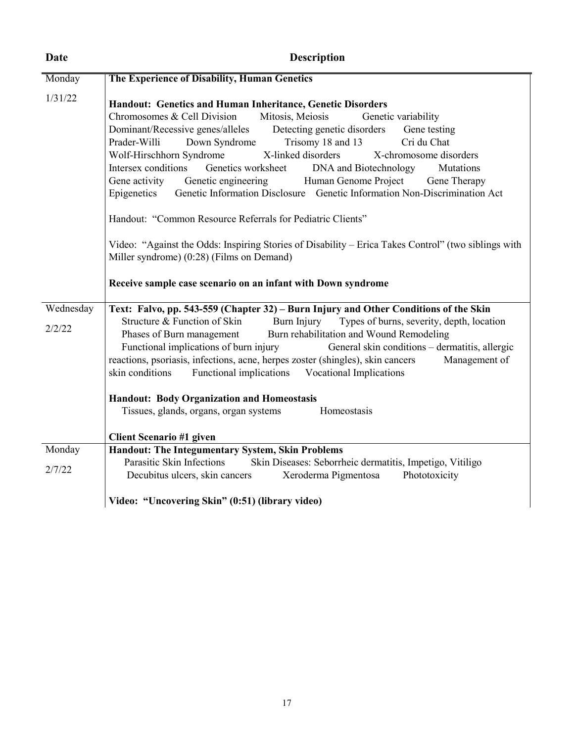| Date | Description |
|---|---|
| Monday 1/31/22 | **The Experience of Disability, Human Genetics**<br><br>**Handout: Genetics and Human Inheritance, Genetic Disorders**<br>Chromosomes & Cell Division Mitosis, Meiosis Genetic variability Dominant/Recessive genes/alleles Detecting genetic disorders Gene testing Prader-Willi Down Syndrome Trisomy 18 and 13 Cri du Chat Wolf-Hirschhorn Syndrome X-linked disorders X-chromosome disorders Intersex conditions Genetics worksheet DNA and Biotechnology Mutations Gene activity Genetic engineering Human Genome Project Gene Therapy Epigenetics Genetic Information Disclosure Genetic Information Non-Discrimination Act<br><br>Handout: "Common Resource Referrals for Pediatric Clients"<br><br>Video: "Against the Odds: Inspiring Stories of Disability – Erica Takes Control" (two siblings with Miller syndrome) (0:28) (Films on Demand)<br><br>**Receive sample case scenario on an infant with Down syndrome** |
| Wednesday 2/2/22 | **Text: Falvo, pp. 543-559 (Chapter 32) – Burn Injury and Other Conditions of the Skin**<br>Structure & Function of Skin Burn Injury Types of burns, severity, depth, location Phases of Burn management Burn rehabilitation and Wound Remodeling Functional implications of burn injury General skin conditions – dermatitis, allergic reactions, psoriasis, infections, acne, herpes zoster (shingles), skin cancers Management of skin conditions Functional implications Vocational Implications<br><br>**Handout: Body Organization and Homeostasis**<br>Tissues, glands, organs, organ systems Homeostasis<br><br>**Client Scenario #1 given** |
| Monday 2/7/22 | **Handout: The Integumentary System, Skin Problems**<br>Parasitic Skin Infections Skin Diseases: Seborrheic dermatitis, Impetigo, Vitiligo Decubitus ulcers, skin cancers Xeroderma Pigmentosa Phototoxicity<br><br>**Video: "Uncovering Skin" (0:51) (library video)** |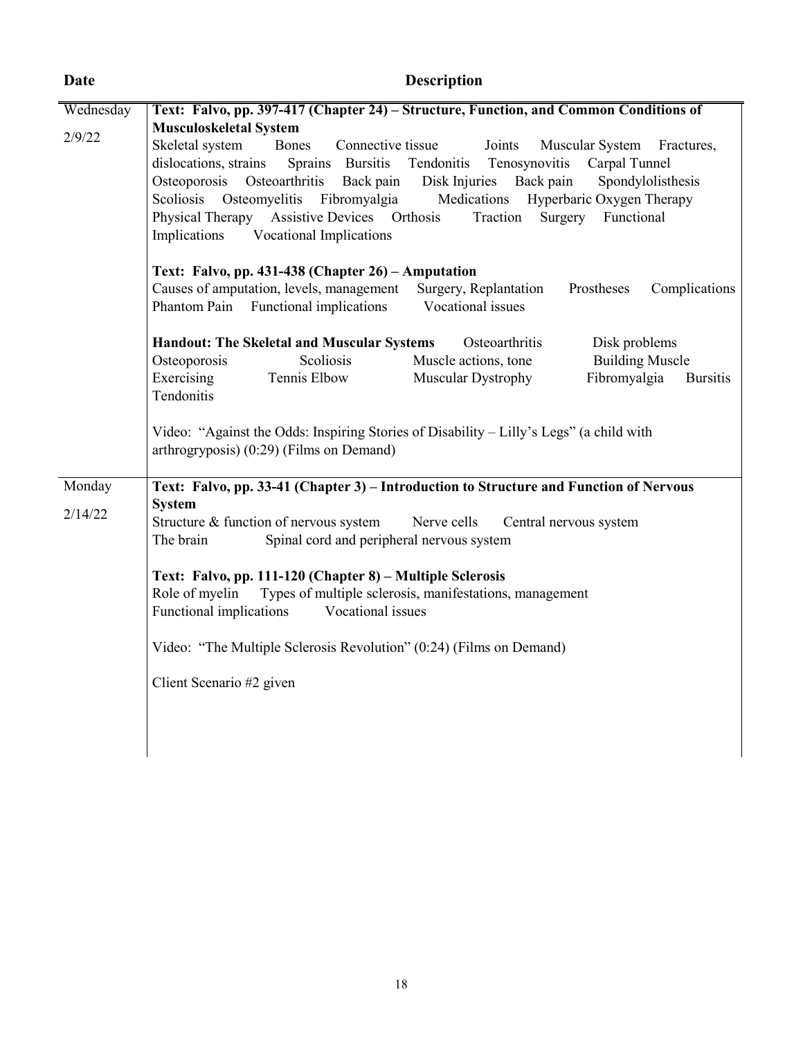| Date | Description |
|---|---|
| Wednesday<br><br>2/9/22 | **Text: Falvo, pp. 397-417 (Chapter 24) – Structure, Function, and Common Conditions of Musculoskeletal System**<br>Skeletal system Bones Connective tissue Joints Muscular System Fractures, dislocations, strains Sprains Bursitis Tendonitis Tenosynovitis Carpal Tunnel Osteoporosis Osteoarthritis Back pain Disk Injuries Back pain Spondylolisthesis Scoliosis Osteomyelitis Fibromyalgia Medications Hyperbaric Oxygen Therapy Physical Therapy Assistive Devices Orthosis Traction Surgery Functional Implications Vocational Implications<br><br>**Text: Falvo, pp. 431-438 (Chapter 26) – Amputation**<br>Causes of amputation, levels, management Surgery, Replantation Prostheses Complications Phantom Pain Functional implications Vocational issues<br><br>**Handout: The Skeletal and Muscular Systems** Osteoarthritis Disk problems Osteoporosis Scoliosis Muscle actions, tone Building Muscle Exercising Tennis Elbow Muscular Dystrophy Fibromyalgia Bursitis Tendonitis<br><br>Video: "Against the Odds: Inspiring Stories of Disability – Lilly's Legs" (a child with arthrogryposis) (0:29) (Films on Demand) |
| Monday<br><br>2/14/22 | **Text: Falvo, pp. 33-41 (Chapter 3) – Introduction to Structure and Function of Nervous System**<br>Structure & function of nervous system Nerve cells Central nervous system The brain Spinal cord and peripheral nervous system<br><br>**Text: Falvo, pp. 111-120 (Chapter 8) – Multiple Sclerosis**<br>Role of myelin Types of multiple sclerosis, manifestations, management Functional implications Vocational issues<br><br>Video: "The Multiple Sclerosis Revolution" (0:24) (Films on Demand)<br><br>Client Scenario #2 given |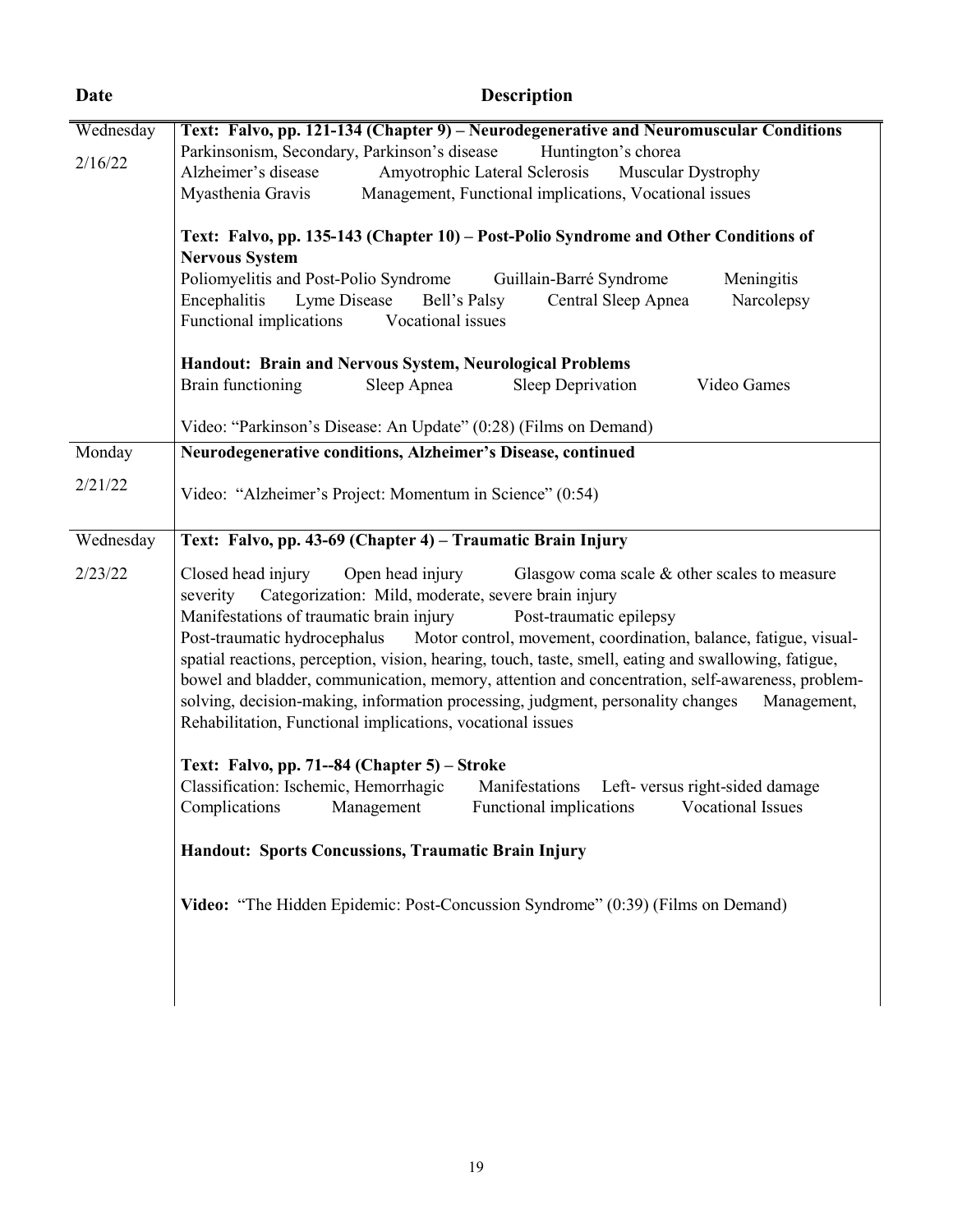| Date | Description |
| --- | --- |
| Wednesday 2/16/22 | **Text: Falvo, pp. 121-134 (Chapter 9) – Neurodegenerative and Neuromuscular Conditions**<br>Parkinsonism, Secondary, Parkinson's disease Huntington's chorea<br>Alzheimer's disease Amyotrophic Lateral Sclerosis Muscular Dystrophy<br>Myasthenia Gravis Management, Functional implications, Vocational issues<br><br>**Text: Falvo, pp. 135-143 (Chapter 10) – Post-Polio Syndrome and Other Conditions of Nervous System**<br>Poliomyelitis and Post-Polio Syndrome Guillain-Barré Syndrome Meningitis<br>Encephalitis Lyme Disease Bell's Palsy Central Sleep Apnea Narcolepsy<br>Functional implications Vocational issues<br><br>**Handout: Brain and Nervous System, Neurological Problems**<br>Brain functioning Sleep Apnea Sleep Deprivation Video Games<br><br>Video: "Parkinson's Disease: An Update" (0:28) (Films on Demand) |
| Monday 2/21/22 | **Neurodegenerative conditions, Alzheimer's Disease, continued**<br><br>Video: "Alzheimer's Project: Momentum in Science" (0:54) |
| Wednesday 2/23/22 | **Text: Falvo, pp. 43-69 (Chapter 4) – Traumatic Brain Injury**<br><br>Closed head injury Open head injury Glasgow coma scale & other scales to measure severity Categorization: Mild, moderate, severe brain injury<br>Manifestations of traumatic brain injury Post-traumatic epilepsy<br>Post-traumatic hydrocephalus Motor control, movement, coordination, balance, fatigue, visual-spatial reactions, perception, vision, hearing, touch, taste, smell, eating and swallowing, fatigue, bowel and bladder, communication, memory, attention and concentration, self-awareness, problem-solving, decision-making, information processing, judgment, personality changes Management, Rehabilitation, Functional implications, vocational issues<br><br>**Text: Falvo, pp. 71--84 (Chapter 5) – Stroke**<br>Classification: Ischemic, Hemorrhagic Manifestations Left- versus right-sided damage<br>Complications Management Functional implications Vocational Issues<br><br>**Handout: Sports Concussions, Traumatic Brain Injury**<br><br>**Video:** "The Hidden Epidemic: Post-Concussion Syndrome" (0:39) (Films on Demand) |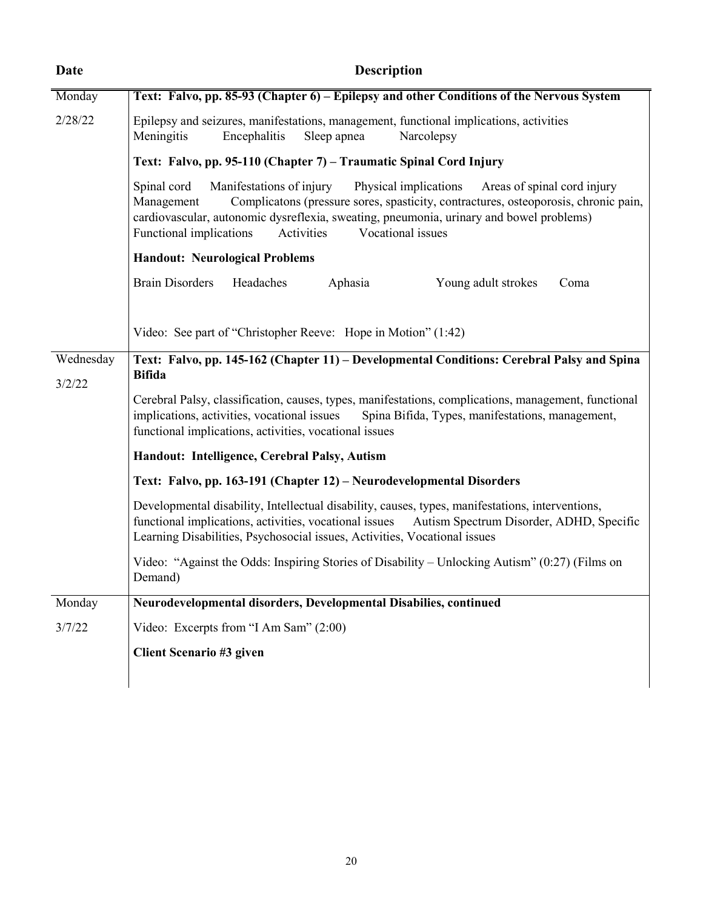| Date | Description |
|---|---|
| Monday 2/28/22 | **Text: Falvo, pp. 85-93 (Chapter 6) – Epilepsy and other Conditions of the Nervous System**<br><br>Epilepsy and seizures, manifestations, management, functional implications, activities<br>Meningitis Encephalitis Sleep apnea Narcolepsy<br><br>**Text: Falvo, pp. 95-110 (Chapter 7) – Traumatic Spinal Cord Injury**<br><br>Spinal cord Manifestations of injury Physical implications Areas of spinal cord injury Management Complicatons (pressure sores, spasticity, contractures, osteoporosis, chronic pain, cardiovascular, autonomic dysreflexia, sweating, pneumonia, urinary and bowel problems) Functional implications Activities Vocational issues<br><br>**Handout: Neurological Problems**<br><br>Brain Disorders Headaches Aphasia Young adult strokes Coma<br><br>Video: See part of "Christopher Reeve: Hope in Motion" (1:42) |
| Wednesday 3/2/22 | **Text: Falvo, pp. 145-162 (Chapter 11) – Developmental Conditions: Cerebral Palsy and Spina Bifida**<br><br>Cerebral Palsy, classification, causes, types, manifestations, complications, management, functional implications, activities, vocational issues Spina Bifida, Types, manifestations, management, functional implications, activities, vocational issues<br><br>**Handout: Intelligence, Cerebral Palsy, Autism**<br><br>**Text: Falvo, pp. 163-191 (Chapter 12) – Neurodevelopmental Disorders**<br><br>Developmental disability, Intellectual disability, causes, types, manifestations, interventions, functional implications, activities, vocational issues Autism Spectrum Disorder, ADHD, Specific Learning Disabilities, Psychosocial issues, Activities, Vocational issues<br><br>Video: "Against the Odds: Inspiring Stories of Disability – Unlocking Autism" (0:27) (Films on Demand) |
| Monday 3/7/22 | **Neurodevelopmental disorders, Developmental Disabilies, continued**<br><br>Video: Excerpts from "I Am Sam" (2:00)<br><br>**Client Scenario #3 given** |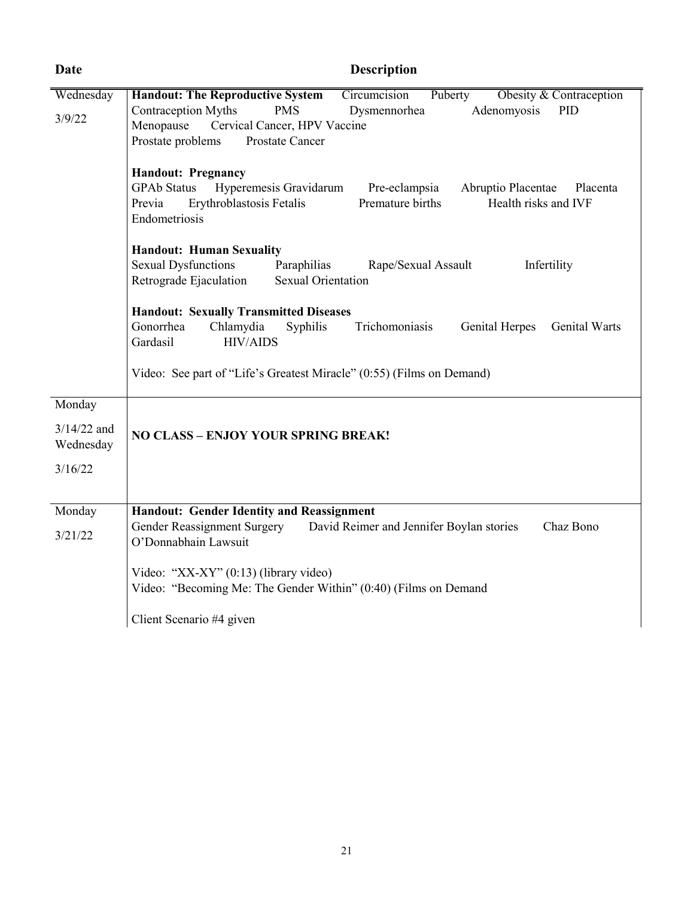| Date | Description |
|---|---|
| Wednesday 3/9/22 | **Handout: The Reproductive System** Circumcision Puberty Obesity & Contraception Contraception Myths PMS Dysmennorhea Adenomyosis PID Menopause Cervical Cancer, HPV Vaccine Prostate problems Prostate Cancer<br><br>**Handout: Pregnancy**<br>GPAb Status Hyperemesis Gravidarum Pre-eclampsia Abruptio Placentae Placenta Previa Erythroblastosis Fetalis Premature births Health risks and IVF Endometriosis<br><br>**Handout: Human Sexuality**<br>Sexual Dysfunctions Paraphilias Rape/Sexual Assault Infertility Retrograde Ejaculation Sexual Orientation<br><br>**Handout: Sexually Transmitted Diseases**<br>Gonorrhea Chlamydia Syphilis Trichomoniasis Genital Herpes Genital Warts Gardasil HIV/AIDS<br><br>Video: See part of "Life's Greatest Miracle" (0:55) (Films on Demand) |
| Monday 3/14/22 and Wednesday 3/16/22 | **NO CLASS – ENJOY YOUR SPRING BREAK!** |
| Monday 3/21/22 | **Handout: Gender Identity and Reassignment**<br>Gender Reassignment Surgery David Reimer and Jennifer Boylan stories Chaz Bono O'Donnabhain Lawsuit<br><br>Video: "XX-XY" (0:13) (library video)<br>Video: "Becoming Me: The Gender Within" (0:40) (Films on Demand<br><br>Client Scenario #4 given |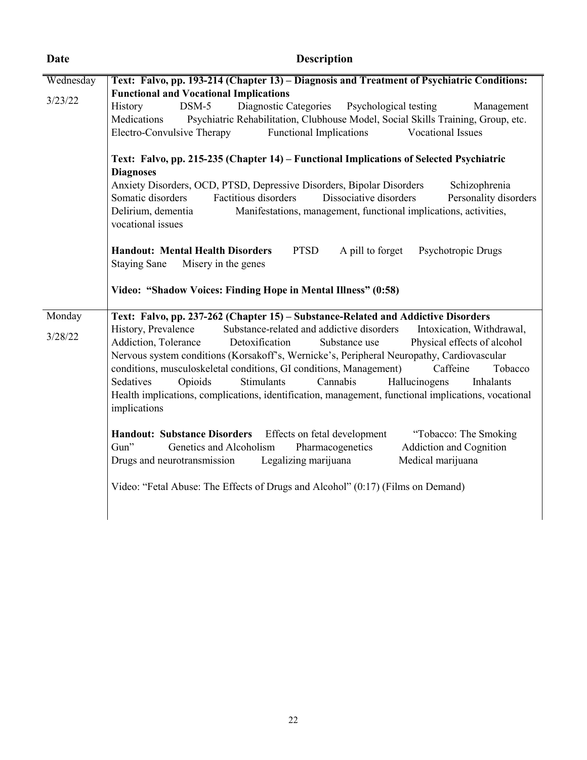| Date | Description |
|---|---|
| Wednesday 3/23/22 | **Text: Falvo, pp. 193-214 (Chapter 13) – Diagnosis and Treatment of Psychiatric Conditions: Functional and Vocational Implications**<br>History DSM-5 Diagnostic Categories Psychological testing Management Medications Psychiatric Rehabilitation, Clubhouse Model, Social Skills Training, Group, etc. Electro-Convulsive Therapy Functional Implications Vocational Issues<br><br>**Text: Falvo, pp. 215-235 (Chapter 14) – Functional Implications of Selected Psychiatric Diagnoses**<br>Anxiety Disorders, OCD, PTSD, Depressive Disorders, Bipolar Disorders Schizophrenia Somatic disorders Factitious disorders Dissociative disorders Personality disorders Delirium, dementia Manifestations, management, functional implications, activities, vocational issues<br><br>**Handout: Mental Health Disorders** PTSD A pill to forget Psychotropic Drugs Staying Sane Misery in the genes<br><br>**Video: "Shadow Voices: Finding Hope in Mental Illness" (0:58)** |
| Monday 3/28/22 | **Text: Falvo, pp. 237-262 (Chapter 15) – Substance-Related and Addictive Disorders**<br>History, Prevalence Substance-related and addictive disorders Intoxication, Withdrawal, Addiction, Tolerance Detoxification Substance use Physical effects of alcohol Nervous system conditions (Korsakoff's, Wernicke's, Peripheral Neuropathy, Cardiovascular conditions, musculoskeletal conditions, GI conditions, Management) Caffeine Tobacco Sedatives Opioids Stimulants Cannabis Hallucinogens Inhalants Health implications, complications, identification, management, functional implications, vocational implications<br><br>**Handout: Substance Disorders** Effects on fetal development "Tobacco: The Smoking Gun" Genetics and Alcoholism Pharmacogenetics Addiction and Cognition Drugs and neurotransmission Legalizing marijuana Medical marijuana<br><br>Video: "Fetal Abuse: The Effects of Drugs and Alcohol" (0:17) (Films on Demand) |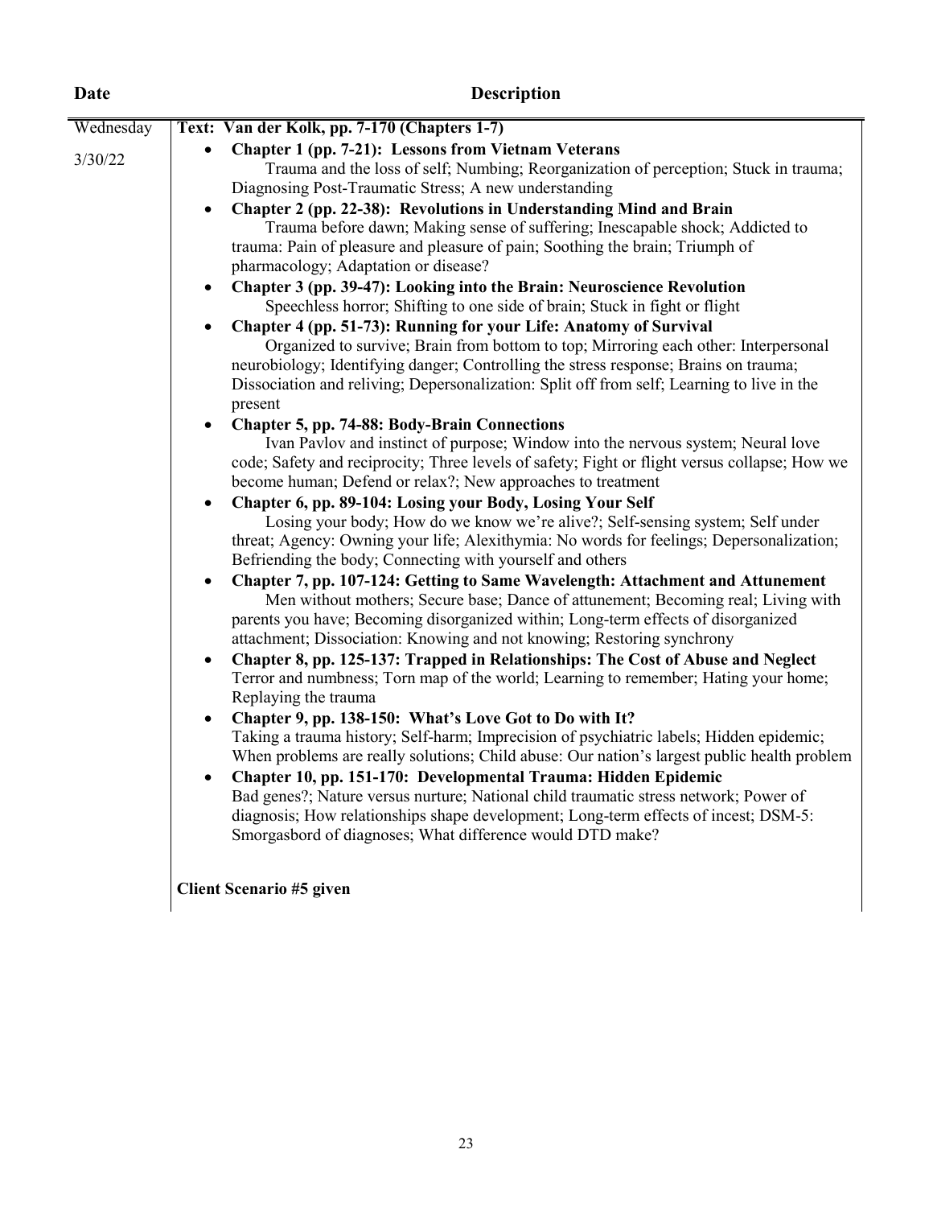| Date | Description |
| --- | --- |
| Wednesday<br><br>3/30/22 | **Text: Van der Kolk, pp. 7-170 (Chapters 1-7)**<br>• **Chapter 1 (pp. 7-21): Lessons from Vietnam Veterans** Trauma and the loss of self; Numbing; Reorganization of perception; Stuck in trauma; Diagnosing Post-Traumatic Stress; A new understanding<br>• **Chapter 2 (pp. 22-38): Revolutions in Understanding Mind and Brain** Trauma before dawn; Making sense of suffering; Inescapable shock; Addicted to trauma: Pain of pleasure and pleasure of pain; Soothing the brain; Triumph of pharmacology; Adaptation or disease?<br>• **Chapter 3 (pp. 39-47): Looking into the Brain: Neuroscience Revolution** Speechless horror; Shifting to one side of brain; Stuck in fight or flight<br>• **Chapter 4 (pp. 51-73): Running for your Life: Anatomy of Survival** Organized to survive; Brain from bottom to top; Mirroring each other: Interpersonal neurobiology; Identifying danger; Controlling the stress response; Brains on trauma; Dissociation and reliving; Depersonalization: Split off from self; Learning to live in the present<br>• **Chapter 5, pp. 74-88: Body-Brain Connections** Ivan Pavlov and instinct of purpose; Window into the nervous system; Neural love code; Safety and reciprocity; Three levels of safety; Fight or flight versus collapse; How we become human; Defend or relax?; New approaches to treatment<br>• **Chapter 6, pp. 89-104: Losing your Body, Losing Your Self** Losing your body; How do we know we're alive?; Self-sensing system; Self under threat; Agency: Owning your life; Alexithymia: No words for feelings; Depersonalization; Befriending the body; Connecting with yourself and others<br>• **Chapter 7, pp. 107-124: Getting to Same Wavelength: Attachment and Attunement** Men without mothers; Secure base; Dance of attunement; Becoming real; Living with parents you have; Becoming disorganized within; Long-term effects of disorganized attachment; Dissociation: Knowing and not knowing; Restoring synchrony<br>• **Chapter 8, pp. 125-137: Trapped in Relationships: The Cost of Abuse and Neglect** Terror and numbness; Torn map of the world; Learning to remember; Hating your home; Replaying the trauma<br>• **Chapter 9, pp. 138-150: What's Love Got to Do with It?** Taking a trauma history; Self-harm; Imprecision of psychiatric labels; Hidden epidemic; When problems are really solutions; Child abuse: Our nation's largest public health problem<br>• **Chapter 10, pp. 151-170: Developmental Trauma: Hidden Epidemic** Bad genes?; Nature versus nurture; National child traumatic stress network; Power of diagnosis; How relationships shape development; Long-term effects of incest; DSM-5: Smorgasbord of diagnoses; What difference would DTD make?<br><br>**Client Scenario #5 given** |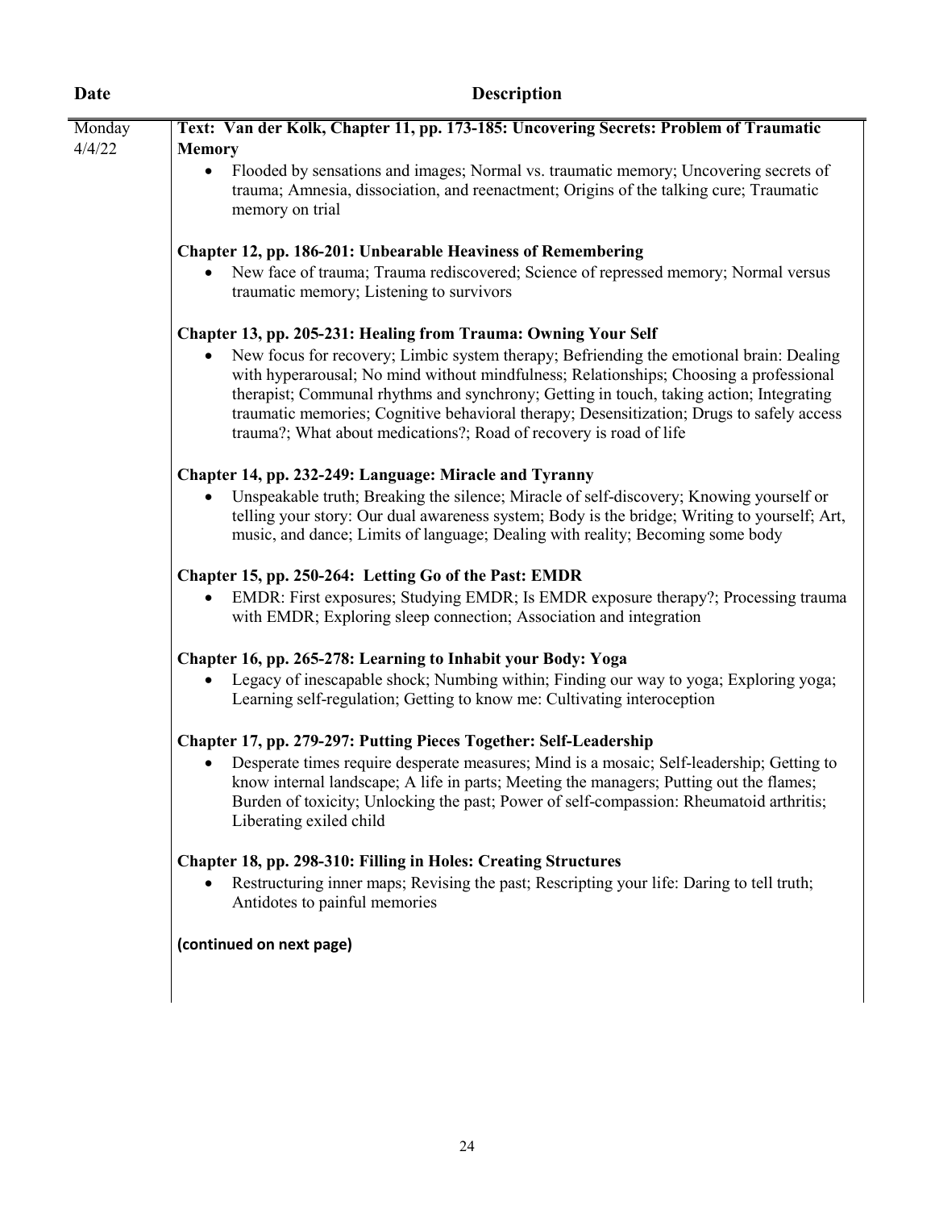| Date | Description |
|---|---|
| Monday 4/4/22 | **Text: Van der Kolk, Chapter 11, pp. 173-185: Uncovering Secrets: Problem of Traumatic Memory**<br>• Flooded by sensations and images; Normal vs. traumatic memory; Uncovering secrets of trauma; Amnesia, dissociation, and reenactment; Origins of the talking cure; Traumatic memory on trial<br><br>**Chapter 12, pp. 186-201: Unbearable Heaviness of Remembering**<br>• New face of trauma; Trauma rediscovered; Science of repressed memory; Normal versus traumatic memory; Listening to survivors<br><br>**Chapter 13, pp. 205-231: Healing from Trauma: Owning Your Self**<br>• New focus for recovery; Limbic system therapy; Befriending the emotional brain: Dealing with hyperarousal; No mind without mindfulness; Relationships; Choosing a professional therapist; Communal rhythms and synchrony; Getting in touch, taking action; Integrating traumatic memories; Cognitive behavioral therapy; Desensitization; Drugs to safely access trauma?; What about medications?; Road of recovery is road of life<br><br>**Chapter 14, pp. 232-249: Language: Miracle and Tyranny**<br>• Unspeakable truth; Breaking the silence; Miracle of self-discovery; Knowing yourself or telling your story: Our dual awareness system; Body is the bridge; Writing to yourself; Art, music, and dance; Limits of language; Dealing with reality; Becoming some body<br><br>**Chapter 15, pp. 250-264: Letting Go of the Past: EMDR**<br>• EMDR: First exposures; Studying EMDR; Is EMDR exposure therapy?; Processing trauma with EMDR; Exploring sleep connection; Association and integration<br><br>**Chapter 16, pp. 265-278: Learning to Inhabit your Body: Yoga**<br>• Legacy of inescapable shock; Numbing within; Finding our way to yoga; Exploring yoga; Learning self-regulation; Getting to know me: Cultivating interoception<br><br>**Chapter 17, pp. 279-297: Putting Pieces Together: Self-Leadership**<br>• Desperate times require desperate measures; Mind is a mosaic; Self-leadership; Getting to know internal landscape; A life in parts; Meeting the managers; Putting out the flames; Burden of toxicity; Unlocking the past; Power of self-compassion: Rheumatoid arthritis; Liberating exiled child<br><br>**Chapter 18, pp. 298-310: Filling in Holes: Creating Structures**<br>• Restructuring inner maps; Revising the past; Rescripting your life: Daring to tell truth; Antidotes to painful memories<br><br>**(continued on next page)** |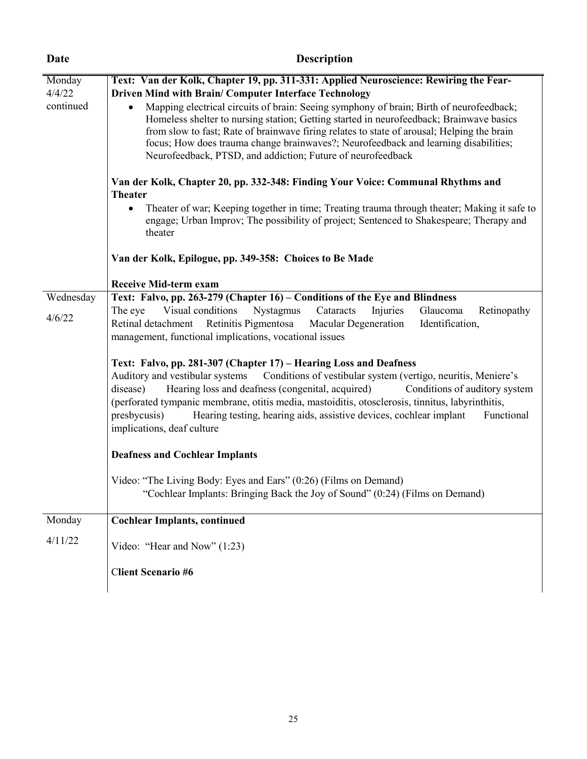| Date | Description |
|---|---|
| Monday 4/4/22 continued | **Text: Van der Kolk, Chapter 19, pp. 311-331: Applied Neuroscience: Rewiring the Fear-Driven Mind with Brain/ Computer Interface Technology**<br>• Mapping electrical circuits of brain: Seeing symphony of brain; Birth of neurofeedback; Homeless shelter to nursing station; Getting started in neurofeedback; Brainwave basics from slow to fast; Rate of brainwave firing relates to state of arousal; Helping the brain focus; How does trauma change brainwaves?; Neurofeedback and learning disabilities; Neurofeedback, PTSD, and addiction; Future of neurofeedback<br><br>**Van der Kolk, Chapter 20, pp. 332-348: Finding Your Voice: Communal Rhythms and Theater**<br>• Theater of war; Keeping together in time; Treating trauma through theater; Making it safe to engage; Urban Improv; The possibility of project; Sentenced to Shakespeare; Therapy and theater<br><br>**Van der Kolk, Epilogue, pp. 349-358: Choices to Be Made**<br><br>**Receive Mid-term exam** |
| Wednesday 4/6/22 | **Text: Falvo, pp. 263-279 (Chapter 16) – Conditions of the Eye and Blindness**<br>The eye Visual conditions Nystagmus Cataracts Injuries Glaucoma Retinopathy Retinal detachment Retinitis Pigmentosa Macular Degeneration Identification, management, functional implications, vocational issues<br><br>**Text: Falvo, pp. 281-307 (Chapter 17) – Hearing Loss and Deafness**<br>Auditory and vestibular systems Conditions of vestibular system (vertigo, neuritis, Meniere's disease) Hearing loss and deafness (congenital, acquired) Conditions of auditory system (perforated tympanic membrane, otitis media, mastoiditis, otosclerosis, tinnitus, labyrinthitis, presbycusis) Hearing testing, hearing aids, assistive devices, cochlear implant Functional implications, deaf culture<br><br>**Deafness and Cochlear Implants**<br><br>Video: "The Living Body: Eyes and Ears" (0:26) (Films on Demand)<br>"Cochlear Implants: Bringing Back the Joy of Sound" (0:24) (Films on Demand) |
| Monday 4/11/22 | **Cochlear Implants, continued**<br><br>Video: "Hear and Now" (1:23)<br><br>**Client Scenario #6** |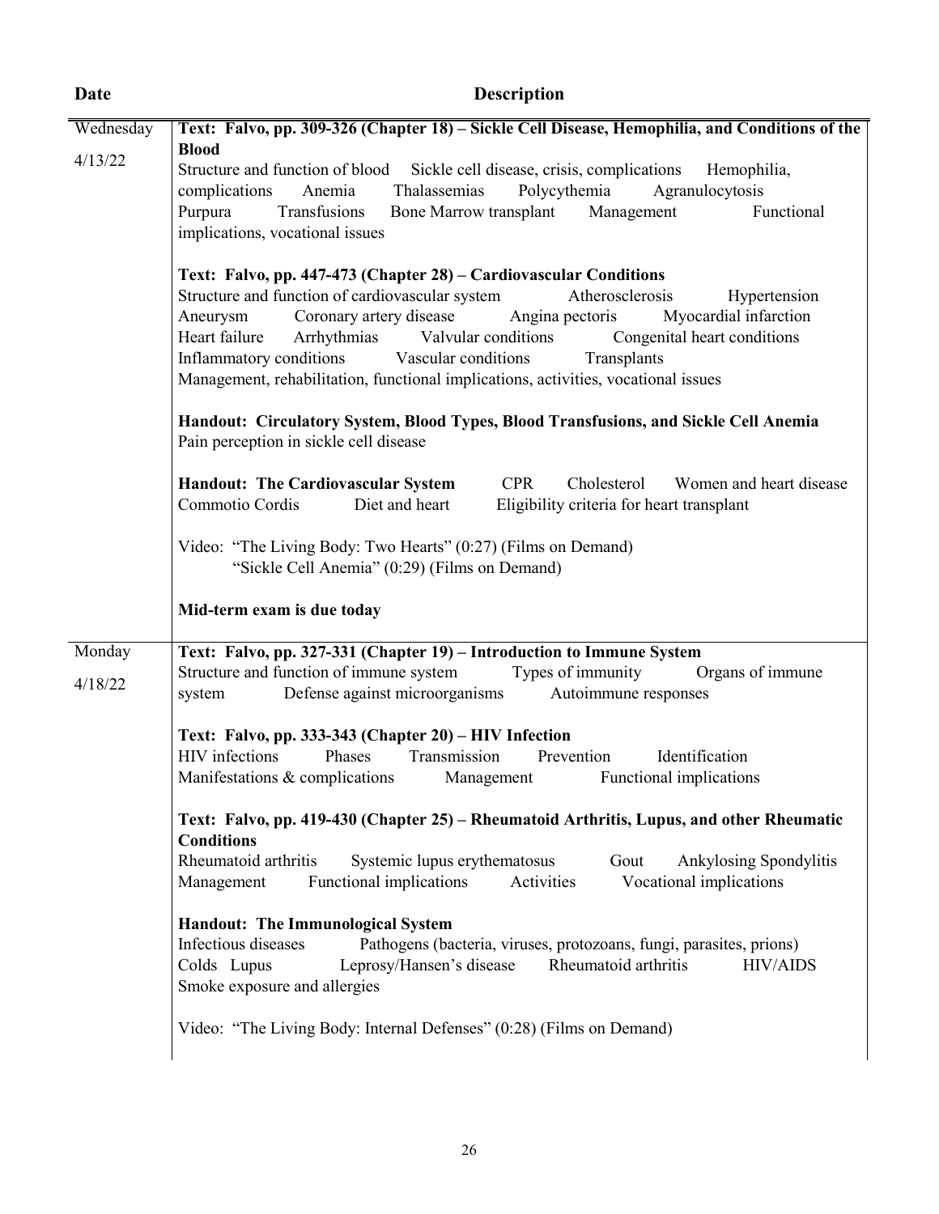| Date | Description |
|---|---|
| Wednesday<br><br>4/13/22 | **Text: Falvo, pp. 309-326 (Chapter 18) – Sickle Cell Disease, Hemophilia, and Conditions of the Blood**<br>Structure and function of blood Sickle cell disease, crisis, complications Hemophilia, complications Anemia Thalassemias Polycythemia Agranulocytosis Purpura Transfusions Bone Marrow transplant Management Functional implications, vocational issues<br><br>**Text: Falvo, pp. 447-473 (Chapter 28) – Cardiovascular Conditions**<br>Structure and function of cardiovascular system Atherosclerosis Hypertension Aneurysm Coronary artery disease Angina pectoris Myocardial infarction Heart failure Arrhythmias Valvular conditions Congenital heart conditions Inflammatory conditions Vascular conditions Transplants<br>Management, rehabilitation, functional implications, activities, vocational issues<br><br>**Handout: Circulatory System, Blood Types, Blood Transfusions, and Sickle Cell Anemia**<br>Pain perception in sickle cell disease<br><br>**Handout: The Cardiovascular System** CPR Cholesterol Women and heart disease Commotio Cordis Diet and heart Eligibility criteria for heart transplant<br><br>Video: "The Living Body: Two Hearts" (0:27) (Films on Demand)<br>"Sickle Cell Anemia" (0:29) (Films on Demand)<br><br>**Mid-term exam is due today** |
| Monday<br><br>4/18/22 | **Text: Falvo, pp. 327-331 (Chapter 19) – Introduction to Immune System**<br>Structure and function of immune system Types of immunity Organs of immune system Defense against microorganisms Autoimmune responses<br><br>**Text: Falvo, pp. 333-343 (Chapter 20) – HIV Infection**<br>HIV infections Phases Transmission Prevention Identification<br>Manifestations & complications Management Functional implications<br><br>**Text: Falvo, pp. 419-430 (Chapter 25) – Rheumatoid Arthritis, Lupus, and other Rheumatic Conditions**<br>Rheumatoid arthritis Systemic lupus erythematosus Gout Ankylosing Spondylitis Management Functional implications Activities Vocational implications<br><br>**Handout: The Immunological System**<br>Infectious diseases Pathogens (bacteria, viruses, protozoans, fungi, parasites, prions)<br>Colds Lupus Leprosy/Hansen's disease Rheumatoid arthritis HIV/AIDS<br>Smoke exposure and allergies<br><br>Video: "The Living Body: Internal Defenses" (0:28) (Films on Demand) |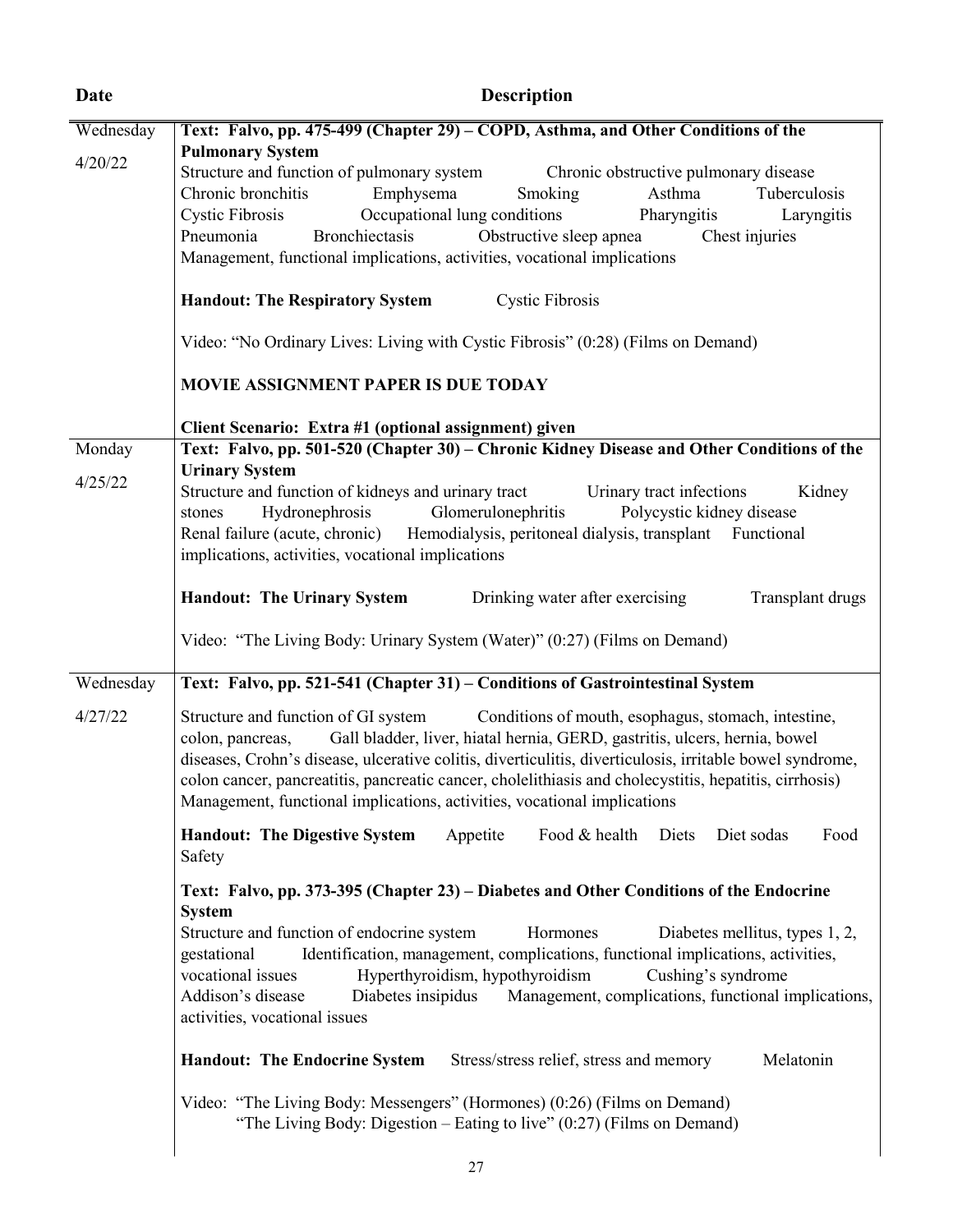| Date | Description |
|---|---|
| Wednesday 4/20/22 | **Text: Falvo, pp. 475-499 (Chapter 29) – COPD, Asthma, and Other Conditions of the Pulmonary System** <br> Structure and function of pulmonary system Chronic obstructive pulmonary disease Chronic bronchitis Emphysema Smoking Asthma Tuberculosis Cystic Fibrosis Occupational lung conditions Pharyngitis Laryngitis Pneumonia Bronchiectasis Obstructive sleep apnea Chest injuries Management, functional implications, activities, vocational implications <br><br> **Handout: The Respiratory System** Cystic Fibrosis <br><br> Video: "No Ordinary Lives: Living with Cystic Fibrosis" (0:28) (Films on Demand) <br><br> **MOVIE ASSIGNMENT PAPER IS DUE TODAY** <br><br> **Client Scenario: Extra #1 (optional assignment) given** |
| Monday 4/25/22 | **Text: Falvo, pp. 501-520 (Chapter 30) – Chronic Kidney Disease and Other Conditions of the Urinary System** <br> Structure and function of kidneys and urinary tract Urinary tract infections Kidney stones Hydronephrosis Glomerulonephritis Polycystic kidney disease Renal failure (acute, chronic) Hemodialysis, peritoneal dialysis, transplant Functional implications, activities, vocational implications <br><br> **Handout: The Urinary System** Drinking water after exercising Transplant drugs <br><br> Video: "The Living Body: Urinary System (Water)" (0:27) (Films on Demand) |
| Wednesday 4/27/22 | **Text: Falvo, pp. 521-541 (Chapter 31) – Conditions of Gastrointestinal System** <br><br> Structure and function of GI system Conditions of mouth, esophagus, stomach, intestine, colon, pancreas, Gall bladder, liver, hiatal hernia, GERD, gastritis, ulcers, hernia, bowel diseases, Crohn's disease, ulcerative colitis, diverticulitis, diverticulosis, irritable bowel syndrome, colon cancer, pancreatitis, pancreatic cancer, cholelithiasis and cholecystitis, hepatitis, cirrhosis) Management, functional implications, activities, vocational implications <br><br> **Handout: The Digestive System** Appetite Food & health Diets Diet sodas Food Safety <br><br> **Text: Falvo, pp. 373-395 (Chapter 23) – Diabetes and Other Conditions of the Endocrine System** <br> Structure and function of endocrine system Hormones Diabetes mellitus, types 1, 2, gestational Identification, management, complications, functional implications, activities, vocational issues Hyperthyroidism, hypothyroidism Cushing's syndrome Addison's disease Diabetes insipidus Management, complications, functional implications, activities, vocational issues <br><br> **Handout: The Endocrine System** Stress/stress relief, stress and memory Melatonin <br><br> Video: "The Living Body: Messengers" (Hormones) (0:26) (Films on Demand) <br> "The Living Body: Digestion – Eating to live" (0:27) (Films on Demand) |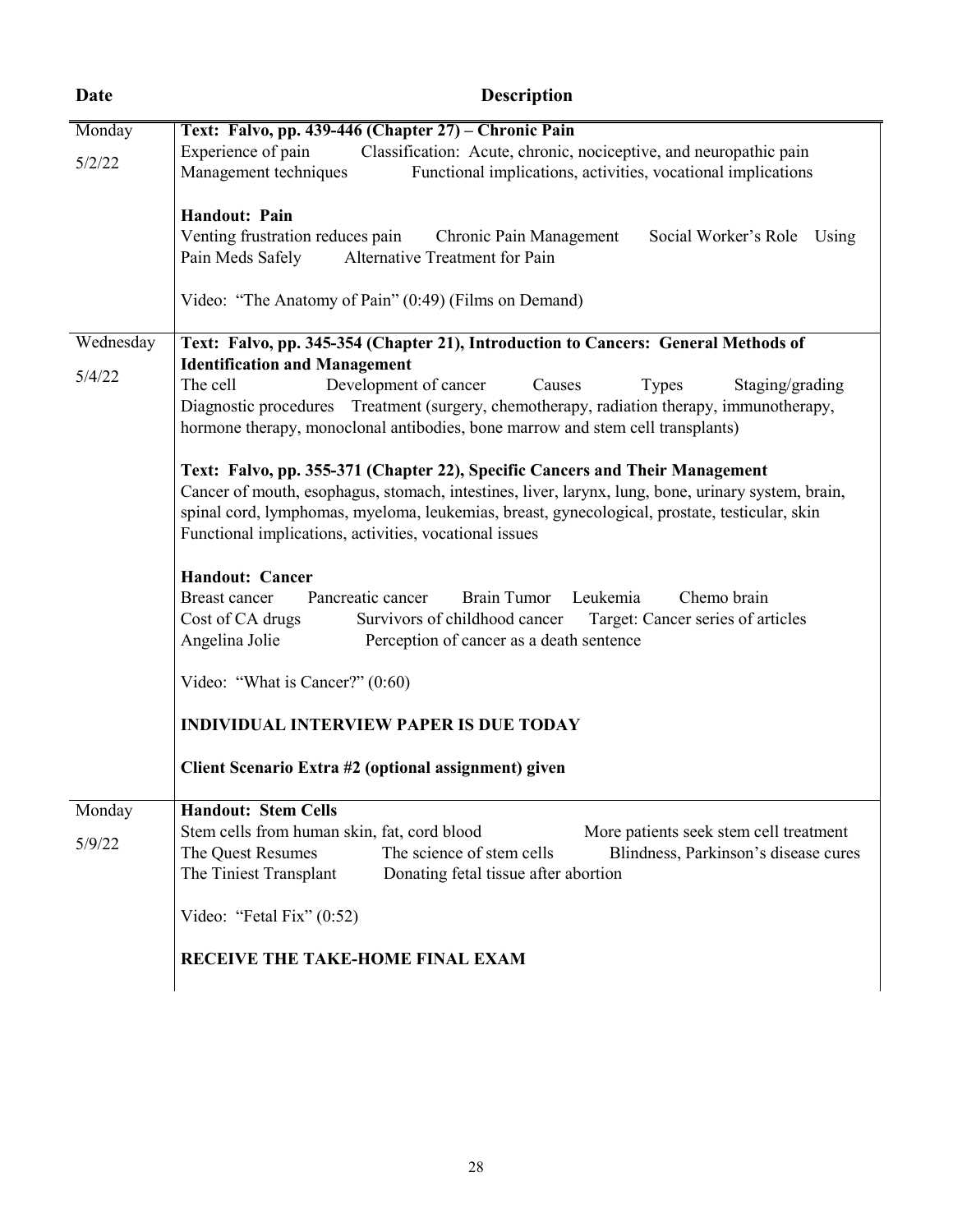| Date | Description |
| --- | --- |
| Monday<br><br>5/2/22 | **Text: Falvo, pp. 439-446 (Chapter 27) – Chronic Pain**<br>Experience of pain Classification: Acute, chronic, nociceptive, and neuropathic pain<br>Management techniques Functional implications, activities, vocational implications<br><br>**Handout: Pain**<br>Venting frustration reduces pain Chronic Pain Management Social Worker's Role Using Pain Meds Safely Alternative Treatment for Pain<br><br>Video: "The Anatomy of Pain" (0:49) (Films on Demand) |
| Wednesday<br><br>5/4/22 | **Text: Falvo, pp. 345-354 (Chapter 21), Introduction to Cancers: General Methods of Identification and Management**<br>The cell Development of cancer Causes Types Staging/grading<br>Diagnostic procedures Treatment (surgery, chemotherapy, radiation therapy, immunotherapy, hormone therapy, monoclonal antibodies, bone marrow and stem cell transplants)<br><br>**Text: Falvo, pp. 355-371 (Chapter 22), Specific Cancers and Their Management**<br>Cancer of mouth, esophagus, stomach, intestines, liver, larynx, lung, bone, urinary system, brain, spinal cord, lymphomas, myeloma, leukemias, breast, gynecological, prostate, testicular, skin<br>Functional implications, activities, vocational issues<br><br>**Handout: Cancer**<br>Breast cancer Pancreatic cancer Brain Tumor Leukemia Chemo brain<br>Cost of CA drugs Survivors of childhood cancer Target: Cancer series of articles<br>Angelina Jolie Perception of cancer as a death sentence<br><br>Video: "What is Cancer?" (0:60)<br><br>**INDIVIDUAL INTERVIEW PAPER IS DUE TODAY**<br><br>**Client Scenario Extra #2 (optional assignment) given** |
| Monday<br><br>5/9/22 | **Handout: Stem Cells**<br>Stem cells from human skin, fat, cord blood More patients seek stem cell treatment<br>The Quest Resumes The science of stem cells Blindness, Parkinson's disease cures<br>The Tiniest Transplant Donating fetal tissue after abortion<br><br>Video: "Fetal Fix" (0:52)<br><br>**RECEIVE THE TAKE-HOME FINAL EXAM** |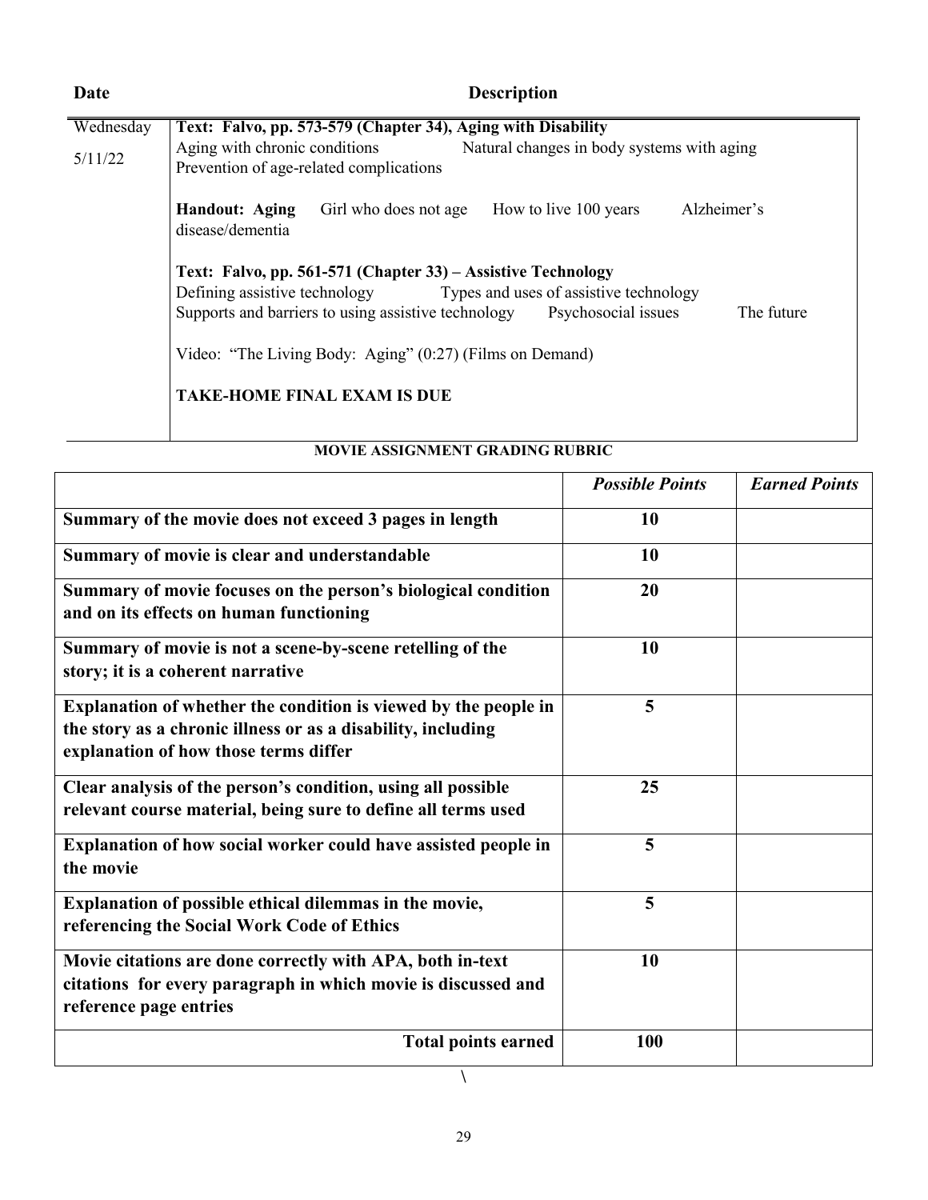| Date | Description |
|---|---|
| Wednesday 5/11/22 | **Text: Falvo, pp. 573-579 (Chapter 34), Aging with Disability**<br>Aging with chronic conditions Natural changes in body systems with aging<br>Prevention of age-related complications<br><br>**Handout: Aging** Girl who does not age How to live 100 years Alzheimer's disease/dementia<br><br>**Text: Falvo, pp. 561-571 (Chapter 33) – Assistive Technology**<br>Defining assistive technology Types and uses of assistive technology<br>Supports and barriers to using assistive technology Psychosocial issues The future<br><br>Video: "The Living Body: Aging" (0:27) (Films on Demand)<br><br>**TAKE-HOME FINAL EXAM IS DUE** |

**MOVIE ASSIGNMENT GRADING RUBRIC**

| | *Possible Points* | *Earned Points* |
|---|---|---|
| **Summary of the movie does not exceed 3 pages in length** | **10** | |
| **Summary of movie is clear and understandable** | **10** | |
| **Summary of movie focuses on the person's biological condition and on its effects on human functioning** | **20** | |
| **Summary of movie is not a scene-by-scene retelling of the story; it is a coherent narrative** | **10** | |
| **Explanation of whether the condition is viewed by the people in the story as a chronic illness or as a disability, including explanation of how those terms differ** | **5** | |
| **Clear analysis of the person's condition, using all possible relevant course material, being sure to define all terms used** | **25** | |
| **Explanation of how social worker could have assisted people in the movie** | **5** | |
| **Explanation of possible ethical dilemmas in the movie, referencing the Social Work Code of Ethics** | **5** | |
| **Movie citations are done correctly with APA, both in-text citations for every paragraph in which movie is discussed and reference page entries** | **10** | |
| **Total points earned** | **100** | |

\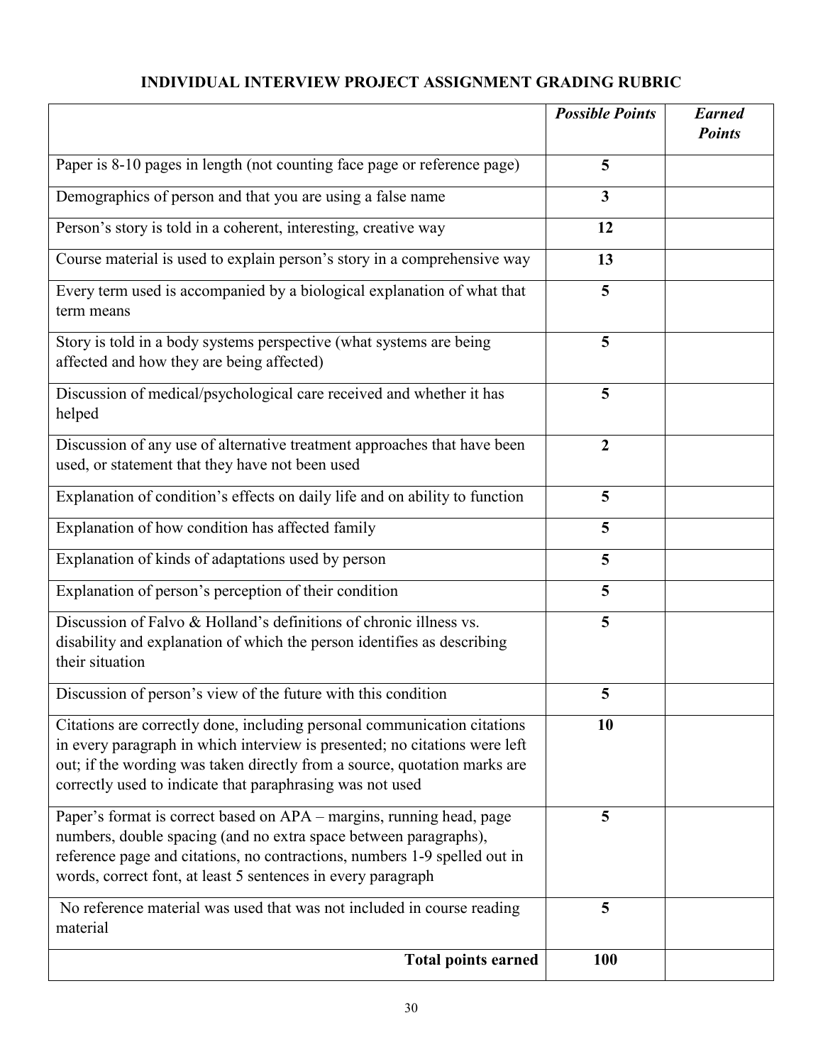## INDIVIDUAL INTERVIEW PROJECT ASSIGNMENT GRADING RUBRIC

| | ***Possible Points*** | ***Earned Points*** |
|---|---|---|
| Paper is 8-10 pages in length (not counting face page or reference page) | **5** | |
| Demographics of person and that you are using a false name | **3** | |
| Person's story is told in a coherent, interesting, creative way | **12** | |
| Course material is used to explain person's story in a comprehensive way | **13** | |
| Every term used is accompanied by a biological explanation of what that term means | **5** | |
| Story is told in a body systems perspective (what systems are being affected and how they are being affected) | **5** | |
| Discussion of medical/psychological care received and whether it has helped | **5** | |
| Discussion of any use of alternative treatment approaches that have been used, or statement that they have not been used | **2** | |
| Explanation of condition's effects on daily life and on ability to function | **5** | |
| Explanation of how condition has affected family | **5** | |
| Explanation of kinds of adaptations used by person | **5** | |
| Explanation of person's perception of their condition | **5** | |
| Discussion of Falvo & Holland's definitions of chronic illness vs. disability and explanation of which the person identifies as describing their situation | **5** | |
| Discussion of person's view of the future with this condition | **5** | |
| Citations are correctly done, including personal communication citations in every paragraph in which interview is presented; no citations were left out; if the wording was taken directly from a source, quotation marks are correctly used to indicate that paraphrasing was not used | **10** | |
| Paper's format is correct based on APA – margins, running head, page numbers, double spacing (and no extra space between paragraphs), reference page and citations, no contractions, numbers 1-9 spelled out in words, correct font, at least 5 sentences in every paragraph | **5** | |
| No reference material was used that was not included in course reading material | **5** | |
| **Total points earned** | **100** | |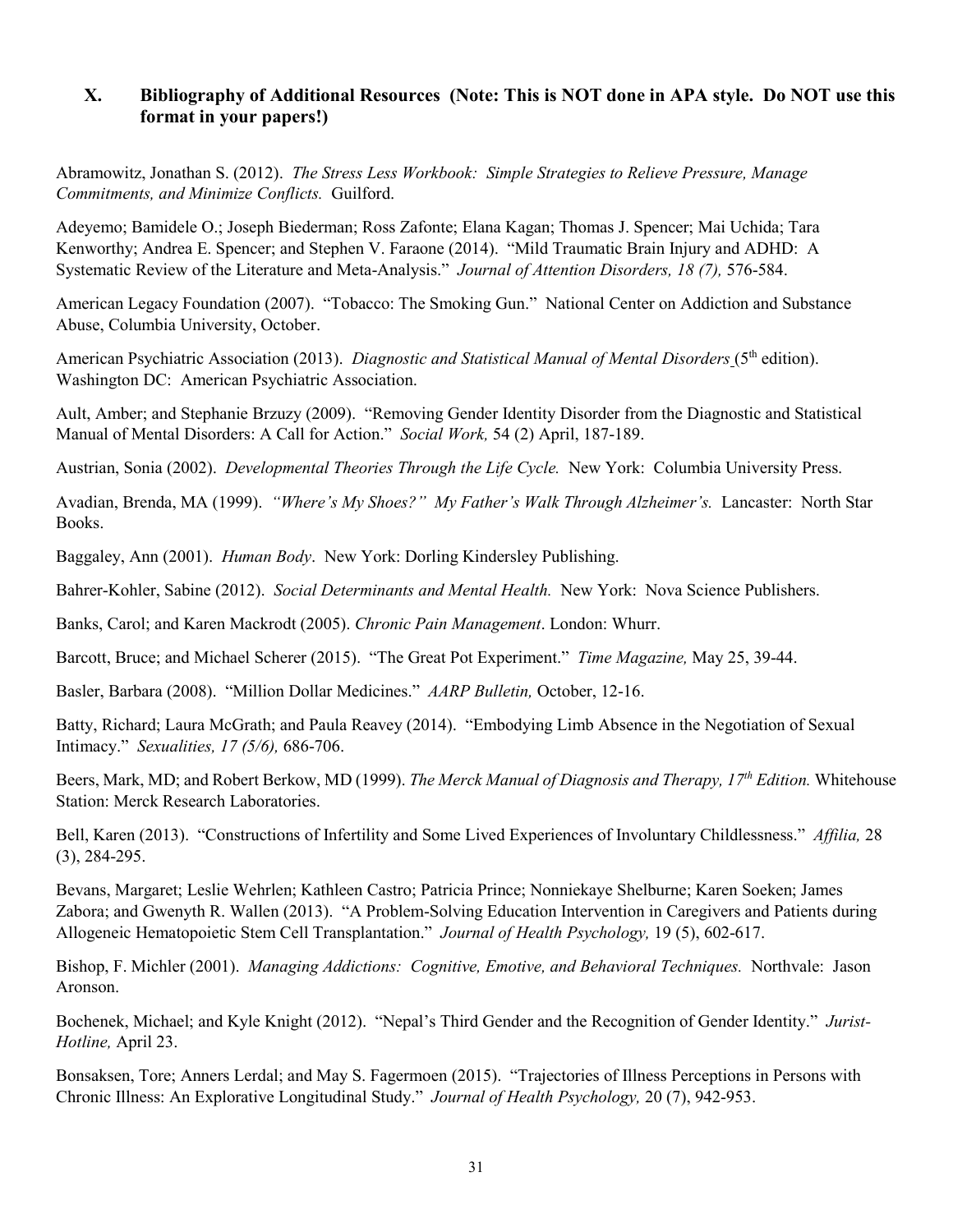## X. Bibliography of Additional Resources (Note: This is NOT done in APA style. Do NOT use this format in your papers!)

Abramowitz, Jonathan S. (2012). *The Stress Less Workbook: Simple Strategies to Relieve Pressure, Manage Commitments, and Minimize Conflicts.* Guilford.

Adeyemo; Bamidele O.; Joseph Biederman; Ross Zafonte; Elana Kagan; Thomas J. Spencer; Mai Uchida; Tara Kenworthy; Andrea E. Spencer; and Stephen V. Faraone (2014). "Mild Traumatic Brain Injury and ADHD: A Systematic Review of the Literature and Meta-Analysis." *Journal of Attention Disorders, 18 (7),* 576-584.

American Legacy Foundation (2007). "Tobacco: The Smoking Gun." National Center on Addiction and Substance Abuse, Columbia University, October.

American Psychiatric Association (2013). *Diagnostic and Statistical Manual of Mental Disorders* (5th edition). Washington DC: American Psychiatric Association.

Ault, Amber; and Stephanie Brzuzy (2009). "Removing Gender Identity Disorder from the Diagnostic and Statistical Manual of Mental Disorders: A Call for Action." *Social Work,* 54 (2) April, 187-189.

Austrian, Sonia (2002). *Developmental Theories Through the Life Cycle.* New York: Columbia University Press.

Avadian, Brenda, MA (1999). *"Where's My Shoes?" My Father's Walk Through Alzheimer's.* Lancaster: North Star Books.

Baggaley, Ann (2001). *Human Body*. New York: Dorling Kindersley Publishing.

Bahrer-Kohler, Sabine (2012). *Social Determinants and Mental Health.* New York: Nova Science Publishers.

Banks, Carol; and Karen Mackrodt (2005). *Chronic Pain Management*. London: Whurr.

Barcott, Bruce; and Michael Scherer (2015). "The Great Pot Experiment." *Time Magazine,* May 25, 39-44.

Basler, Barbara (2008). "Million Dollar Medicines." *AARP Bulletin,* October, 12-16.

Batty, Richard; Laura McGrath; and Paula Reavey (2014). "Embodying Limb Absence in the Negotiation of Sexual Intimacy." *Sexualities, 17 (5/6),* 686-706.

Beers, Mark, MD; and Robert Berkow, MD (1999). *The Merck Manual of Diagnosis and Therapy, 17th Edition.* Whitehouse Station: Merck Research Laboratories.

Bell, Karen (2013). "Constructions of Infertility and Some Lived Experiences of Involuntary Childlessness." *Affilia,* 28 (3), 284-295.

Bevans, Margaret; Leslie Wehrlen; Kathleen Castro; Patricia Prince; Nonniekaye Shelburne; Karen Soeken; James Zabora; and Gwenyth R. Wallen (2013). "A Problem-Solving Education Intervention in Caregivers and Patients during Allogeneic Hematopoietic Stem Cell Transplantation." *Journal of Health Psychology,* 19 (5), 602-617.

Bishop, F. Michler (2001). *Managing Addictions: Cognitive, Emotive, and Behavioral Techniques.* Northvale: Jason Aronson.

Bochenek, Michael; and Kyle Knight (2012). "Nepal's Third Gender and the Recognition of Gender Identity." *Jurist-Hotline,* April 23.

Bonsaksen, Tore; Anners Lerdal; and May S. Fagermoen (2015). "Trajectories of Illness Perceptions in Persons with Chronic Illness: An Explorative Longitudinal Study." *Journal of Health Psychology,* 20 (7), 942-953.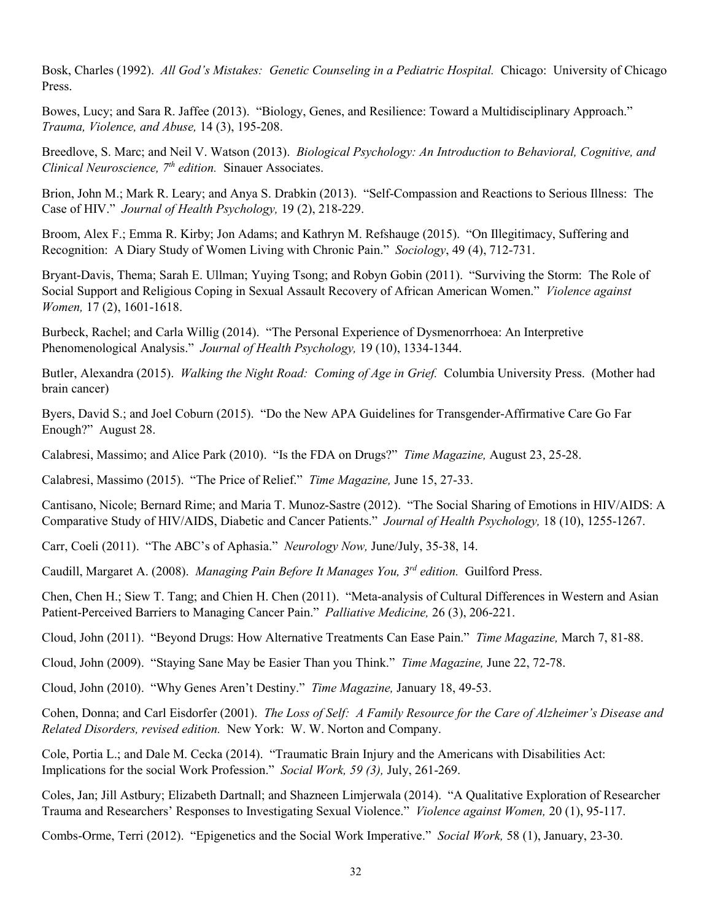Bosk, Charles (1992). *All God's Mistakes: Genetic Counseling in a Pediatric Hospital.* Chicago: University of Chicago Press.

Bowes, Lucy; and Sara R. Jaffee (2013). "Biology, Genes, and Resilience: Toward a Multidisciplinary Approach." *Trauma, Violence, and Abuse,* 14 (3), 195-208.

Breedlove, S. Marc; and Neil V. Watson (2013). *Biological Psychology: An Introduction to Behavioral, Cognitive, and Clinical Neuroscience, 7th edition.* Sinauer Associates.

Brion, John M.; Mark R. Leary; and Anya S. Drabkin (2013). "Self-Compassion and Reactions to Serious Illness: The Case of HIV." *Journal of Health Psychology,* 19 (2), 218-229.

Broom, Alex F.; Emma R. Kirby; Jon Adams; and Kathryn M. Refshauge (2015). "On Illegitimacy, Suffering and Recognition: A Diary Study of Women Living with Chronic Pain." *Sociology*, 49 (4), 712-731.

Bryant-Davis, Thema; Sarah E. Ullman; Yuying Tsong; and Robyn Gobin (2011). "Surviving the Storm: The Role of Social Support and Religious Coping in Sexual Assault Recovery of African American Women." *Violence against Women,* 17 (2), 1601-1618.

Burbeck, Rachel; and Carla Willig (2014). "The Personal Experience of Dysmenorrhoea: An Interpretive Phenomenological Analysis." *Journal of Health Psychology,* 19 (10), 1334-1344.

Butler, Alexandra (2015). *Walking the Night Road: Coming of Age in Grief.* Columbia University Press. (Mother had brain cancer)

Byers, David S.; and Joel Coburn (2015). "Do the New APA Guidelines for Transgender-Affirmative Care Go Far Enough?" August 28.

Calabresi, Massimo; and Alice Park (2010). "Is the FDA on Drugs?" *Time Magazine,* August 23, 25-28.

Calabresi, Massimo (2015). "The Price of Relief." *Time Magazine,* June 15, 27-33.

Cantisano, Nicole; Bernard Rime; and Maria T. Munoz-Sastre (2012). "The Social Sharing of Emotions in HIV/AIDS: A Comparative Study of HIV/AIDS, Diabetic and Cancer Patients." *Journal of Health Psychology,* 18 (10), 1255-1267.

Carr, Coeli (2011). "The ABC's of Aphasia." *Neurology Now,* June/July, 35-38, 14.

Caudill, Margaret A. (2008). *Managing Pain Before It Manages You, 3rd edition.* Guilford Press.

Chen, Chen H.; Siew T. Tang; and Chien H. Chen (2011). "Meta-analysis of Cultural Differences in Western and Asian Patient-Perceived Barriers to Managing Cancer Pain." *Palliative Medicine,* 26 (3), 206-221.

Cloud, John (2011). "Beyond Drugs: How Alternative Treatments Can Ease Pain." *Time Magazine,* March 7, 81-88.

Cloud, John (2009). "Staying Sane May be Easier Than you Think." *Time Magazine,* June 22, 72-78.

Cloud, John (2010). "Why Genes Aren't Destiny." *Time Magazine,* January 18, 49-53.

Cohen, Donna; and Carl Eisdorfer (2001). *The Loss of Self: A Family Resource for the Care of Alzheimer's Disease and Related Disorders, revised edition.* New York: W. W. Norton and Company.

Cole, Portia L.; and Dale M. Cecka (2014). "Traumatic Brain Injury and the Americans with Disabilities Act: Implications for the social Work Profession." *Social Work, 59 (3),* July, 261-269.

Coles, Jan; Jill Astbury; Elizabeth Dartnall; and Shazneen Limjerwala (2014). "A Qualitative Exploration of Researcher Trauma and Researchers' Responses to Investigating Sexual Violence." *Violence against Women,* 20 (1), 95-117.

Combs-Orme, Terri (2012). "Epigenetics and the Social Work Imperative." *Social Work,* 58 (1), January, 23-30.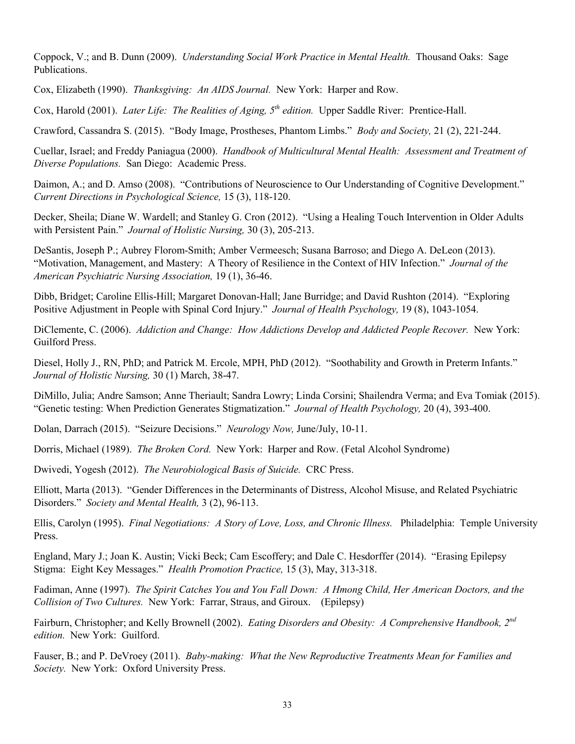Coppock, V.; and B. Dunn (2009). *Understanding Social Work Practice in Mental Health.* Thousand Oaks: Sage Publications.

Cox, Elizabeth (1990). *Thanksgiving: An AIDS Journal.* New York: Harper and Row.

Cox, Harold (2001). *Later Life: The Realities of Aging, 5th edition.* Upper Saddle River: Prentice-Hall.

Crawford, Cassandra S. (2015). "Body Image, Prostheses, Phantom Limbs." *Body and Society,* 21 (2), 221-244.

Cuellar, Israel; and Freddy Paniagua (2000). *Handbook of Multicultural Mental Health: Assessment and Treatment of Diverse Populations.* San Diego: Academic Press.

Daimon, A.; and D. Amso (2008). "Contributions of Neuroscience to Our Understanding of Cognitive Development." *Current Directions in Psychological Science,* 15 (3), 118-120.

Decker, Sheila; Diane W. Wardell; and Stanley G. Cron (2012). "Using a Healing Touch Intervention in Older Adults with Persistent Pain." *Journal of Holistic Nursing,* 30 (3), 205-213.

DeSantis, Joseph P.; Aubrey Florom-Smith; Amber Vermeesch; Susana Barroso; and Diego A. DeLeon (2013). "Motivation, Management, and Mastery: A Theory of Resilience in the Context of HIV Infection." *Journal of the American Psychiatric Nursing Association,* 19 (1), 36-46.

Dibb, Bridget; Caroline Ellis-Hill; Margaret Donovan-Hall; Jane Burridge; and David Rushton (2014). "Exploring Positive Adjustment in People with Spinal Cord Injury." *Journal of Health Psychology,* 19 (8), 1043-1054.

DiClemente, C. (2006). *Addiction and Change: How Addictions Develop and Addicted People Recover.* New York: Guilford Press.

Diesel, Holly J., RN, PhD; and Patrick M. Ercole, MPH, PhD (2012). "Soothability and Growth in Preterm Infants." *Journal of Holistic Nursing,* 30 (1) March, 38-47.

DiMillo, Julia; Andre Samson; Anne Theriault; Sandra Lowry; Linda Corsini; Shailendra Verma; and Eva Tomiak (2015). "Genetic testing: When Prediction Generates Stigmatization." *Journal of Health Psychology,* 20 (4), 393-400.

Dolan, Darrach (2015). "Seizure Decisions." *Neurology Now,* June/July, 10-11.

Dorris, Michael (1989). *The Broken Cord.* New York: Harper and Row. (Fetal Alcohol Syndrome)

Dwivedi, Yogesh (2012). *The Neurobiological Basis of Suicide.* CRC Press.

Elliott, Marta (2013). "Gender Differences in the Determinants of Distress, Alcohol Misuse, and Related Psychiatric Disorders." *Society and Mental Health,* 3 (2), 96-113.

Ellis, Carolyn (1995). *Final Negotiations: A Story of Love, Loss, and Chronic Illness.* Philadelphia: Temple University Press.

England, Mary J.; Joan K. Austin; Vicki Beck; Cam Escoffery; and Dale C. Hesdorffer (2014). "Erasing Epilepsy Stigma: Eight Key Messages." *Health Promotion Practice,* 15 (3), May, 313-318.

Fadiman, Anne (1997). *The Spirit Catches You and You Fall Down: A Hmong Child, Her American Doctors, and the Collision of Two Cultures.* New York: Farrar, Straus, and Giroux. (Epilepsy)

Fairburn, Christopher; and Kelly Brownell (2002). *Eating Disorders and Obesity: A Comprehensive Handbook, 2nd edition.* New York: Guilford.

Fauser, B.; and P. DeVroey (2011). *Baby-making: What the New Reproductive Treatments Mean for Families and Society.* New York: Oxford University Press.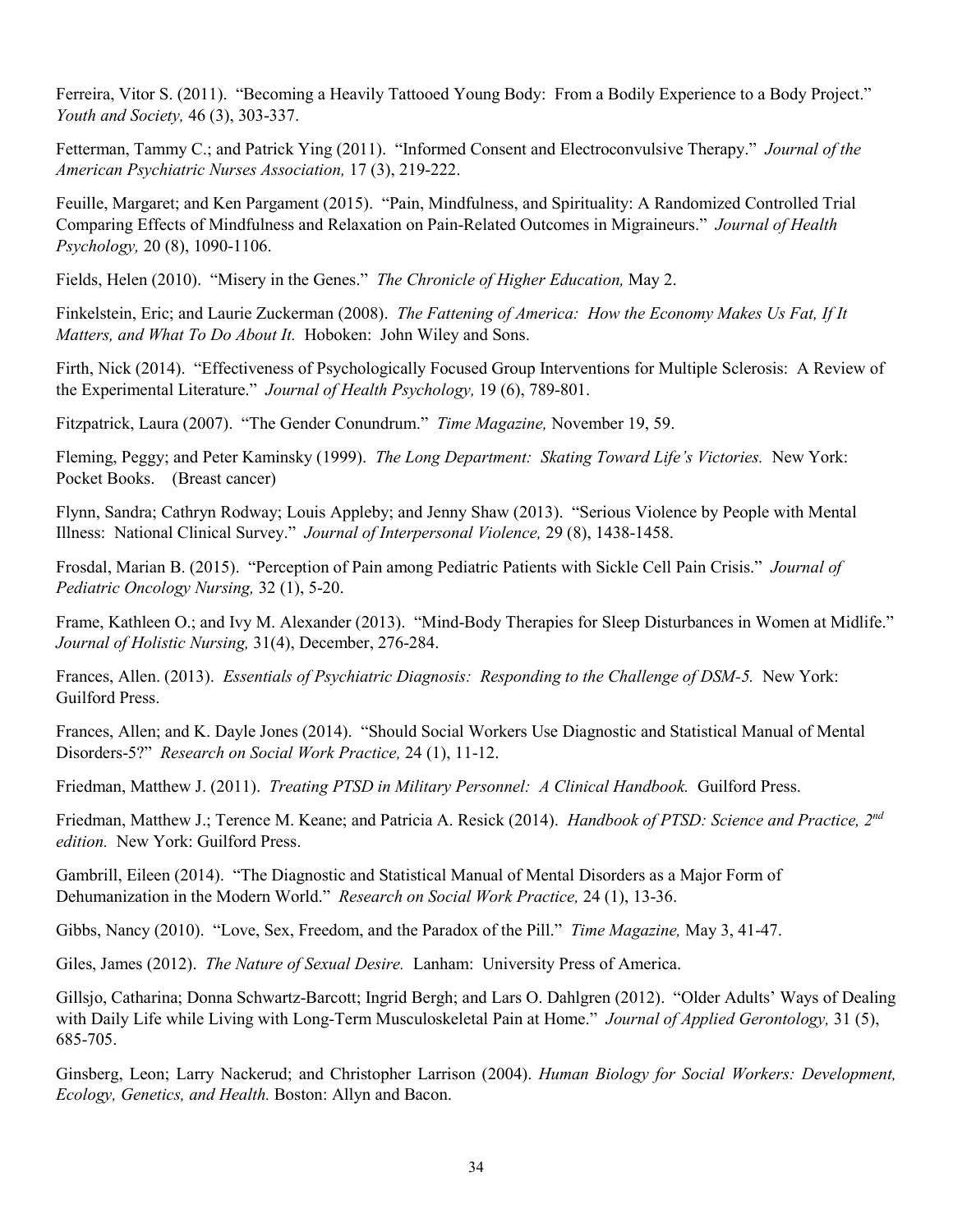Ferreira, Vitor S. (2011). "Becoming a Heavily Tattooed Young Body: From a Bodily Experience to a Body Project." *Youth and Society,* 46 (3), 303-337.

Fetterman, Tammy C.; and Patrick Ying (2011). "Informed Consent and Electroconvulsive Therapy." *Journal of the American Psychiatric Nurses Association,* 17 (3), 219-222.

Feuille, Margaret; and Ken Pargament (2015). "Pain, Mindfulness, and Spirituality: A Randomized Controlled Trial Comparing Effects of Mindfulness and Relaxation on Pain-Related Outcomes in Migraineurs." *Journal of Health Psychology,* 20 (8), 1090-1106.

Fields, Helen (2010). "Misery in the Genes." *The Chronicle of Higher Education,* May 2.

Finkelstein, Eric; and Laurie Zuckerman (2008). *The Fattening of America: How the Economy Makes Us Fat, If It Matters, and What To Do About It.* Hoboken: John Wiley and Sons.

Firth, Nick (2014). "Effectiveness of Psychologically Focused Group Interventions for Multiple Sclerosis: A Review of the Experimental Literature." *Journal of Health Psychology,* 19 (6), 789-801.

Fitzpatrick, Laura (2007). "The Gender Conundrum." *Time Magazine,* November 19, 59.

Fleming, Peggy; and Peter Kaminsky (1999). *The Long Department: Skating Toward Life's Victories.* New York: Pocket Books. (Breast cancer)

Flynn, Sandra; Cathryn Rodway; Louis Appleby; and Jenny Shaw (2013). "Serious Violence by People with Mental Illness: National Clinical Survey." *Journal of Interpersonal Violence,* 29 (8), 1438-1458.

Frosdal, Marian B. (2015). "Perception of Pain among Pediatric Patients with Sickle Cell Pain Crisis." *Journal of Pediatric Oncology Nursing,* 32 (1), 5-20.

Frame, Kathleen O.; and Ivy M. Alexander (2013). "Mind-Body Therapies for Sleep Disturbances in Women at Midlife." *Journal of Holistic Nursing,* 31(4), December, 276-284.

Frances, Allen. (2013). *Essentials of Psychiatric Diagnosis: Responding to the Challenge of DSM-5.* New York: Guilford Press.

Frances, Allen; and K. Dayle Jones (2014). "Should Social Workers Use Diagnostic and Statistical Manual of Mental Disorders-5?" *Research on Social Work Practice,* 24 (1), 11-12.

Friedman, Matthew J. (2011). *Treating PTSD in Military Personnel: A Clinical Handbook.* Guilford Press.

Friedman, Matthew J.; Terence M. Keane; and Patricia A. Resick (2014). *Handbook of PTSD: Science and Practice, 2nd edition.* New York: Guilford Press.

Gambrill, Eileen (2014). "The Diagnostic and Statistical Manual of Mental Disorders as a Major Form of Dehumanization in the Modern World." *Research on Social Work Practice,* 24 (1), 13-36.

Gibbs, Nancy (2010). "Love, Sex, Freedom, and the Paradox of the Pill." *Time Magazine,* May 3, 41-47.

Giles, James (2012). *The Nature of Sexual Desire.* Lanham: University Press of America.

Gillsjo, Catharina; Donna Schwartz-Barcott; Ingrid Bergh; and Lars O. Dahlgren (2012). "Older Adults' Ways of Dealing with Daily Life while Living with Long-Term Musculoskeletal Pain at Home." *Journal of Applied Gerontology,* 31 (5), 685-705.

Ginsberg, Leon; Larry Nackerud; and Christopher Larrison (2004). *Human Biology for Social Workers: Development, Ecology, Genetics, and Health.* Boston: Allyn and Bacon.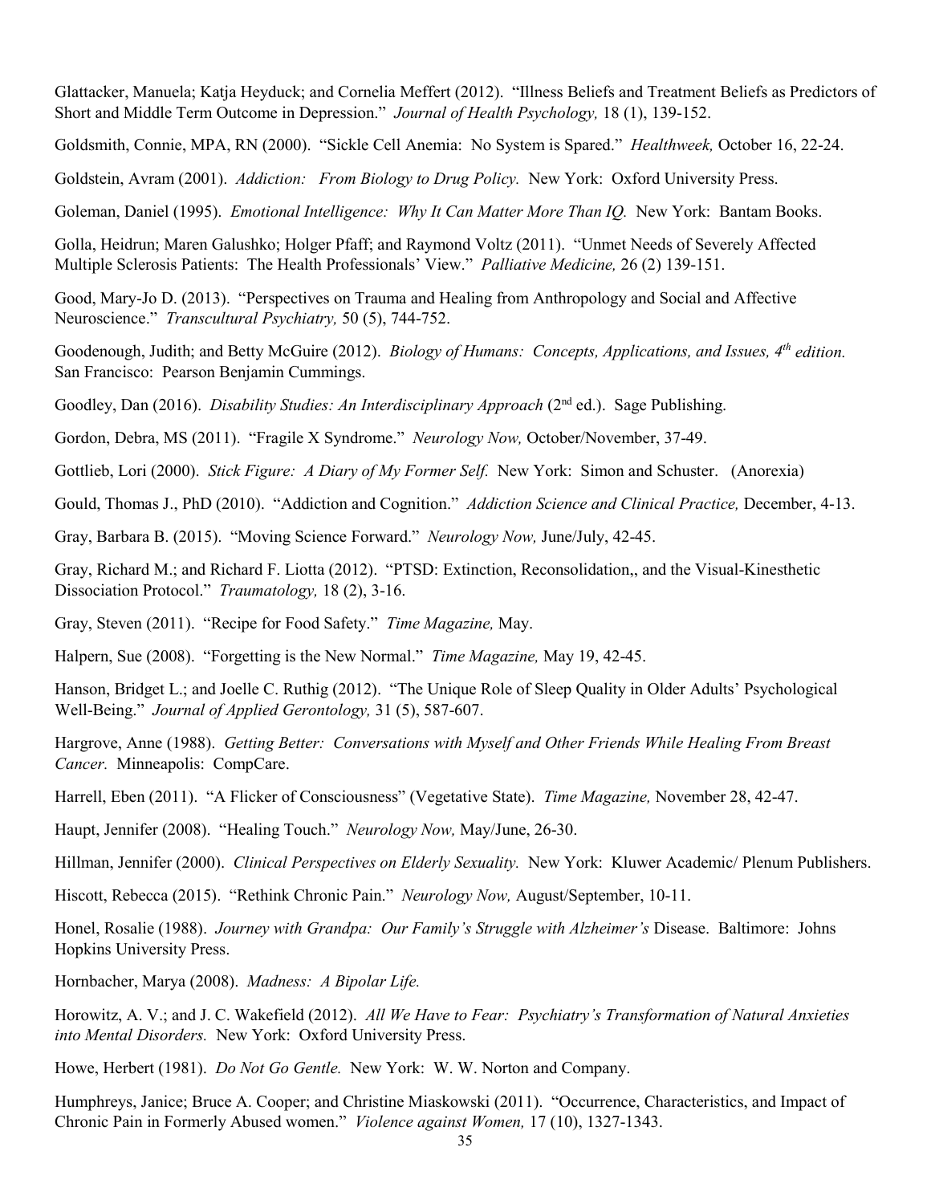Glattacker, Manuela; Katja Heyduck; and Cornelia Meffert (2012). "Illness Beliefs and Treatment Beliefs as Predictors of Short and Middle Term Outcome in Depression." *Journal of Health Psychology,* 18 (1), 139-152.

Goldsmith, Connie, MPA, RN (2000). "Sickle Cell Anemia: No System is Spared." *Healthweek,* October 16, 22-24.

Goldstein, Avram (2001). *Addiction: From Biology to Drug Policy.* New York: Oxford University Press.

Goleman, Daniel (1995). *Emotional Intelligence: Why It Can Matter More Than IQ.* New York: Bantam Books.

Golla, Heidrun; Maren Galushko; Holger Pfaff; and Raymond Voltz (2011). "Unmet Needs of Severely Affected Multiple Sclerosis Patients: The Health Professionals' View." *Palliative Medicine,* 26 (2) 139-151.

Good, Mary-Jo D. (2013). "Perspectives on Trauma and Healing from Anthropology and Social and Affective Neuroscience." *Transcultural Psychiatry,* 50 (5), 744-752.

Goodenough, Judith; and Betty McGuire (2012). *Biology of Humans: Concepts, Applications, and Issues, 4th edition.* San Francisco: Pearson Benjamin Cummings.

Goodley, Dan (2016). *Disability Studies: An Interdisciplinary Approach* (2nd ed.). Sage Publishing.

Gordon, Debra, MS (2011). "Fragile X Syndrome." *Neurology Now,* October/November, 37-49.

Gottlieb, Lori (2000). *Stick Figure: A Diary of My Former Self.* New York: Simon and Schuster. (Anorexia)

Gould, Thomas J., PhD (2010). "Addiction and Cognition." *Addiction Science and Clinical Practice,* December, 4-13.

Gray, Barbara B. (2015). "Moving Science Forward." *Neurology Now,* June/July, 42-45.

Gray, Richard M.; and Richard F. Liotta (2012). "PTSD: Extinction, Reconsolidation,, and the Visual-Kinesthetic Dissociation Protocol." *Traumatology,* 18 (2), 3-16.

Gray, Steven (2011). "Recipe for Food Safety." *Time Magazine,* May.

Halpern, Sue (2008). "Forgetting is the New Normal." *Time Magazine,* May 19, 42-45.

Hanson, Bridget L.; and Joelle C. Ruthig (2012). "The Unique Role of Sleep Quality in Older Adults' Psychological Well-Being." *Journal of Applied Gerontology,* 31 (5), 587-607.

Hargrove, Anne (1988). *Getting Better: Conversations with Myself and Other Friends While Healing From Breast Cancer.* Minneapolis: CompCare.

Harrell, Eben (2011). "A Flicker of Consciousness" (Vegetative State). *Time Magazine,* November 28, 42-47.

Haupt, Jennifer (2008). "Healing Touch." *Neurology Now,* May/June, 26-30.

Hillman, Jennifer (2000). *Clinical Perspectives on Elderly Sexuality.* New York: Kluwer Academic/ Plenum Publishers.

Hiscott, Rebecca (2015). "Rethink Chronic Pain." *Neurology Now,* August/September, 10-11.

Honel, Rosalie (1988). *Journey with Grandpa: Our Family's Struggle with Alzheimer's* Disease. Baltimore: Johns Hopkins University Press.

Hornbacher, Marya (2008). *Madness: A Bipolar Life.*

Horowitz, A. V.; and J. C. Wakefield (2012). *All We Have to Fear: Psychiatry's Transformation of Natural Anxieties into Mental Disorders.* New York: Oxford University Press.

Howe, Herbert (1981). *Do Not Go Gentle.* New York: W. W. Norton and Company.

Humphreys, Janice; Bruce A. Cooper; and Christine Miaskowski (2011). "Occurrence, Characteristics, and Impact of Chronic Pain in Formerly Abused women." *Violence against Women,* 17 (10), 1327-1343.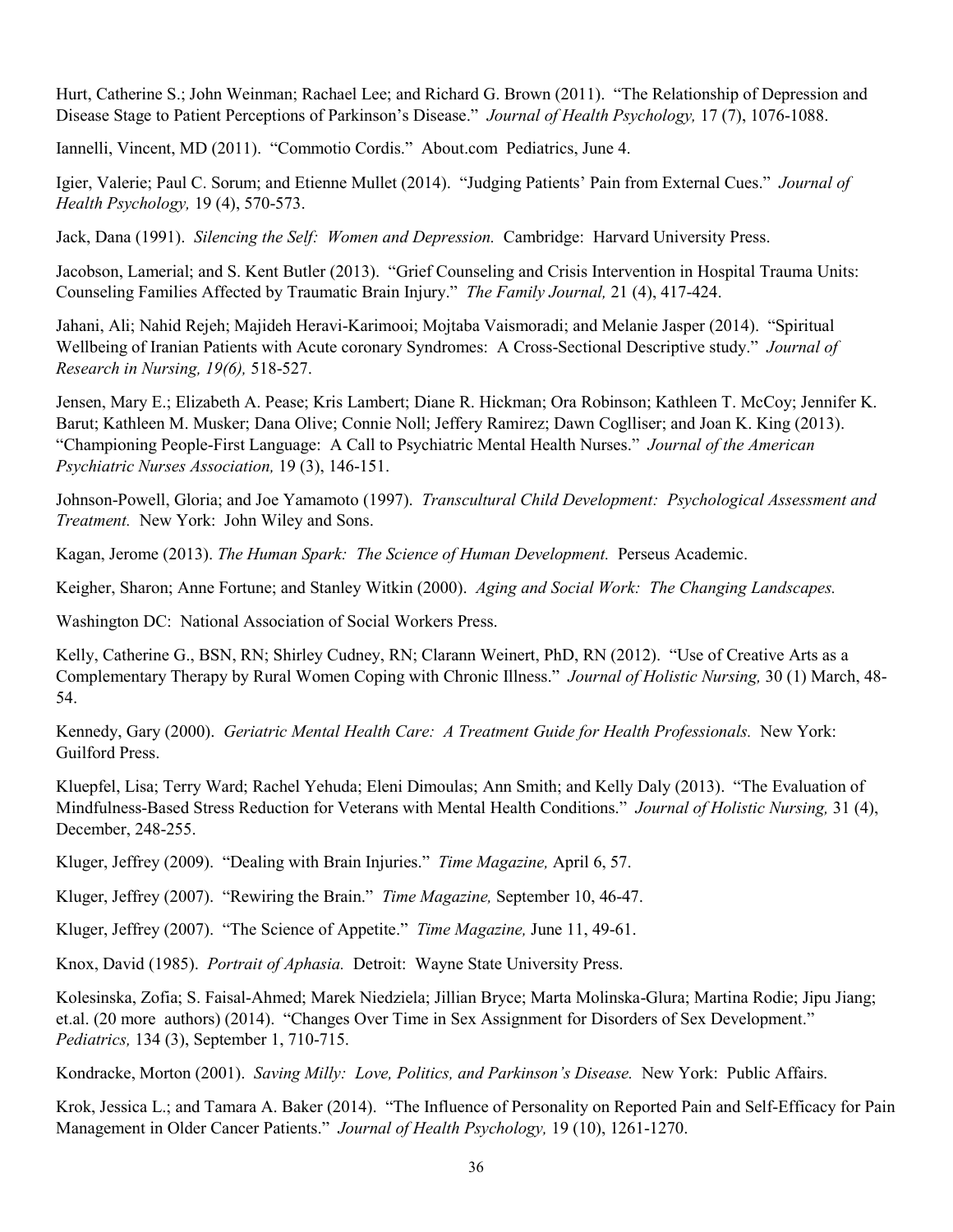Hurt, Catherine S.; John Weinman; Rachael Lee; and Richard G. Brown (2011). "The Relationship of Depression and Disease Stage to Patient Perceptions of Parkinson's Disease." *Journal of Health Psychology,* 17 (7), 1076-1088.

Iannelli, Vincent, MD (2011). "Commotio Cordis." About.com Pediatrics, June 4.

Igier, Valerie; Paul C. Sorum; and Etienne Mullet (2014). "Judging Patients' Pain from External Cues." *Journal of Health Psychology,* 19 (4), 570-573.

Jack, Dana (1991). *Silencing the Self: Women and Depression.* Cambridge: Harvard University Press.

Jacobson, Lamerial; and S. Kent Butler (2013). "Grief Counseling and Crisis Intervention in Hospital Trauma Units: Counseling Families Affected by Traumatic Brain Injury." *The Family Journal,* 21 (4), 417-424.

Jahani, Ali; Nahid Rejeh; Majideh Heravi-Karimooi; Mojtaba Vaismoradi; and Melanie Jasper (2014). "Spiritual Wellbeing of Iranian Patients with Acute coronary Syndromes: A Cross-Sectional Descriptive study." *Journal of Research in Nursing, 19(6),* 518-527.

Jensen, Mary E.; Elizabeth A. Pease; Kris Lambert; Diane R. Hickman; Ora Robinson; Kathleen T. McCoy; Jennifer K. Barut; Kathleen M. Musker; Dana Olive; Connie Noll; Jeffery Ramirez; Dawn Coglliser; and Joan K. King (2013). "Championing People-First Language: A Call to Psychiatric Mental Health Nurses." *Journal of the American Psychiatric Nurses Association,* 19 (3), 146-151.

Johnson-Powell, Gloria; and Joe Yamamoto (1997). *Transcultural Child Development: Psychological Assessment and Treatment.* New York: John Wiley and Sons.

Kagan, Jerome (2013). *The Human Spark: The Science of Human Development.* Perseus Academic.

Keigher, Sharon; Anne Fortune; and Stanley Witkin (2000). *Aging and Social Work: The Changing Landscapes.*

Washington DC: National Association of Social Workers Press.

Kelly, Catherine G., BSN, RN; Shirley Cudney, RN; Clarann Weinert, PhD, RN (2012). "Use of Creative Arts as a Complementary Therapy by Rural Women Coping with Chronic Illness." *Journal of Holistic Nursing,* 30 (1) March, 48-54.

Kennedy, Gary (2000). *Geriatric Mental Health Care: A Treatment Guide for Health Professionals.* New York: Guilford Press.

Kluepfel, Lisa; Terry Ward; Rachel Yehuda; Eleni Dimoulas; Ann Smith; and Kelly Daly (2013). "The Evaluation of Mindfulness-Based Stress Reduction for Veterans with Mental Health Conditions." *Journal of Holistic Nursing,* 31 (4), December, 248-255.

Kluger, Jeffrey (2009). "Dealing with Brain Injuries." *Time Magazine,* April 6, 57.

Kluger, Jeffrey (2007). "Rewiring the Brain." *Time Magazine,* September 10, 46-47.

Kluger, Jeffrey (2007). "The Science of Appetite." *Time Magazine,* June 11, 49-61.

Knox, David (1985). *Portrait of Aphasia.* Detroit: Wayne State University Press.

Kolesinska, Zofia; S. Faisal-Ahmed; Marek Niedziela; Jillian Bryce; Marta Molinska-Glura; Martina Rodie; Jipu Jiang; et.al. (20 more authors) (2014). "Changes Over Time in Sex Assignment for Disorders of Sex Development." *Pediatrics,* 134 (3), September 1, 710-715.

Kondracke, Morton (2001). *Saving Milly: Love, Politics, and Parkinson's Disease.* New York: Public Affairs.

Krok, Jessica L.; and Tamara A. Baker (2014). "The Influence of Personality on Reported Pain and Self-Efficacy for Pain Management in Older Cancer Patients." *Journal of Health Psychology,* 19 (10), 1261-1270.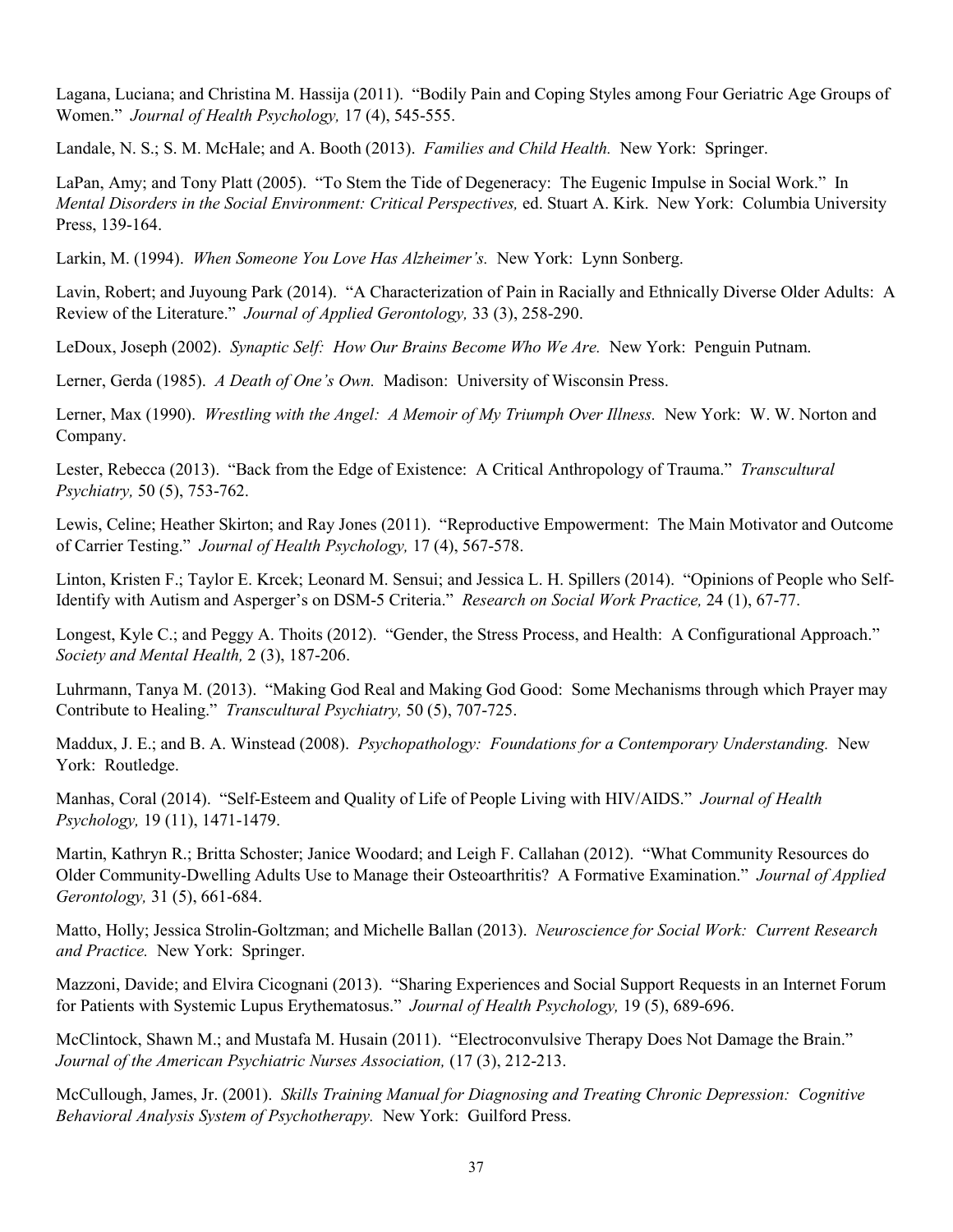Lagana, Luciana; and Christina M. Hassija (2011). "Bodily Pain and Coping Styles among Four Geriatric Age Groups of Women." *Journal of Health Psychology,* 17 (4), 545-555.

Landale, N. S.; S. M. McHale; and A. Booth (2013). *Families and Child Health.* New York: Springer.

LaPan, Amy; and Tony Platt (2005). "To Stem the Tide of Degeneracy: The Eugenic Impulse in Social Work." In *Mental Disorders in the Social Environment: Critical Perspectives,* ed. Stuart A. Kirk. New York: Columbia University Press, 139-164.

Larkin, M. (1994). *When Someone You Love Has Alzheimer's.* New York: Lynn Sonberg.

Lavin, Robert; and Juyoung Park (2014). "A Characterization of Pain in Racially and Ethnically Diverse Older Adults: A Review of the Literature." *Journal of Applied Gerontology,* 33 (3), 258-290.

LeDoux, Joseph (2002). *Synaptic Self: How Our Brains Become Who We Are.* New York: Penguin Putnam.

Lerner, Gerda (1985). *A Death of One's Own.* Madison: University of Wisconsin Press.

Lerner, Max (1990). *Wrestling with the Angel: A Memoir of My Triumph Over Illness.* New York: W. W. Norton and Company.

Lester, Rebecca (2013). "Back from the Edge of Existence: A Critical Anthropology of Trauma." *Transcultural Psychiatry,* 50 (5), 753-762.

Lewis, Celine; Heather Skirton; and Ray Jones (2011). "Reproductive Empowerment: The Main Motivator and Outcome of Carrier Testing." *Journal of Health Psychology,* 17 (4), 567-578.

Linton, Kristen F.; Taylor E. Krcek; Leonard M. Sensui; and Jessica L. H. Spillers (2014). "Opinions of People who Self-Identify with Autism and Asperger's on DSM-5 Criteria." *Research on Social Work Practice,* 24 (1), 67-77.

Longest, Kyle C.; and Peggy A. Thoits (2012). "Gender, the Stress Process, and Health: A Configurational Approach." *Society and Mental Health,* 2 (3), 187-206.

Luhrmann, Tanya M. (2013). "Making God Real and Making God Good: Some Mechanisms through which Prayer may Contribute to Healing." *Transcultural Psychiatry,* 50 (5), 707-725.

Maddux, J. E.; and B. A. Winstead (2008). *Psychopathology: Foundations for a Contemporary Understanding.* New York: Routledge.

Manhas, Coral (2014). "Self-Esteem and Quality of Life of People Living with HIV/AIDS." *Journal of Health Psychology,* 19 (11), 1471-1479.

Martin, Kathryn R.; Britta Schoster; Janice Woodard; and Leigh F. Callahan (2012). "What Community Resources do Older Community-Dwelling Adults Use to Manage their Osteoarthritis? A Formative Examination." *Journal of Applied Gerontology,* 31 (5), 661-684.

Matto, Holly; Jessica Strolin-Goltzman; and Michelle Ballan (2013). *Neuroscience for Social Work: Current Research and Practice.* New York: Springer.

Mazzoni, Davide; and Elvira Cicognani (2013). "Sharing Experiences and Social Support Requests in an Internet Forum for Patients with Systemic Lupus Erythematosus." *Journal of Health Psychology,* 19 (5), 689-696.

McClintock, Shawn M.; and Mustafa M. Husain (2011). "Electroconvulsive Therapy Does Not Damage the Brain." *Journal of the American Psychiatric Nurses Association,* (17 (3), 212-213.

McCullough, James, Jr. (2001). *Skills Training Manual for Diagnosing and Treating Chronic Depression: Cognitive Behavioral Analysis System of Psychotherapy.* New York: Guilford Press.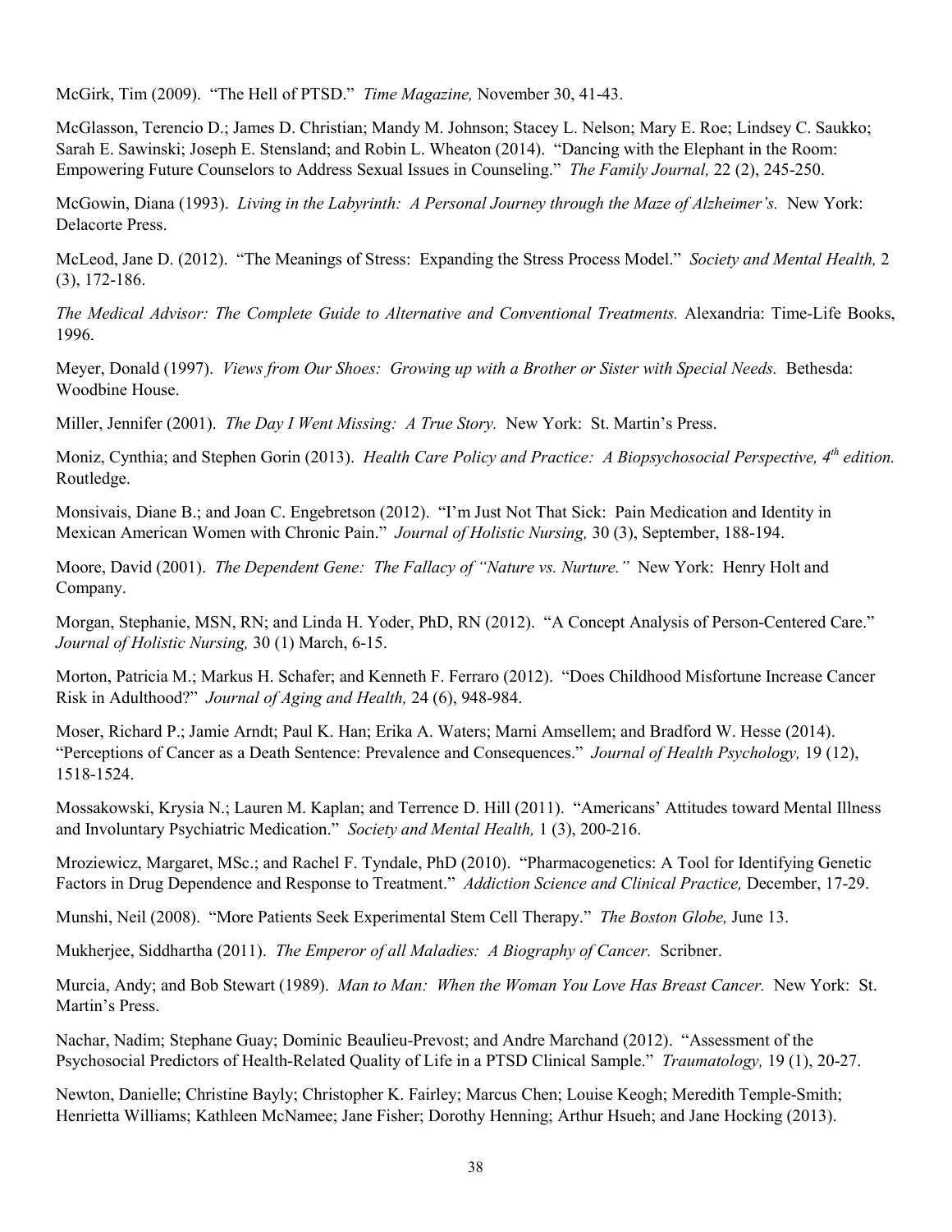McGirk, Tim (2009). "The Hell of PTSD." *Time Magazine,* November 30, 41-43.

McGlasson, Terencio D.; James D. Christian; Mandy M. Johnson; Stacey L. Nelson; Mary E. Roe; Lindsey C. Saukko; Sarah E. Sawinski; Joseph E. Stensland; and Robin L. Wheaton (2014). "Dancing with the Elephant in the Room: Empowering Future Counselors to Address Sexual Issues in Counseling." *The Family Journal,* 22 (2), 245-250.

McGowin, Diana (1993). *Living in the Labyrinth: A Personal Journey through the Maze of Alzheimer's.* New York: Delacorte Press.

McLeod, Jane D. (2012). "The Meanings of Stress: Expanding the Stress Process Model." *Society and Mental Health,* 2 (3), 172-186.

*The Medical Advisor: The Complete Guide to Alternative and Conventional Treatments.* Alexandria: Time-Life Books, 1996.

Meyer, Donald (1997). *Views from Our Shoes: Growing up with a Brother or Sister with Special Needs.* Bethesda: Woodbine House.

Miller, Jennifer (2001). *The Day I Went Missing: A True Story.* New York: St. Martin's Press.

Moniz, Cynthia; and Stephen Gorin (2013). *Health Care Policy and Practice: A Biopsychosocial Perspective, 4th edition.* Routledge.

Monsivais, Diane B.; and Joan C. Engebretson (2012). "I'm Just Not That Sick: Pain Medication and Identity in Mexican American Women with Chronic Pain." *Journal of Holistic Nursing,* 30 (3), September, 188-194.

Moore, David (2001). *The Dependent Gene: The Fallacy of "Nature vs. Nurture."* New York: Henry Holt and Company.

Morgan, Stephanie, MSN, RN; and Linda H. Yoder, PhD, RN (2012). "A Concept Analysis of Person-Centered Care." *Journal of Holistic Nursing,* 30 (1) March, 6-15.

Morton, Patricia M.; Markus H. Schafer; and Kenneth F. Ferraro (2012). "Does Childhood Misfortune Increase Cancer Risk in Adulthood?" *Journal of Aging and Health,* 24 (6), 948-984.

Moser, Richard P.; Jamie Arndt; Paul K. Han; Erika A. Waters; Marni Amsellem; and Bradford W. Hesse (2014). "Perceptions of Cancer as a Death Sentence: Prevalence and Consequences." *Journal of Health Psychology,* 19 (12), 1518-1524.

Mossakowski, Krysia N.; Lauren M. Kaplan; and Terrence D. Hill (2011). "Americans' Attitudes toward Mental Illness and Involuntary Psychiatric Medication." *Society and Mental Health,* 1 (3), 200-216.

Mroziewicz, Margaret, MSc.; and Rachel F. Tyndale, PhD (2010). "Pharmacogenetics: A Tool for Identifying Genetic Factors in Drug Dependence and Response to Treatment." *Addiction Science and Clinical Practice,* December, 17-29.

Munshi, Neil (2008). "More Patients Seek Experimental Stem Cell Therapy." *The Boston Globe,* June 13.

Mukherjee, Siddhartha (2011). *The Emperor of all Maladies: A Biography of Cancer.* Scribner.

Murcia, Andy; and Bob Stewart (1989). *Man to Man: When the Woman You Love Has Breast Cancer.* New York: St. Martin's Press.

Nachar, Nadim; Stephane Guay; Dominic Beaulieu-Prevost; and Andre Marchand (2012). "Assessment of the Psychosocial Predictors of Health-Related Quality of Life in a PTSD Clinical Sample." *Traumatology,* 19 (1), 20-27.

Newton, Danielle; Christine Bayly; Christopher K. Fairley; Marcus Chen; Louise Keogh; Meredith Temple-Smith; Henrietta Williams; Kathleen McNamee; Jane Fisher; Dorothy Henning; Arthur Hsueh; and Jane Hocking (2013).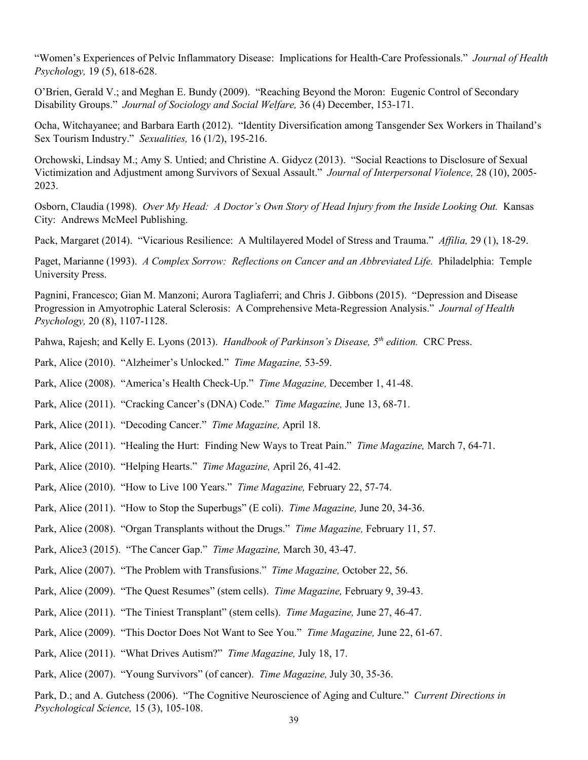"Women's Experiences of Pelvic Inflammatory Disease: Implications for Health-Care Professionals." *Journal of Health Psychology,* 19 (5), 618-628.

O'Brien, Gerald V.; and Meghan E. Bundy (2009). "Reaching Beyond the Moron: Eugenic Control of Secondary Disability Groups." *Journal of Sociology and Social Welfare,* 36 (4) December, 153-171.

Ocha, Witchayanee; and Barbara Earth (2012). "Identity Diversification among Tansgender Sex Workers in Thailand's Sex Tourism Industry." *Sexualities,* 16 (1/2), 195-216.

Orchowski, Lindsay M.; Amy S. Untied; and Christine A. Gidycz (2013). "Social Reactions to Disclosure of Sexual Victimization and Adjustment among Survivors of Sexual Assault." *Journal of Interpersonal Violence,* 28 (10), 2005-2023.

Osborn, Claudia (1998). *Over My Head: A Doctor's Own Story of Head Injury from the Inside Looking Out.* Kansas City: Andrews McMeel Publishing.

Pack, Margaret (2014). "Vicarious Resilience: A Multilayered Model of Stress and Trauma." *Affilia,* 29 (1), 18-29.

Paget, Marianne (1993). *A Complex Sorrow: Reflections on Cancer and an Abbreviated Life.* Philadelphia: Temple University Press.

Pagnini, Francesco; Gian M. Manzoni; Aurora Tagliaferri; and Chris J. Gibbons (2015). "Depression and Disease Progression in Amyotrophic Lateral Sclerosis: A Comprehensive Meta-Regression Analysis." *Journal of Health Psychology,* 20 (8), 1107-1128.

Pahwa, Rajesh; and Kelly E. Lyons (2013). *Handbook of Parkinson's Disease, 5th edition.* CRC Press.

Park, Alice (2010). "Alzheimer's Unlocked." *Time Magazine,* 53-59.

Park, Alice (2008). "America's Health Check-Up." *Time Magazine,* December 1, 41-48.

Park, Alice (2011). "Cracking Cancer's (DNA) Code." *Time Magazine,* June 13, 68-71.

Park, Alice (2011). "Decoding Cancer." *Time Magazine,* April 18.

Park, Alice (2011). "Healing the Hurt: Finding New Ways to Treat Pain." *Time Magazine,* March 7, 64-71.

Park, Alice (2010). "Helping Hearts." *Time Magazine,* April 26, 41-42.

Park, Alice (2010). "How to Live 100 Years." *Time Magazine,* February 22, 57-74.

Park, Alice (2011). "How to Stop the Superbugs" (E coli). *Time Magazine,* June 20, 34-36.

Park, Alice (2008). "Organ Transplants without the Drugs." *Time Magazine,* February 11, 57.

Park, Alice3 (2015). "The Cancer Gap." *Time Magazine,* March 30, 43-47.

Park, Alice (2007). "The Problem with Transfusions." *Time Magazine,* October 22, 56.

Park, Alice (2009). "The Quest Resumes" (stem cells). *Time Magazine,* February 9, 39-43.

Park, Alice (2011). "The Tiniest Transplant" (stem cells). *Time Magazine,* June 27, 46-47.

Park, Alice (2009). "This Doctor Does Not Want to See You." *Time Magazine,* June 22, 61-67.

Park, Alice (2011). "What Drives Autism?" *Time Magazine,* July 18, 17.

Park, Alice (2007). "Young Survivors" (of cancer). *Time Magazine,* July 30, 35-36.

Park, D.; and A. Gutchess (2006). "The Cognitive Neuroscience of Aging and Culture." *Current Directions in Psychological Science,* 15 (3), 105-108.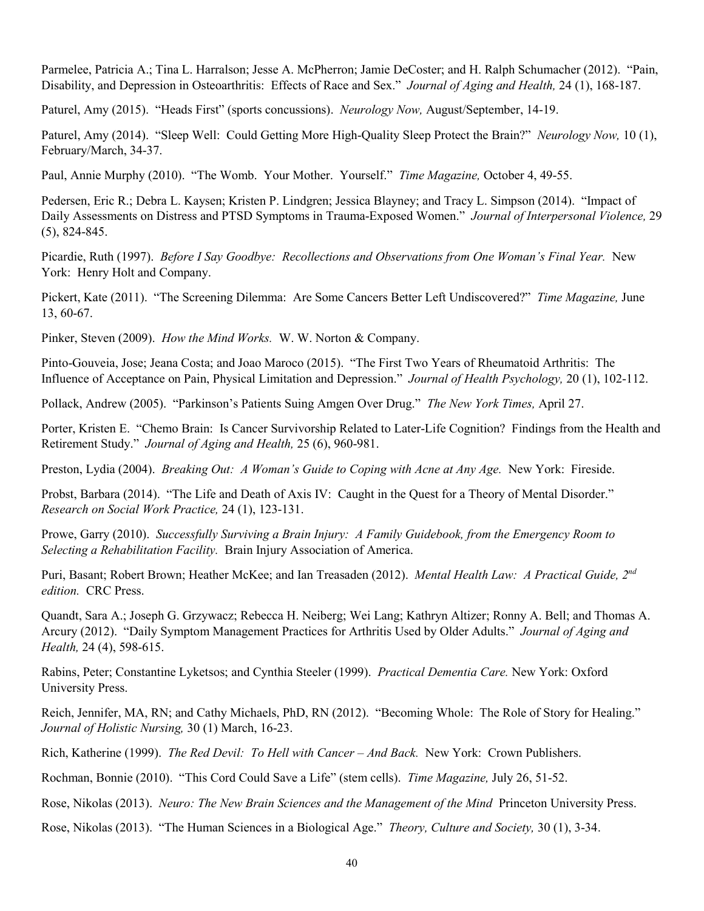Parmelee, Patricia A.; Tina L. Harralson; Jesse A. McPherron; Jamie DeCoster; and H. Ralph Schumacher (2012). "Pain, Disability, and Depression in Osteoarthritis: Effects of Race and Sex." *Journal of Aging and Health,* 24 (1), 168-187.

Paturel, Amy (2015). "Heads First" (sports concussions). *Neurology Now,* August/September, 14-19.

Paturel, Amy (2014). "Sleep Well: Could Getting More High-Quality Sleep Protect the Brain?" *Neurology Now,* 10 (1), February/March, 34-37.

Paul, Annie Murphy (2010). "The Womb. Your Mother. Yourself." *Time Magazine,* October 4, 49-55.

Pedersen, Eric R.; Debra L. Kaysen; Kristen P. Lindgren; Jessica Blayney; and Tracy L. Simpson (2014). "Impact of Daily Assessments on Distress and PTSD Symptoms in Trauma-Exposed Women." *Journal of Interpersonal Violence,* 29 (5), 824-845.

Picardie, Ruth (1997). *Before I Say Goodbye: Recollections and Observations from One Woman's Final Year.* New York: Henry Holt and Company.

Pickert, Kate (2011). "The Screening Dilemma: Are Some Cancers Better Left Undiscovered?" *Time Magazine,* June 13, 60-67.

Pinker, Steven (2009). *How the Mind Works.* W. W. Norton & Company.

Pinto-Gouveia, Jose; Jeana Costa; and Joao Maroco (2015). "The First Two Years of Rheumatoid Arthritis: The Influence of Acceptance on Pain, Physical Limitation and Depression." *Journal of Health Psychology,* 20 (1), 102-112.

Pollack, Andrew (2005). "Parkinson's Patients Suing Amgen Over Drug." *The New York Times,* April 27.

Porter, Kristen E. "Chemo Brain: Is Cancer Survivorship Related to Later-Life Cognition? Findings from the Health and Retirement Study." *Journal of Aging and Health,* 25 (6), 960-981.

Preston, Lydia (2004). *Breaking Out: A Woman's Guide to Coping with Acne at Any Age.* New York: Fireside.

Probst, Barbara (2014). "The Life and Death of Axis IV: Caught in the Quest for a Theory of Mental Disorder." *Research on Social Work Practice,* 24 (1), 123-131.

Prowe, Garry (2010). *Successfully Surviving a Brain Injury: A Family Guidebook, from the Emergency Room to Selecting a Rehabilitation Facility.* Brain Injury Association of America.

Puri, Basant; Robert Brown; Heather McKee; and Ian Treasaden (2012). *Mental Health Law: A Practical Guide, 2nd edition.* CRC Press.

Quandt, Sara A.; Joseph G. Grzywacz; Rebecca H. Neiberg; Wei Lang; Kathryn Altizer; Ronny A. Bell; and Thomas A. Arcury (2012). "Daily Symptom Management Practices for Arthritis Used by Older Adults." *Journal of Aging and Health,* 24 (4), 598-615.

Rabins, Peter; Constantine Lyketsos; and Cynthia Steeler (1999). *Practical Dementia Care.* New York: Oxford University Press.

Reich, Jennifer, MA, RN; and Cathy Michaels, PhD, RN (2012). "Becoming Whole: The Role of Story for Healing." *Journal of Holistic Nursing,* 30 (1) March, 16-23.

Rich, Katherine (1999). *The Red Devil: To Hell with Cancer – And Back.* New York: Crown Publishers.

Rochman, Bonnie (2010). "This Cord Could Save a Life" (stem cells). *Time Magazine,* July 26, 51-52.

Rose, Nikolas (2013). *Neuro: The New Brain Sciences and the Management of the Mind* Princeton University Press.

Rose, Nikolas (2013). "The Human Sciences in a Biological Age." *Theory, Culture and Society,* 30 (1), 3-34.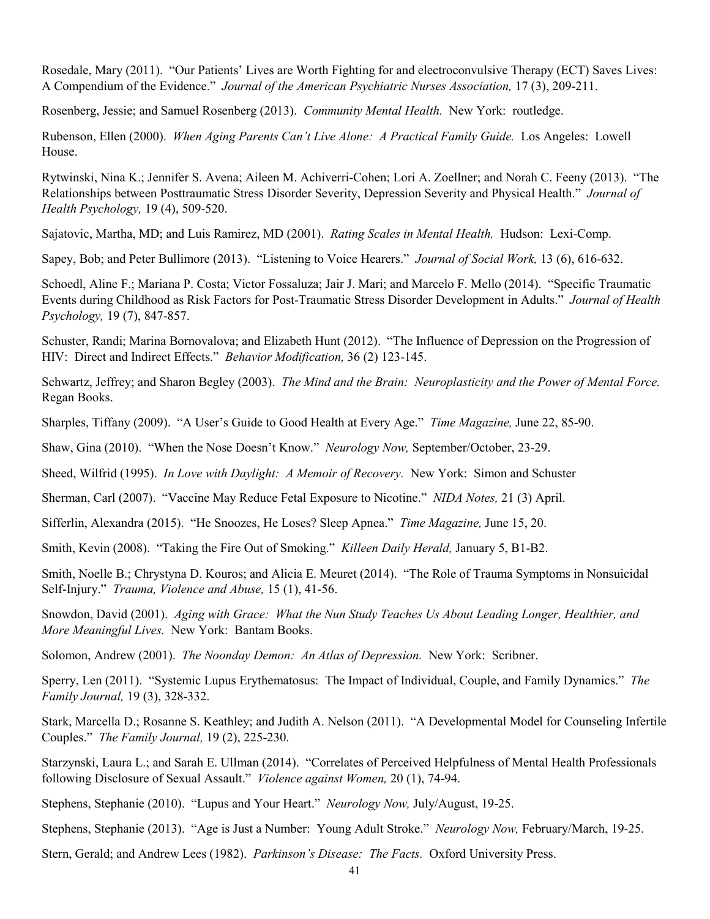Rosedale, Mary (2011). "Our Patients' Lives are Worth Fighting for and electroconvulsive Therapy (ECT) Saves Lives: A Compendium of the Evidence." *Journal of the American Psychiatric Nurses Association,* 17 (3), 209-211.

Rosenberg, Jessie; and Samuel Rosenberg (2013). *Community Mental Health.* New York: routledge.

Rubenson, Ellen (2000). *When Aging Parents Can't Live Alone: A Practical Family Guide.* Los Angeles: Lowell House.

Rytwinski, Nina K.; Jennifer S. Avena; Aileen M. Achiverri-Cohen; Lori A. Zoellner; and Norah C. Feeny (2013). "The Relationships between Posttraumatic Stress Disorder Severity, Depression Severity and Physical Health." *Journal of Health Psychology,* 19 (4), 509-520.

Sajatovic, Martha, MD; and Luis Ramirez, MD (2001). *Rating Scales in Mental Health.* Hudson: Lexi-Comp.

Sapey, Bob; and Peter Bullimore (2013). "Listening to Voice Hearers." *Journal of Social Work,* 13 (6), 616-632.

Schoedl, Aline F.; Mariana P. Costa; Victor Fossaluza; Jair J. Mari; and Marcelo F. Mello (2014). "Specific Traumatic Events during Childhood as Risk Factors for Post-Traumatic Stress Disorder Development in Adults." *Journal of Health Psychology,* 19 (7), 847-857.

Schuster, Randi; Marina Bornovalova; and Elizabeth Hunt (2012). "The Influence of Depression on the Progression of HIV: Direct and Indirect Effects." *Behavior Modification,* 36 (2) 123-145.

Schwartz, Jeffrey; and Sharon Begley (2003). *The Mind and the Brain: Neuroplasticity and the Power of Mental Force.* Regan Books.

Sharples, Tiffany (2009). "A User's Guide to Good Health at Every Age." *Time Magazine,* June 22, 85-90.

Shaw, Gina (2010). "When the Nose Doesn't Know." *Neurology Now,* September/October, 23-29.

Sheed, Wilfrid (1995). *In Love with Daylight: A Memoir of Recovery.* New York: Simon and Schuster

Sherman, Carl (2007). "Vaccine May Reduce Fetal Exposure to Nicotine." *NIDA Notes,* 21 (3) April.

Sifferlin, Alexandra (2015). "He Snoozes, He Loses? Sleep Apnea." *Time Magazine,* June 15, 20.

Smith, Kevin (2008). "Taking the Fire Out of Smoking." *Killeen Daily Herald,* January 5, B1-B2.

Smith, Noelle B.; Chrystyna D. Kouros; and Alicia E. Meuret (2014). "The Role of Trauma Symptoms in Nonsuicidal Self-Injury." *Trauma, Violence and Abuse,* 15 (1), 41-56.

Snowdon, David (2001). *Aging with Grace: What the Nun Study Teaches Us About Leading Longer, Healthier, and More Meaningful Lives.* New York: Bantam Books.

Solomon, Andrew (2001). *The Noonday Demon: An Atlas of Depression.* New York: Scribner.

Sperry, Len (2011). "Systemic Lupus Erythematosus: The Impact of Individual, Couple, and Family Dynamics." *The Family Journal,* 19 (3), 328-332.

Stark, Marcella D.; Rosanne S. Keathley; and Judith A. Nelson (2011). "A Developmental Model for Counseling Infertile Couples." *The Family Journal,* 19 (2), 225-230.

Starzynski, Laura L.; and Sarah E. Ullman (2014). "Correlates of Perceived Helpfulness of Mental Health Professionals following Disclosure of Sexual Assault." *Violence against Women,* 20 (1), 74-94.

Stephens, Stephanie (2010). "Lupus and Your Heart." *Neurology Now,* July/August, 19-25.

Stephens, Stephanie (2013). "Age is Just a Number: Young Adult Stroke." *Neurology Now,* February/March, 19-25.

Stern, Gerald; and Andrew Lees (1982). *Parkinson's Disease: The Facts.* Oxford University Press.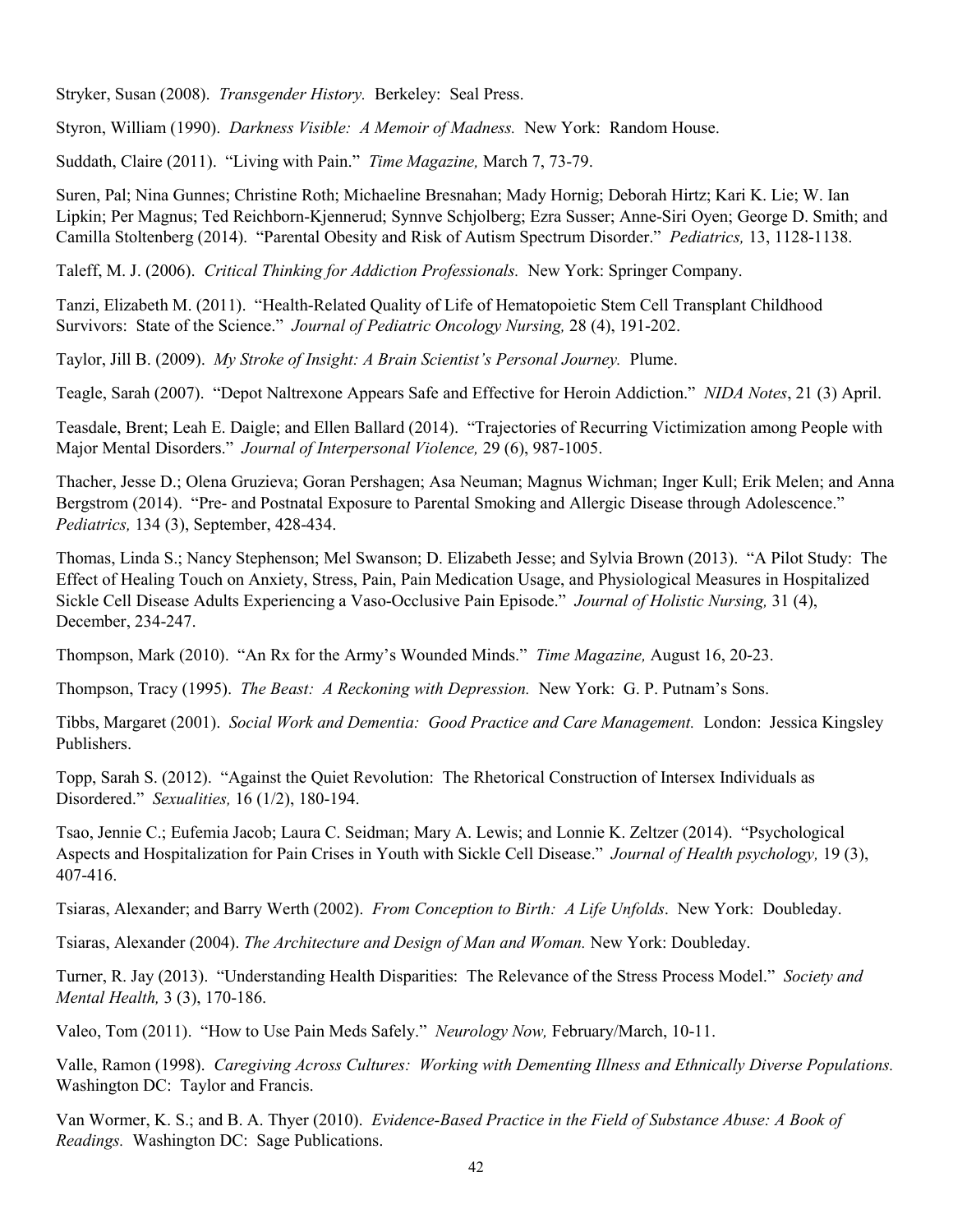Stryker, Susan (2008). *Transgender History.* Berkeley: Seal Press.

Styron, William (1990). *Darkness Visible: A Memoir of Madness.* New York: Random House.

Suddath, Claire (2011). "Living with Pain." *Time Magazine,* March 7, 73-79.

Suren, Pal; Nina Gunnes; Christine Roth; Michaeline Bresnahan; Mady Hornig; Deborah Hirtz; Kari K. Lie; W. Ian Lipkin; Per Magnus; Ted Reichborn-Kjennerud; Synnve Schjolberg; Ezra Susser; Anne-Siri Oyen; George D. Smith; and Camilla Stoltenberg (2014). "Parental Obesity and Risk of Autism Spectrum Disorder." *Pediatrics,* 13, 1128-1138.

Taleff, M. J. (2006). *Critical Thinking for Addiction Professionals.* New York: Springer Company.

Tanzi, Elizabeth M. (2011). "Health-Related Quality of Life of Hematopoietic Stem Cell Transplant Childhood Survivors: State of the Science." *Journal of Pediatric Oncology Nursing,* 28 (4), 191-202.

Taylor, Jill B. (2009). *My Stroke of Insight: A Brain Scientist's Personal Journey.* Plume.

Teagle, Sarah (2007). "Depot Naltrexone Appears Safe and Effective for Heroin Addiction." *NIDA Notes*, 21 (3) April.

Teasdale, Brent; Leah E. Daigle; and Ellen Ballard (2014). "Trajectories of Recurring Victimization among People with Major Mental Disorders." *Journal of Interpersonal Violence,* 29 (6), 987-1005.

Thacher, Jesse D.; Olena Gruzieva; Goran Pershagen; Asa Neuman; Magnus Wichman; Inger Kull; Erik Melen; and Anna Bergstrom (2014). "Pre- and Postnatal Exposure to Parental Smoking and Allergic Disease through Adolescence." *Pediatrics,* 134 (3), September, 428-434.

Thomas, Linda S.; Nancy Stephenson; Mel Swanson; D. Elizabeth Jesse; and Sylvia Brown (2013). "A Pilot Study: The Effect of Healing Touch on Anxiety, Stress, Pain, Pain Medication Usage, and Physiological Measures in Hospitalized Sickle Cell Disease Adults Experiencing a Vaso-Occlusive Pain Episode." *Journal of Holistic Nursing,* 31 (4), December, 234-247.

Thompson, Mark (2010). "An Rx for the Army's Wounded Minds." *Time Magazine,* August 16, 20-23.

Thompson, Tracy (1995). *The Beast: A Reckoning with Depression.* New York: G. P. Putnam's Sons.

Tibbs, Margaret (2001). *Social Work and Dementia: Good Practice and Care Management.* London: Jessica Kingsley Publishers.

Topp, Sarah S. (2012). "Against the Quiet Revolution: The Rhetorical Construction of Intersex Individuals as Disordered." *Sexualities,* 16 (1/2), 180-194.

Tsao, Jennie C.; Eufemia Jacob; Laura C. Seidman; Mary A. Lewis; and Lonnie K. Zeltzer (2014). "Psychological Aspects and Hospitalization for Pain Crises in Youth with Sickle Cell Disease." *Journal of Health psychology,* 19 (3), 407-416.

Tsiaras, Alexander; and Barry Werth (2002). *From Conception to Birth: A Life Unfolds*. New York: Doubleday.

Tsiaras, Alexander (2004). *The Architecture and Design of Man and Woman.* New York: Doubleday.

Turner, R. Jay (2013). "Understanding Health Disparities: The Relevance of the Stress Process Model." *Society and Mental Health,* 3 (3), 170-186.

Valeo, Tom (2011). "How to Use Pain Meds Safely." *Neurology Now,* February/March, 10-11.

Valle, Ramon (1998). *Caregiving Across Cultures: Working with Dementing Illness and Ethnically Diverse Populations.* Washington DC: Taylor and Francis.

Van Wormer, K. S.; and B. A. Thyer (2010). *Evidence-Based Practice in the Field of Substance Abuse: A Book of Readings.* Washington DC: Sage Publications.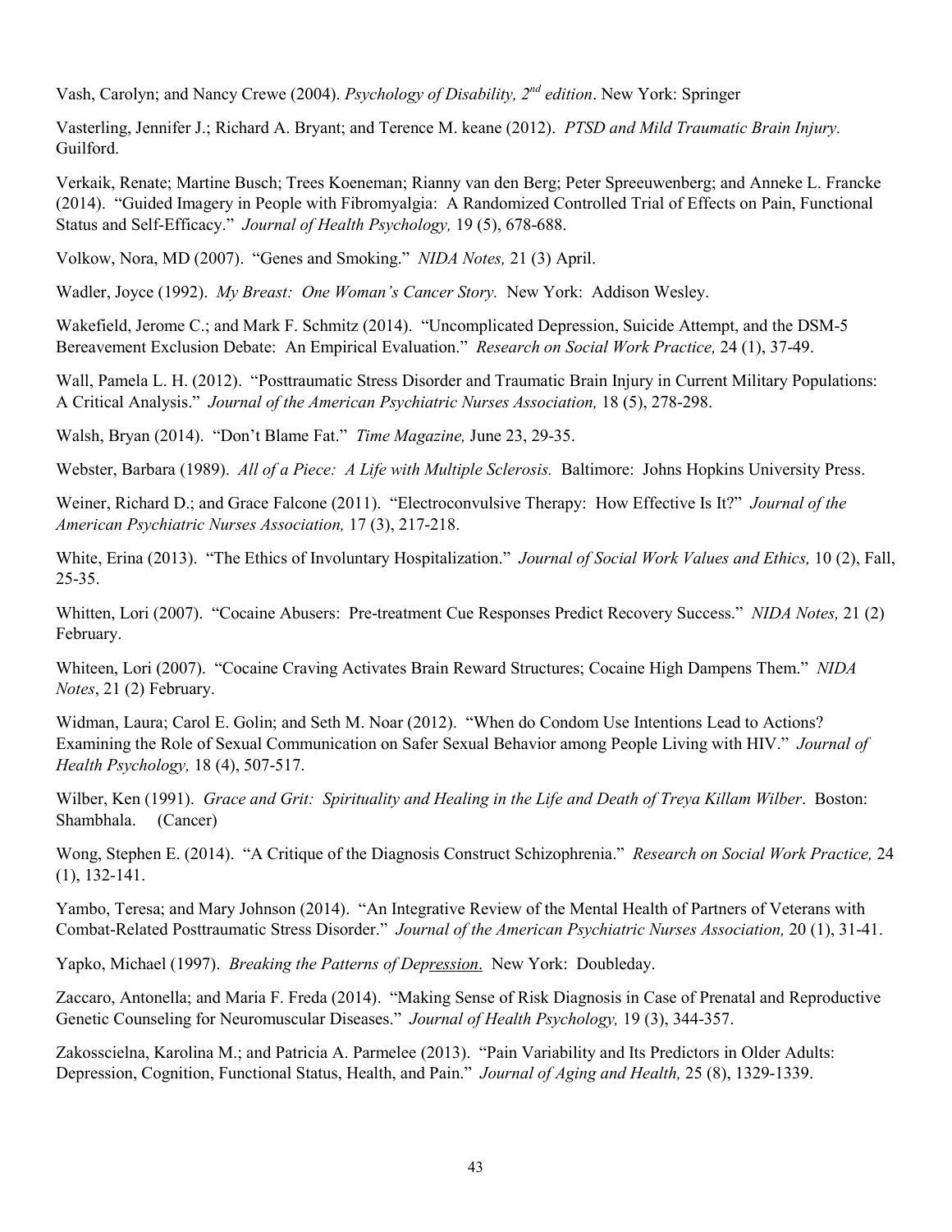Vash, Carolyn; and Nancy Crewe (2004). *Psychology of Disability, 2nd edition*. New York: Springer

Vasterling, Jennifer J.; Richard A. Bryant; and Terence M. keane (2012). *PTSD and Mild Traumatic Brain Injury.* Guilford.

Verkaik, Renate; Martine Busch; Trees Koeneman; Rianny van den Berg; Peter Spreeuwenberg; and Anneke L. Francke (2014). "Guided Imagery in People with Fibromyalgia: A Randomized Controlled Trial of Effects on Pain, Functional Status and Self-Efficacy." *Journal of Health Psychology,* 19 (5), 678-688.

Volkow, Nora, MD (2007). "Genes and Smoking." *NIDA Notes,* 21 (3) April.

Wadler, Joyce (1992). *My Breast: One Woman's Cancer Story.* New York: Addison Wesley.

Wakefield, Jerome C.; and Mark F. Schmitz (2014). "Uncomplicated Depression, Suicide Attempt, and the DSM-5 Bereavement Exclusion Debate: An Empirical Evaluation." *Research on Social Work Practice,* 24 (1), 37-49.

Wall, Pamela L. H. (2012). "Posttraumatic Stress Disorder and Traumatic Brain Injury in Current Military Populations: A Critical Analysis." *Journal of the American Psychiatric Nurses Association,* 18 (5), 278-298.

Walsh, Bryan (2014). "Don't Blame Fat." *Time Magazine,* June 23, 29-35.

Webster, Barbara (1989). *All of a Piece: A Life with Multiple Sclerosis.* Baltimore: Johns Hopkins University Press.

Weiner, Richard D.; and Grace Falcone (2011). "Electroconvulsive Therapy: How Effective Is It?" *Journal of the American Psychiatric Nurses Association,* 17 (3), 217-218.

White, Erina (2013). "The Ethics of Involuntary Hospitalization." *Journal of Social Work Values and Ethics,* 10 (2), Fall, 25-35.

Whitten, Lori (2007). "Cocaine Abusers: Pre-treatment Cue Responses Predict Recovery Success." *NIDA Notes,* 21 (2) February.

Whiteen, Lori (2007). "Cocaine Craving Activates Brain Reward Structures; Cocaine High Dampens Them." *NIDA Notes*, 21 (2) February.

Widman, Laura; Carol E. Golin; and Seth M. Noar (2012). "When do Condom Use Intentions Lead to Actions? Examining the Role of Sexual Communication on Safer Sexual Behavior among People Living with HIV." *Journal of Health Psychology,* 18 (4), 507-517.

Wilber, Ken (1991). *Grace and Grit: Spirituality and Healing in the Life and Death of Treya Killam Wilber*. Boston: Shambhala. (Cancer)

Wong, Stephen E. (2014). "A Critique of the Diagnosis Construct Schizophrenia." *Research on Social Work Practice,* 24 (1), 132-141.

Yambo, Teresa; and Mary Johnson (2014). "An Integrative Review of the Mental Health of Partners of Veterans with Combat-Related Posttraumatic Stress Disorder." *Journal of the American Psychiatric Nurses Association,* 20 (1), 31-41.

Yapko, Michael (1997). *Breaking the Patterns of Depression*. New York: Doubleday.

Zaccaro, Antonella; and Maria F. Freda (2014). "Making Sense of Risk Diagnosis in Case of Prenatal and Reproductive Genetic Counseling for Neuromuscular Diseases." *Journal of Health Psychology,* 19 (3), 344-357.

Zakosscielna, Karolina M.; and Patricia A. Parmelee (2013). "Pain Variability and Its Predictors in Older Adults: Depression, Cognition, Functional Status, Health, and Pain." *Journal of Aging and Health,* 25 (8), 1329-1339.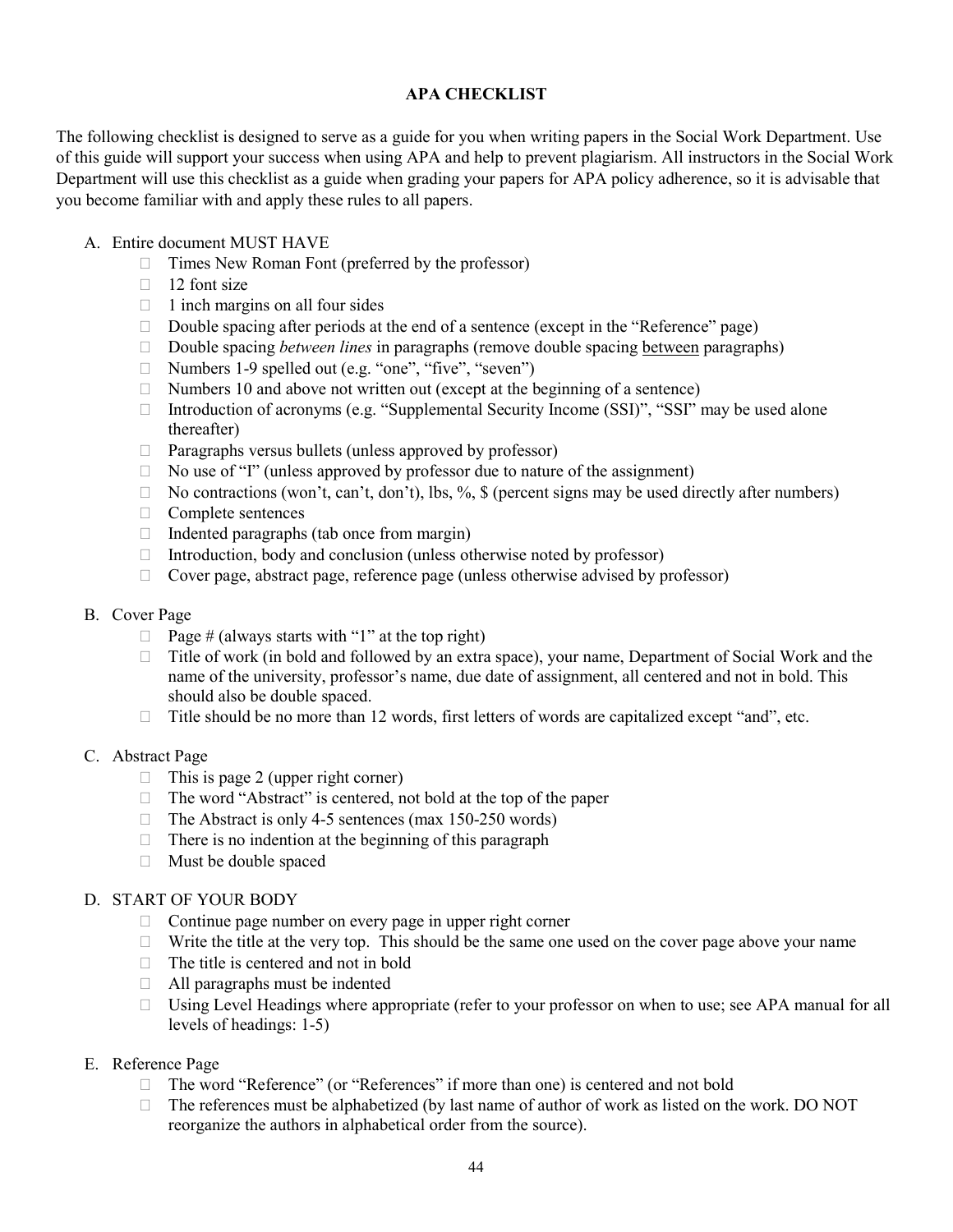## APA CHECKLIST

The following checklist is designed to serve as a guide for you when writing papers in the Social Work Department. Use of this guide will support your success when using APA and help to prevent plagiarism. All instructors in the Social Work Department will use this checklist as a guide when grading your papers for APA policy adherence, so it is advisable that you become familiar with and apply these rules to all papers.

A. Entire document MUST HAVE
   - Times New Roman Font (preferred by the professor)
   - 12 font size
   - 1 inch margins on all four sides
   - Double spacing after periods at the end of a sentence (except in the "Reference" page)
   - Double spacing *between lines* in paragraphs (remove double spacing <u>between</u> paragraphs)
   - Numbers 1-9 spelled out (e.g. "one", "five", "seven")
   - Numbers 10 and above not written out (except at the beginning of a sentence)
   - Introduction of acronyms (e.g. "Supplemental Security Income (SSI)", "SSI" may be used alone thereafter)
   - Paragraphs versus bullets (unless approved by professor)
   - No use of "I" (unless approved by professor due to nature of the assignment)
   - No contractions (won't, can't, don't), lbs, %, $ (percent signs may be used directly after numbers)
   - Complete sentences
   - Indented paragraphs (tab once from margin)
   - Introduction, body and conclusion (unless otherwise noted by professor)
   - Cover page, abstract page, reference page (unless otherwise advised by professor)

B. Cover Page
   - Page # (always starts with "1" at the top right)
   - Title of work (in bold and followed by an extra space), your name, Department of Social Work and the name of the university, professor's name, due date of assignment, all centered and not in bold. This should also be double spaced.
   - Title should be no more than 12 words, first letters of words are capitalized except "and", etc.

C. Abstract Page
   - This is page 2 (upper right corner)
   - The word "Abstract" is centered, not bold at the top of the paper
   - The Abstract is only 4-5 sentences (max 150-250 words)
   - There is no indention at the beginning of this paragraph
   - Must be double spaced

D. START OF YOUR BODY
   - Continue page number on every page in upper right corner
   - Write the title at the very top. This should be the same one used on the cover page above your name
   - The title is centered and not in bold
   - All paragraphs must be indented
   - Using Level Headings where appropriate (refer to your professor on when to use; see APA manual for all levels of headings: 1-5)

E. Reference Page
   - The word "Reference" (or "References" if more than one) is centered and not bold
   - The references must be alphabetized (by last name of author of work as listed on the work. DO NOT reorganize the authors in alphabetical order from the source).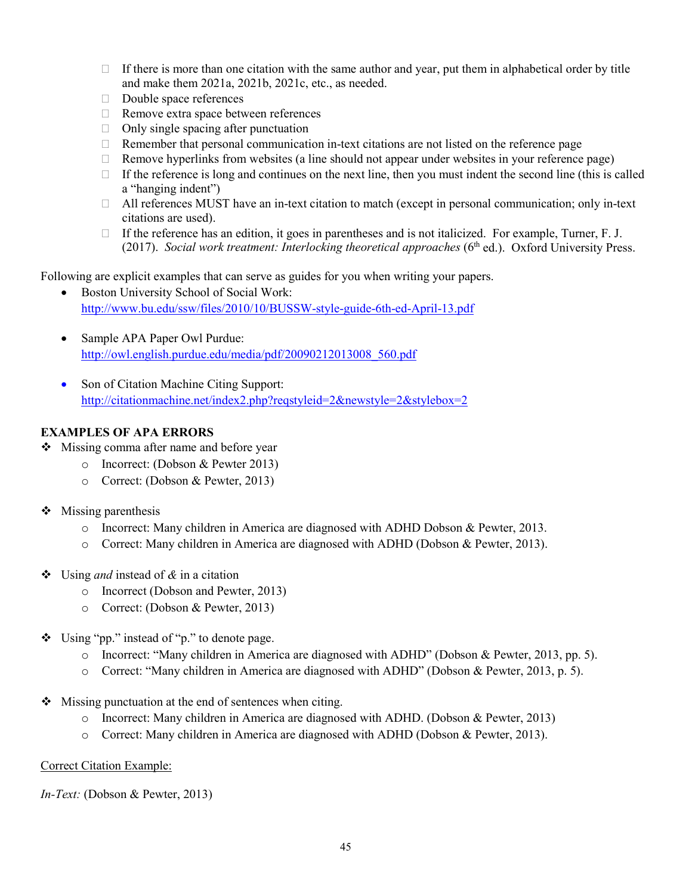- If there is more than one citation with the same author and year, put them in alphabetical order by title and make them 2021a, 2021b, 2021c, etc., as needed.
- Double space references
- Remove extra space between references
- Only single spacing after punctuation
- Remember that personal communication in-text citations are not listed on the reference page
- Remove hyperlinks from websites (a line should not appear under websites in your reference page)
- If the reference is long and continues on the next line, then you must indent the second line (this is called a "hanging indent")
- All references MUST have an in-text citation to match (except in personal communication; only in-text citations are used).
- If the reference has an edition, it goes in parentheses and is not italicized. For example, Turner, F. J. (2017). *Social work treatment: Interlocking theoretical approaches* (6th ed.). Oxford University Press.

Following are explicit examples that can serve as guides for you when writing your papers.

- Boston University School of Social Work: http://www.bu.edu/ssw/files/2010/10/BUSSW-style-guide-6th-ed-April-13.pdf

- Sample APA Paper Owl Purdue: http://owl.english.purdue.edu/media/pdf/20090212013008_560.pdf

- Son of Citation Machine Citing Support: http://citationmachine.net/index2.php?reqstyleid=2&newstyle=2&stylebox=2

**EXAMPLES OF APA ERRORS**

- Missing comma after name and before year
  - Incorrect: (Dobson & Pewter 2013)
  - Correct: (Dobson & Pewter, 2013)

- Missing parenthesis
  - Incorrect: Many children in America are diagnosed with ADHD Dobson & Pewter, 2013.
  - Correct: Many children in America are diagnosed with ADHD (Dobson & Pewter, 2013).

- Using *and* instead of *&* in a citation
  - Incorrect (Dobson and Pewter, 2013)
  - Correct: (Dobson & Pewter, 2013)

- Using "pp." instead of "p." to denote page.
  - Incorrect: "Many children in America are diagnosed with ADHD" (Dobson & Pewter, 2013, pp. 5).
  - Correct: "Many children in America are diagnosed with ADHD" (Dobson & Pewter, 2013, p. 5).

- Missing punctuation at the end of sentences when citing.
  - Incorrect: Many children in America are diagnosed with ADHD. (Dobson & Pewter, 2013)
  - Correct: Many children in America are diagnosed with ADHD (Dobson & Pewter, 2013).

<u>Correct Citation Example:</u>

*In-Text:* (Dobson & Pewter, 2013)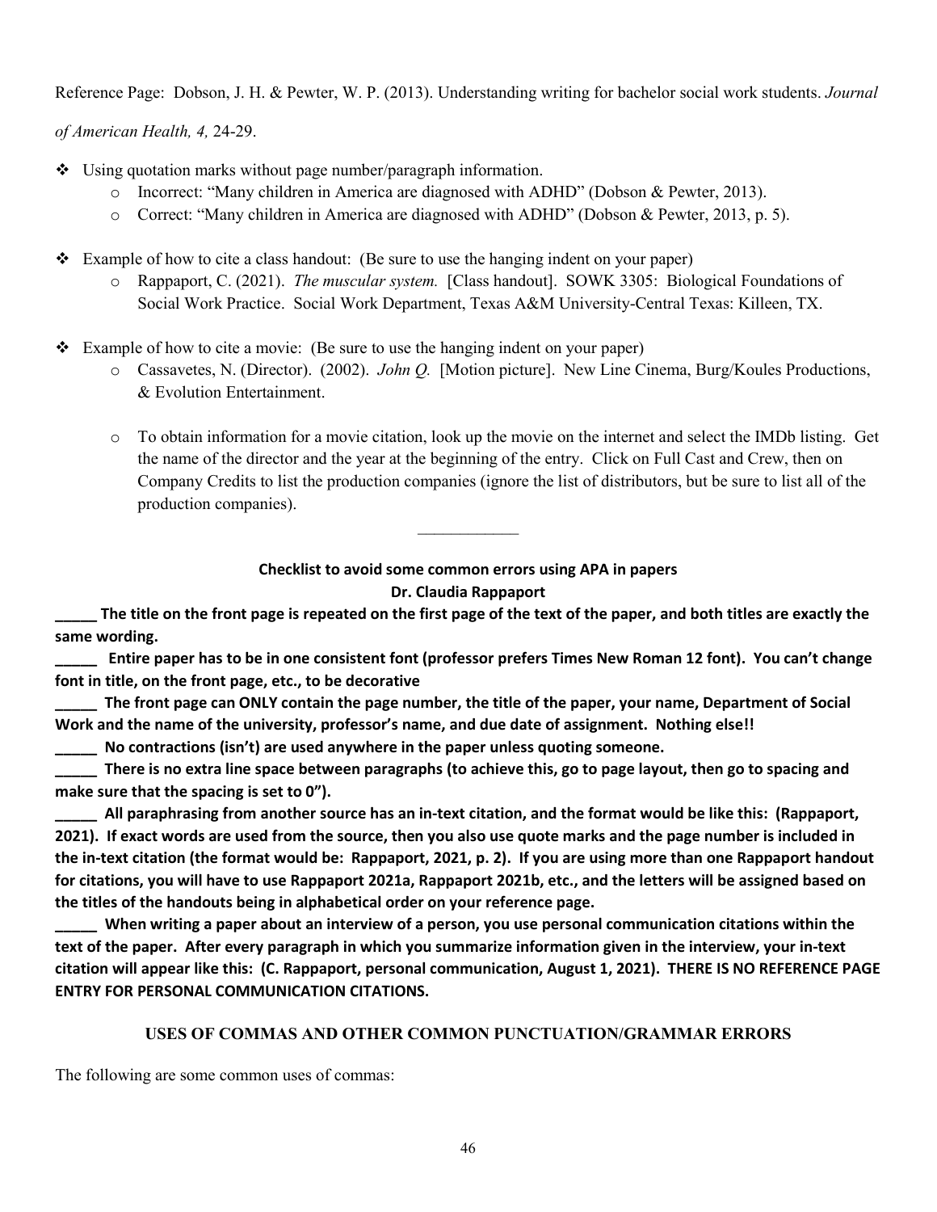Reference Page: Dobson, J. H. & Pewter, W. P. (2013). Understanding writing for bachelor social work students. *Journal of American Health, 4,* 24-29.

- Using quotation marks without page number/paragraph information.
  - Incorrect: "Many children in America are diagnosed with ADHD" (Dobson & Pewter, 2013).
  - Correct: "Many children in America are diagnosed with ADHD" (Dobson & Pewter, 2013, p. 5).

- Example of how to cite a class handout: (Be sure to use the hanging indent on your paper)
  - Rappaport, C. (2021). *The muscular system.* [Class handout]. SOWK 3305: Biological Foundations of Social Work Practice. Social Work Department, Texas A&M University-Central Texas: Killeen, TX.

- Example of how to cite a movie: (Be sure to use the hanging indent on your paper)
  - Cassavetes, N. (Director). (2002). *John Q.* [Motion picture]. New Line Cinema, Burg/Koules Productions, & Evolution Entertainment.

  - To obtain information for a movie citation, look up the movie on the internet and select the IMDb listing. Get the name of the director and the year at the beginning of the entry. Click on Full Cast and Crew, then on Company Credits to list the production companies (ignore the list of distributors, but be sure to list all of the production companies).

---

**Checklist to avoid some common errors using APA in papers**
**Dr. Claudia Rappaport**

**_____ The title on the front page is repeated on the first page of the text of the paper, and both titles are exactly the same wording.**

**_____ Entire paper has to be in one consistent font (professor prefers Times New Roman 12 font). You can't change font in title, on the front page, etc., to be decorative**

**_____ The front page can ONLY contain the page number, the title of the paper, your name, Department of Social Work and the name of the university, professor's name, and due date of assignment. Nothing else!!**

**_____ No contractions (isn't) are used anywhere in the paper unless quoting someone.**

**_____ There is no extra line space between paragraphs (to achieve this, go to page layout, then go to spacing and make sure that the spacing is set to 0").**

**_____ All paraphrasing from another source has an in-text citation, and the format would be like this: (Rappaport, 2021). If exact words are used from the source, then you also use quote marks and the page number is included in the in-text citation (the format would be: Rappaport, 2021, p. 2). If you are using more than one Rappaport handout for citations, you will have to use Rappaport 2021a, Rappaport 2021b, etc., and the letters will be assigned based on the titles of the handouts being in alphabetical order on your reference page.**

**_____ When writing a paper about an interview of a person, you use personal communication citations within the text of the paper. After every paragraph in which you summarize information given in the interview, your in-text citation will appear like this: (C. Rappaport, personal communication, August 1, 2021). THERE IS NO REFERENCE PAGE ENTRY FOR PERSONAL COMMUNICATION CITATIONS.**

## USES OF COMMAS AND OTHER COMMON PUNCTUATION/GRAMMAR ERRORS

The following are some common uses of commas: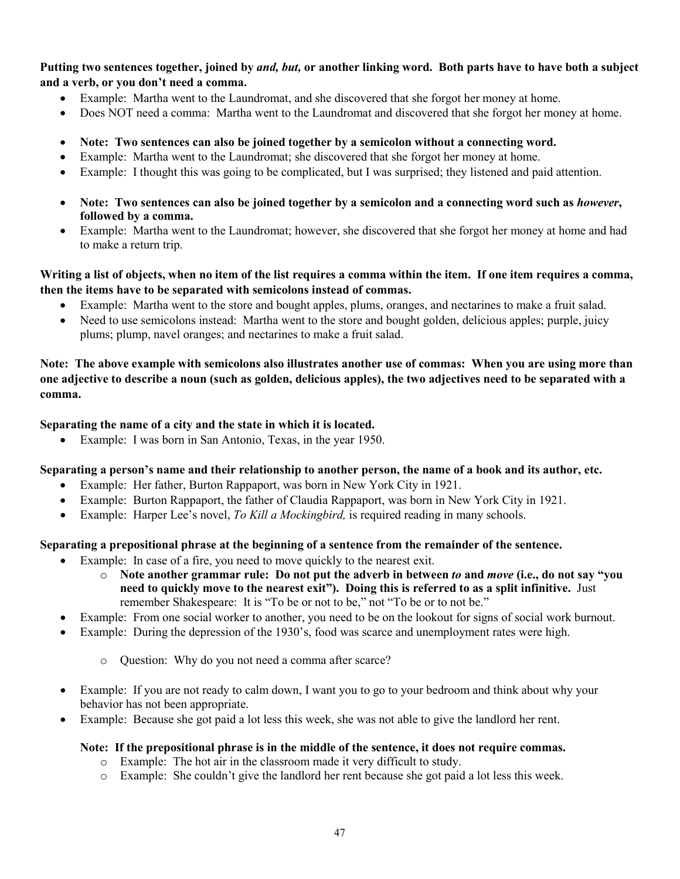**Putting two sentences together, joined by *and, but,* or another linking word. Both parts have to have both a subject and a verb, or you don't need a comma.**

- Example: Martha went to the Laundromat, and she discovered that she forgot her money at home.
- Does NOT need a comma: Martha went to the Laundromat and discovered that she forgot her money at home.
- **Note: Two sentences can also be joined together by a semicolon without a connecting word.**
- Example: Martha went to the Laundromat; she discovered that she forgot her money at home.
- Example: I thought this was going to be complicated, but I was surprised; they listened and paid attention.
- **Note: Two sentences can also be joined together by a semicolon and a connecting word such as *however*, followed by a comma.**
- Example: Martha went to the Laundromat; however, she discovered that she forgot her money at home and had to make a return trip.

**Writing a list of objects, when no item of the list requires a comma within the item. If one item requires a comma, then the items have to be separated with semicolons instead of commas.**

- Example: Martha went to the store and bought apples, plums, oranges, and nectarines to make a fruit salad.
- Need to use semicolons instead: Martha went to the store and bought golden, delicious apples; purple, juicy plums; plump, navel oranges; and nectarines to make a fruit salad.

**Note: The above example with semicolons also illustrates another use of commas: When you are using more than one adjective to describe a noun (such as golden, delicious apples), the two adjectives need to be separated with a comma.**

**Separating the name of a city and the state in which it is located.**

- Example: I was born in San Antonio, Texas, in the year 1950.

**Separating a person's name and their relationship to another person, the name of a book and its author, etc.**

- Example: Her father, Burton Rappaport, was born in New York City in 1921.
- Example: Burton Rappaport, the father of Claudia Rappaport, was born in New York City in 1921.
- Example: Harper Lee's novel, *To Kill a Mockingbird,* is required reading in many schools.

**Separating a prepositional phrase at the beginning of a sentence from the remainder of the sentence.**

- Example: In case of a fire, you need to move quickly to the nearest exit.
  - **Note another grammar rule: Do not put the adverb in between *to* and *move* (i.e., do not say "you need to quickly move to the nearest exit"). Doing this is referred to as a split infinitive.** Just remember Shakespeare: It is "To be or not to be," not "To be or to not be."
- Example: From one social worker to another, you need to be on the lookout for signs of social work burnout.
- Example: During the depression of the 1930's, food was scarce and unemployment rates were high.
  - Question: Why do you not need a comma after scarce?
- Example: If you are not ready to calm down, I want you to go to your bedroom and think about why your behavior has not been appropriate.
- Example: Because she got paid a lot less this week, she was not able to give the landlord her rent.

**Note: If the prepositional phrase is in the middle of the sentence, it does not require commas.**

- Example: The hot air in the classroom made it very difficult to study.
- Example: She couldn't give the landlord her rent because she got paid a lot less this week.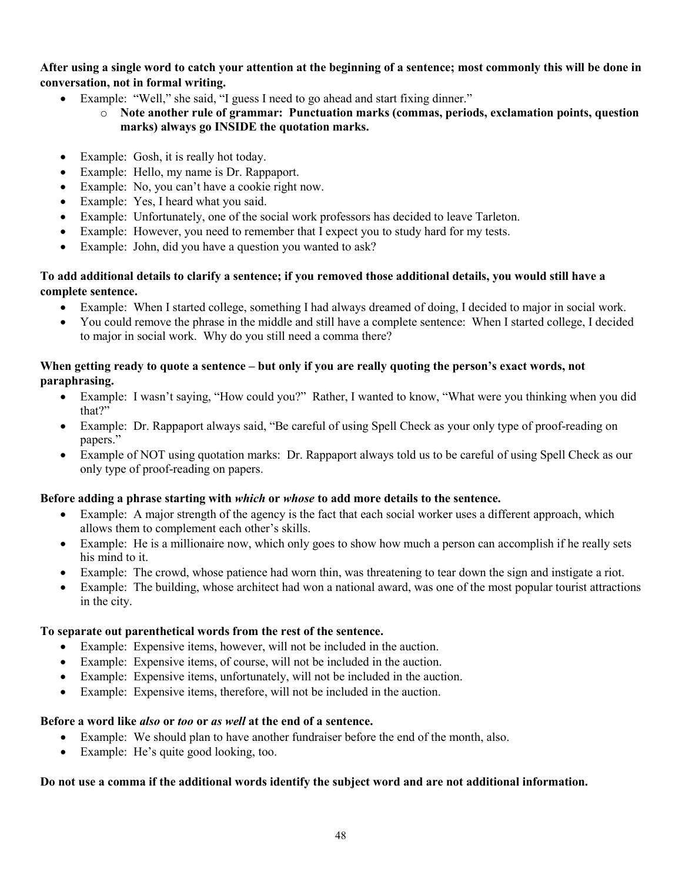**After using a single word to catch your attention at the beginning of a sentence; most commonly this will be done in conversation, not in formal writing.**

- Example: "Well," she said, "I guess I need to go ahead and start fixing dinner."
    - **Note another rule of grammar: Punctuation marks (commas, periods, exclamation points, question marks) always go INSIDE the quotation marks.**
- Example: Gosh, it is really hot today.
- Example: Hello, my name is Dr. Rappaport.
- Example: No, you can't have a cookie right now.
- Example: Yes, I heard what you said.
- Example: Unfortunately, one of the social work professors has decided to leave Tarleton.
- Example: However, you need to remember that I expect you to study hard for my tests.
- Example: John, did you have a question you wanted to ask?

**To add additional details to clarify a sentence; if you removed those additional details, you would still have a complete sentence.**

- Example: When I started college, something I had always dreamed of doing, I decided to major in social work.
- You could remove the phrase in the middle and still have a complete sentence: When I started college, I decided to major in social work. Why do you still need a comma there?

**When getting ready to quote a sentence – but only if you are really quoting the person's exact words, not paraphrasing.**

- Example: I wasn't saying, "How could you?" Rather, I wanted to know, "What were you thinking when you did that?"
- Example: Dr. Rappaport always said, "Be careful of using Spell Check as your only type of proof-reading on papers."
- Example of NOT using quotation marks: Dr. Rappaport always told us to be careful of using Spell Check as our only type of proof-reading on papers.

**Before adding a phrase starting with *which* or *whose* to add more details to the sentence.**

- Example: A major strength of the agency is the fact that each social worker uses a different approach, which allows them to complement each other's skills.
- Example: He is a millionaire now, which only goes to show how much a person can accomplish if he really sets his mind to it.
- Example: The crowd, whose patience had worn thin, was threatening to tear down the sign and instigate a riot.
- Example: The building, whose architect had won a national award, was one of the most popular tourist attractions in the city.

**To separate out parenthetical words from the rest of the sentence.**

- Example: Expensive items, however, will not be included in the auction.
- Example: Expensive items, of course, will not be included in the auction.
- Example: Expensive items, unfortunately, will not be included in the auction.
- Example: Expensive items, therefore, will not be included in the auction.

**Before a word like *also* or *too* or *as well* at the end of a sentence.**

- Example: We should plan to have another fundraiser before the end of the month, also.
- Example: He's quite good looking, too.

**Do not use a comma if the additional words identify the subject word and are not additional information.**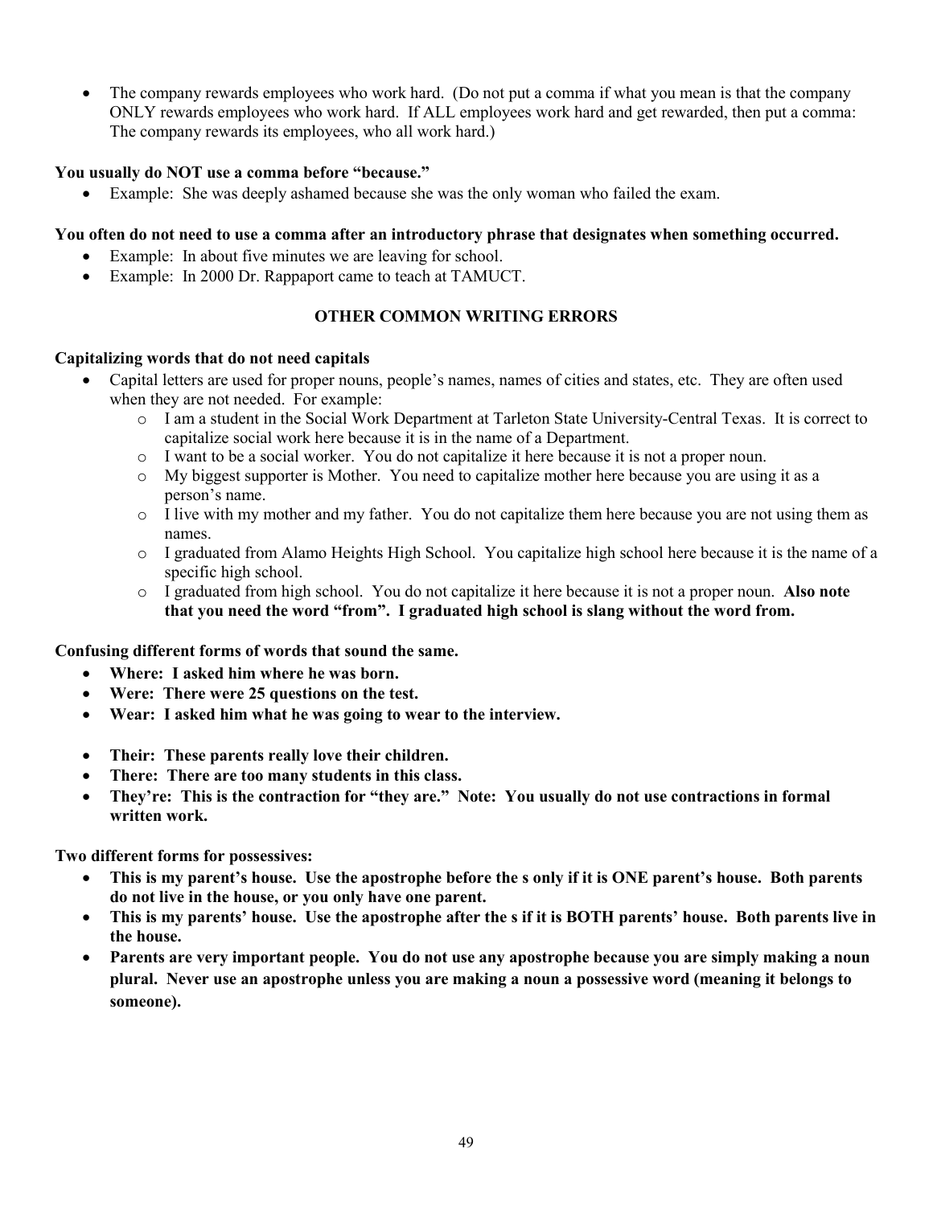- The company rewards employees who work hard. (Do not put a comma if what you mean is that the company ONLY rewards employees who work hard. If ALL employees work hard and get rewarded, then put a comma: The company rewards its employees, who all work hard.)

**You usually do NOT use a comma before "because."**

- Example: She was deeply ashamed because she was the only woman who failed the exam.

**You often do not need to use a comma after an introductory phrase that designates when something occurred.**

- Example: In about five minutes we are leaving for school.
- Example: In 2000 Dr. Rappaport came to teach at TAMUCT.

## OTHER COMMON WRITING ERRORS

**Capitalizing words that do not need capitals**

- Capital letters are used for proper nouns, people's names, names of cities and states, etc. They are often used when they are not needed. For example:
  - I am a student in the Social Work Department at Tarleton State University-Central Texas. It is correct to capitalize social work here because it is in the name of a Department.
  - I want to be a social worker. You do not capitalize it here because it is not a proper noun.
  - My biggest supporter is Mother. You need to capitalize mother here because you are using it as a person's name.
  - I live with my mother and my father. You do not capitalize them here because you are not using them as names.
  - I graduated from Alamo Heights High School. You capitalize high school here because it is the name of a specific high school.
  - I graduated from high school. You do not capitalize it here because it is not a proper noun. **Also note that you need the word "from". I graduated high school is slang without the word from.**

**Confusing different forms of words that sound the same.**

- **Where: I asked him where he was born.**
- **Were: There were 25 questions on the test.**
- **Wear: I asked him what he was going to wear to the interview.**

- **Their: These parents really love their children.**
- **There: There are too many students in this class.**
- **They're: This is the contraction for "they are." Note: You usually do not use contractions in formal written work.**

**Two different forms for possessives:**

- **This is my parent's house. Use the apostrophe before the s only if it is ONE parent's house. Both parents do not live in the house, or you only have one parent.**
- **This is my parents' house. Use the apostrophe after the s if it is BOTH parents' house. Both parents live in the house.**
- **Parents are very important people. You do not use any apostrophe because you are simply making a noun plural. Never use an apostrophe unless you are making a noun a possessive word (meaning it belongs to someone).**